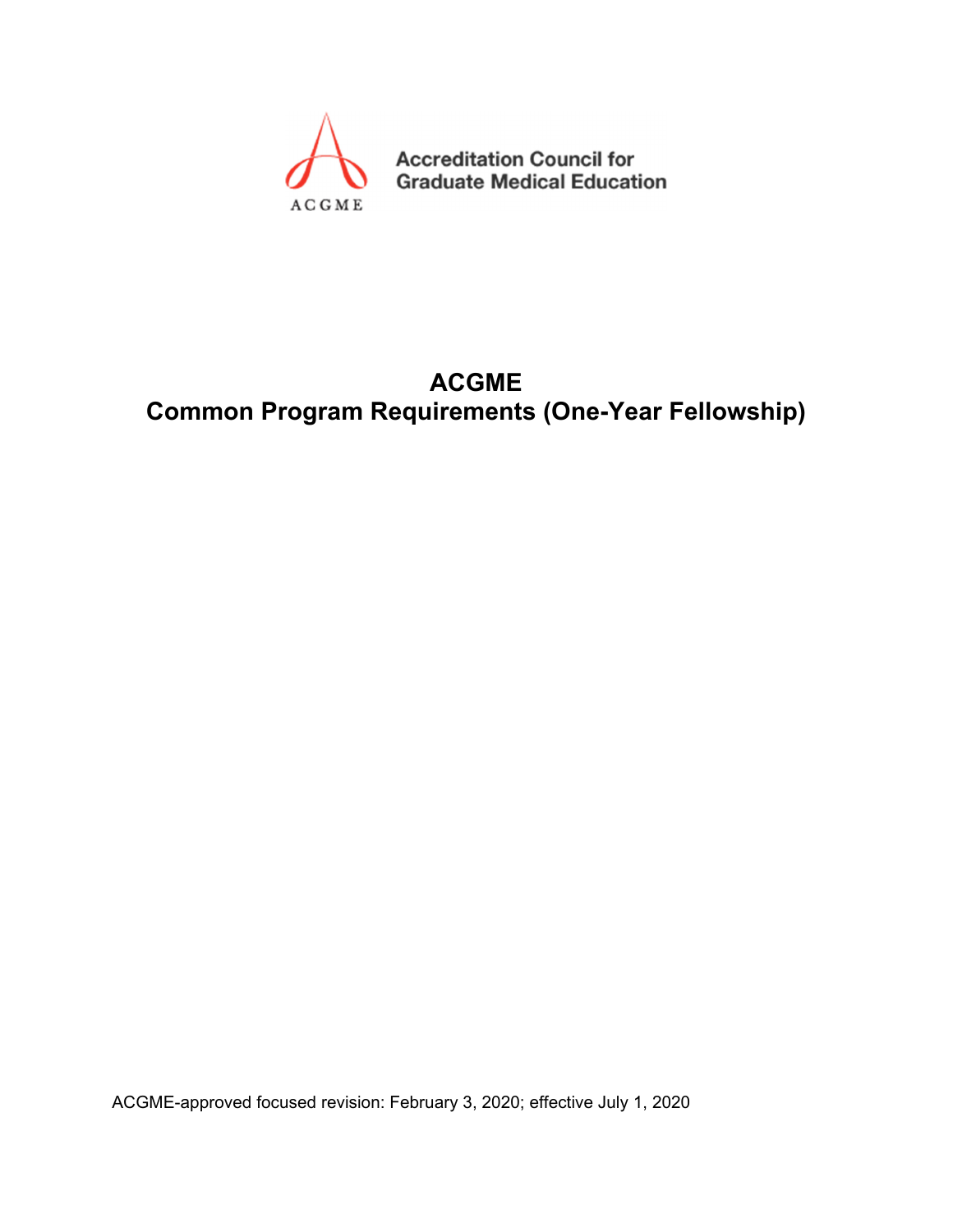Accreditation Council for Graduate Medical Education

ACGME

# ACGME
# Common Program Requirements (One-Year Fellowship)

ACGME-approved focused revision: February 3, 2020; effective July 1, 2020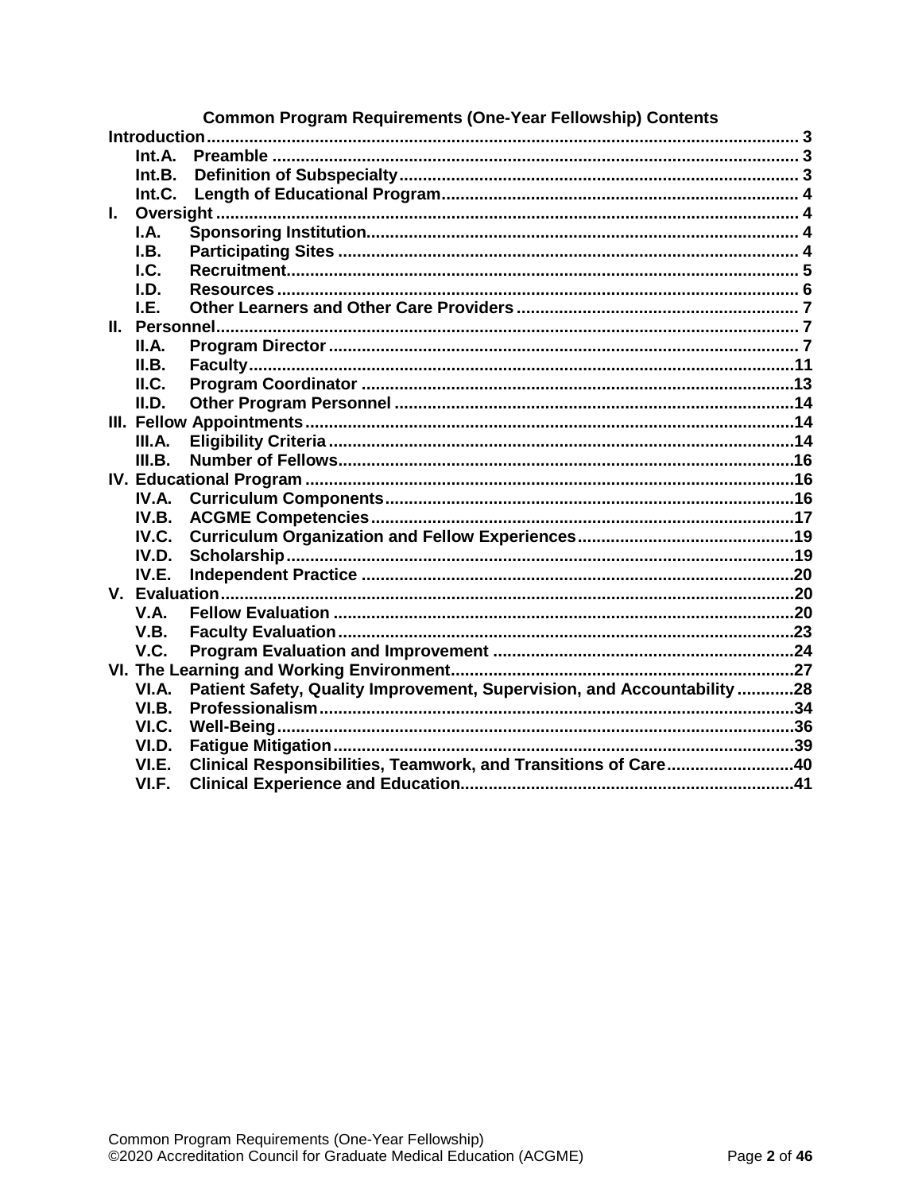# Common Program Requirements (One-Year Fellowship) Contents

**Introduction** ... 3
- **Int.A. Preamble** ... 3
- **Int.B. Definition of Subspecialty** ... 3
- **Int.C. Length of Educational Program** ... 4

**I. Oversight** ... 4
- **I.A. Sponsoring Institution** ... 4
- **I.B. Participating Sites** ... 4
- **I.C. Recruitment** ... 5
- **I.D. Resources** ... 6
- **I.E. Other Learners and Other Care Providers** ... 7

**II. Personnel** ... 7
- **II.A. Program Director** ... 7
- **II.B. Faculty** ... 11
- **II.C. Program Coordinator** ... 13
- **II.D. Other Program Personnel** ... 14

**III. Fellow Appointments** ... 14
- **III.A. Eligibility Criteria** ... 14
- **III.B. Number of Fellows** ... 16

**IV. Educational Program** ... 16
- **IV.A. Curriculum Components** ... 16
- **IV.B. ACGME Competencies** ... 17
- **IV.C. Curriculum Organization and Fellow Experiences** ... 19
- **IV.D. Scholarship** ... 19
- **IV.E. Independent Practice** ... 20

**V. Evaluation** ... 20
- **V.A. Fellow Evaluation** ... 20
- **V.B. Faculty Evaluation** ... 23
- **V.C. Program Evaluation and Improvement** ... 24

**VI. The Learning and Working Environment** ... 27
- **VI.A. Patient Safety, Quality Improvement, Supervision, and Accountability** ... 28
- **VI.B. Professionalism** ... 34
- **VI.C. Well-Being** ... 36
- **VI.D. Fatigue Mitigation** ... 39
- **VI.E. Clinical Responsibilities, Teamwork, and Transitions of Care** ... 40
- **VI.F. Clinical Experience and Education** ... 41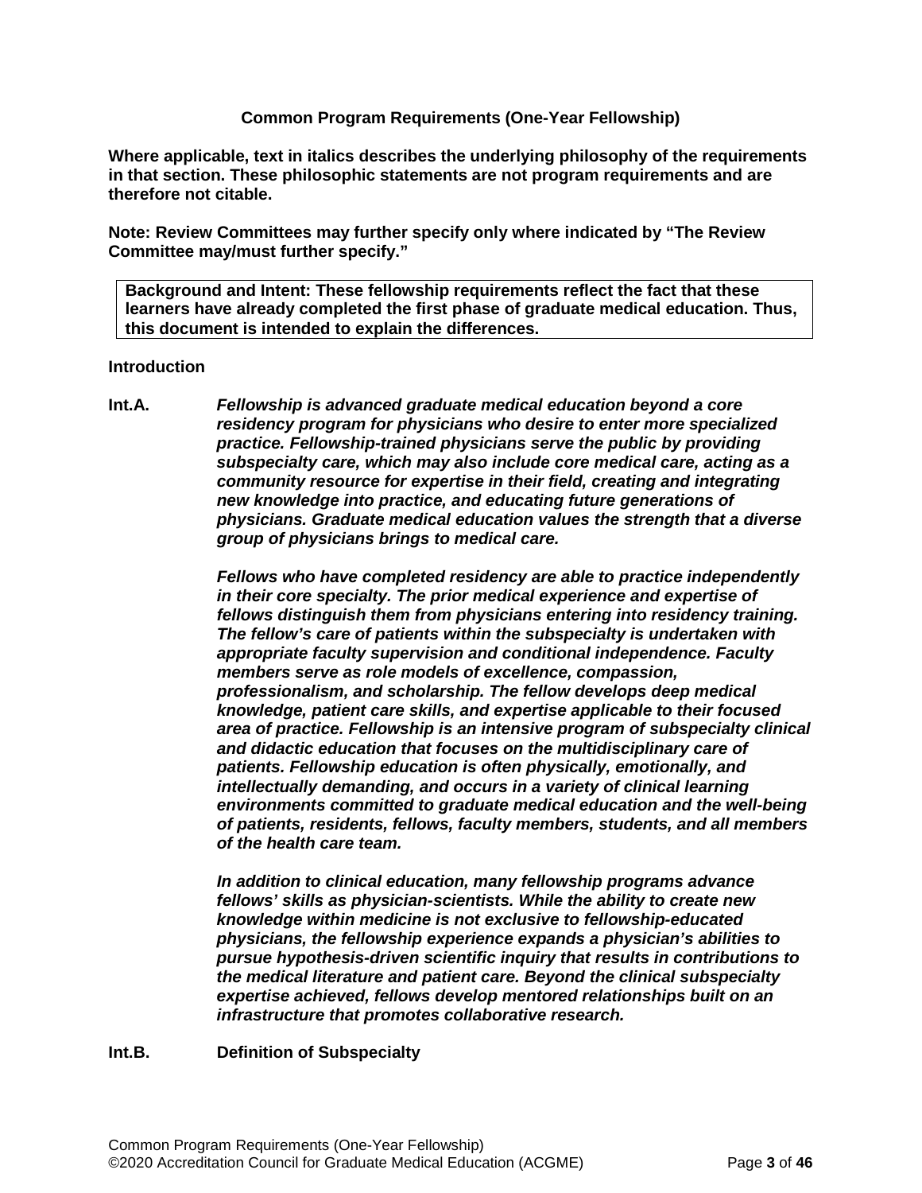**Common Program Requirements (One-Year Fellowship)**

**Where applicable, text in italics describes the underlying philosophy of the requirements in that section. These philosophic statements are not program requirements and are therefore not citable.**

**Note: Review Committees may further specify only where indicated by "The Review Committee may/must further specify."**

> **Background and Intent: These fellowship requirements reflect the fact that these learners have already completed the first phase of graduate medical education. Thus, this document is intended to explain the differences.**

**Introduction**

**Int.A.** ***Fellowship is advanced graduate medical education beyond a core residency program for physicians who desire to enter more specialized practice. Fellowship-trained physicians serve the public by providing subspecialty care, which may also include core medical care, acting as a community resource for expertise in their field, creating and integrating new knowledge into practice, and educating future generations of physicians. Graduate medical education values the strength that a diverse group of physicians brings to medical care.***

***Fellows who have completed residency are able to practice independently in their core specialty. The prior medical experience and expertise of fellows distinguish them from physicians entering into residency training. The fellow's care of patients within the subspecialty is undertaken with appropriate faculty supervision and conditional independence. Faculty members serve as role models of excellence, compassion, professionalism, and scholarship. The fellow develops deep medical knowledge, patient care skills, and expertise applicable to their focused area of practice. Fellowship is an intensive program of subspecialty clinical and didactic education that focuses on the multidisciplinary care of patients. Fellowship education is often physically, emotionally, and intellectually demanding, and occurs in a variety of clinical learning environments committed to graduate medical education and the well-being of patients, residents, fellows, faculty members, students, and all members of the health care team.***

***In addition to clinical education, many fellowship programs advance fellows' skills as physician-scientists. While the ability to create new knowledge within medicine is not exclusive to fellowship-educated physicians, the fellowship experience expands a physician's abilities to pursue hypothesis-driven scientific inquiry that results in contributions to the medical literature and patient care. Beyond the clinical subspecialty expertise achieved, fellows develop mentored relationships built on an infrastructure that promotes collaborative research.***

**Int.B.** **Definition of Subspecialty**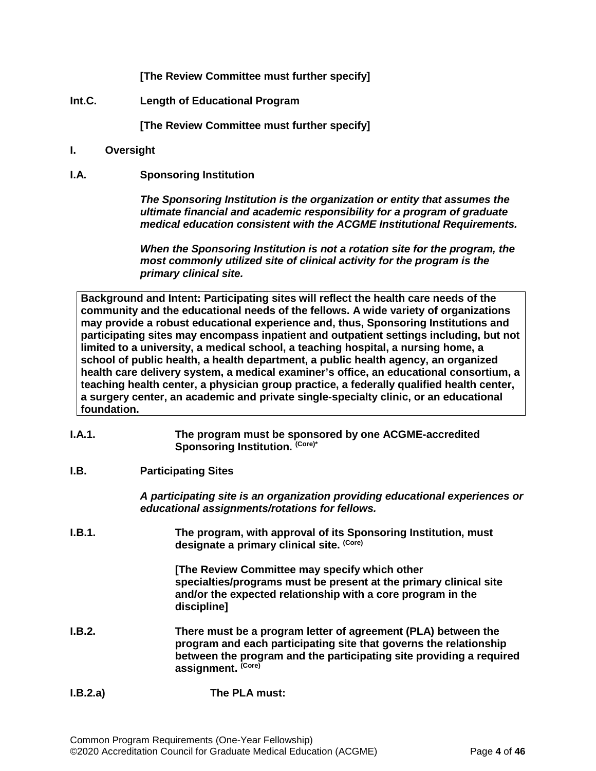**[The Review Committee must further specify]**

**Int.C. Length of Educational Program**

**[The Review Committee must further specify]**

**I. Oversight**

**I.A. Sponsoring Institution**

***The Sponsoring Institution is the organization or entity that assumes the ultimate financial and academic responsibility for a program of graduate medical education consistent with the ACGME Institutional Requirements.***

***When the Sponsoring Institution is not a rotation site for the program, the most commonly utilized site of clinical activity for the program is the primary clinical site.***

> **Background and Intent: Participating sites will reflect the health care needs of the community and the educational needs of the fellows. A wide variety of organizations may provide a robust educational experience and, thus, Sponsoring Institutions and participating sites may encompass inpatient and outpatient settings including, but not limited to a university, a medical school, a teaching hospital, a nursing home, a school of public health, a health department, a public health agency, an organized health care delivery system, a medical examiner's office, an educational consortium, a teaching health center, a physician group practice, a federally qualified health center, a surgery center, an academic and private single-specialty clinic, or an educational foundation.**

**I.A.1. The program must be sponsored by one ACGME-accredited Sponsoring Institution.** (Core)*

**I.B. Participating Sites**

***A participating site is an organization providing educational experiences or educational assignments/rotations for fellows.***

**I.B.1. The program, with approval of its Sponsoring Institution, must designate a primary clinical site.** (Core)

**[The Review Committee may specify which other specialties/programs must be present at the primary clinical site and/or the expected relationship with a core program in the discipline]**

**I.B.2. There must be a program letter of agreement (PLA) between the program and each participating site that governs the relationship between the program and the participating site providing a required assignment.** (Core)

**I.B.2.a) The PLA must:**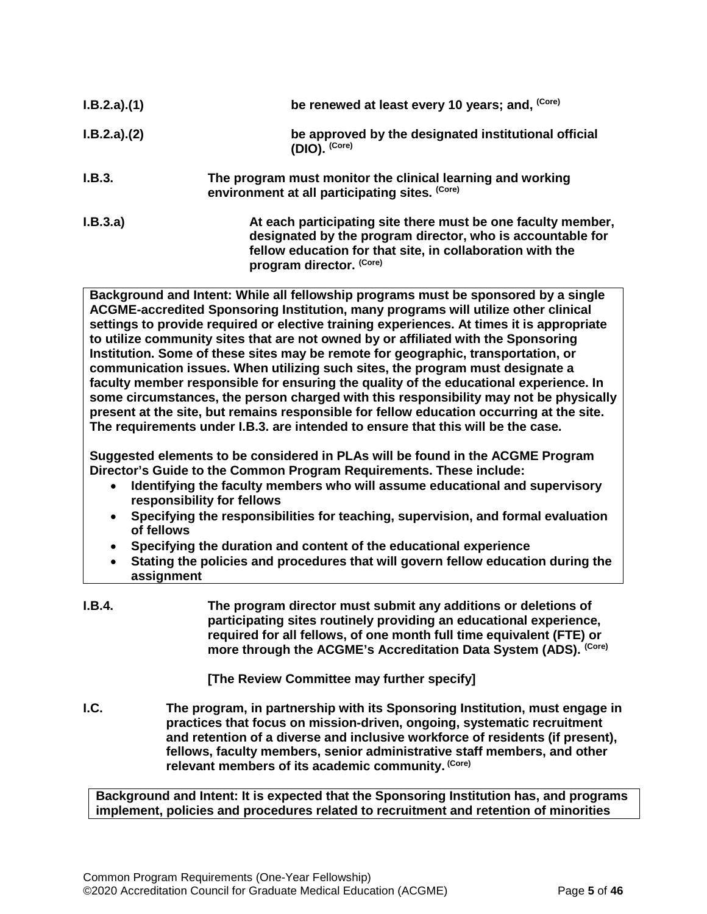**I.B.2.a).(1)** **be renewed at least every 10 years; and,** (Core)

**I.B.2.a).(2)** **be approved by the designated institutional official (DIO).** (Core)

**I.B.3.** **The program must monitor the clinical learning and working environment at all participating sites.** (Core)

**I.B.3.a)** **At each participating site there must be one faculty member, designated by the program director, who is accountable for fellow education for that site, in collaboration with the program director.** (Core)

**Background and Intent: While all fellowship programs must be sponsored by a single ACGME-accredited Sponsoring Institution, many programs will utilize other clinical settings to provide required or elective training experiences. At times it is appropriate to utilize community sites that are not owned by or affiliated with the Sponsoring Institution. Some of these sites may be remote for geographic, transportation, or communication issues. When utilizing such sites, the program must designate a faculty member responsible for ensuring the quality of the educational experience. In some circumstances, the person charged with this responsibility may not be physically present at the site, but remains responsible for fellow education occurring at the site. The requirements under I.B.3. are intended to ensure that this will be the case.**

**Suggested elements to be considered in PLAs will be found in the ACGME Program Director's Guide to the Common Program Requirements. These include:**

- **Identifying the faculty members who will assume educational and supervisory responsibility for fellows**
- **Specifying the responsibilities for teaching, supervision, and formal evaluation of fellows**
- **Specifying the duration and content of the educational experience**
- **Stating the policies and procedures that will govern fellow education during the assignment**

**I.B.4.** **The program director must submit any additions or deletions of participating sites routinely providing an educational experience, required for all fellows, of one month full time equivalent (FTE) or more through the ACGME's Accreditation Data System (ADS).** (Core)

**[The Review Committee may further specify]**

**I.C.** **The program, in partnership with its Sponsoring Institution, must engage in practices that focus on mission-driven, ongoing, systematic recruitment and retention of a diverse and inclusive workforce of residents (if present), fellows, faculty members, senior administrative staff members, and other relevant members of its academic community.** (Core)

**Background and Intent: It is expected that the Sponsoring Institution has, and programs implement, policies and procedures related to recruitment and retention of minorities**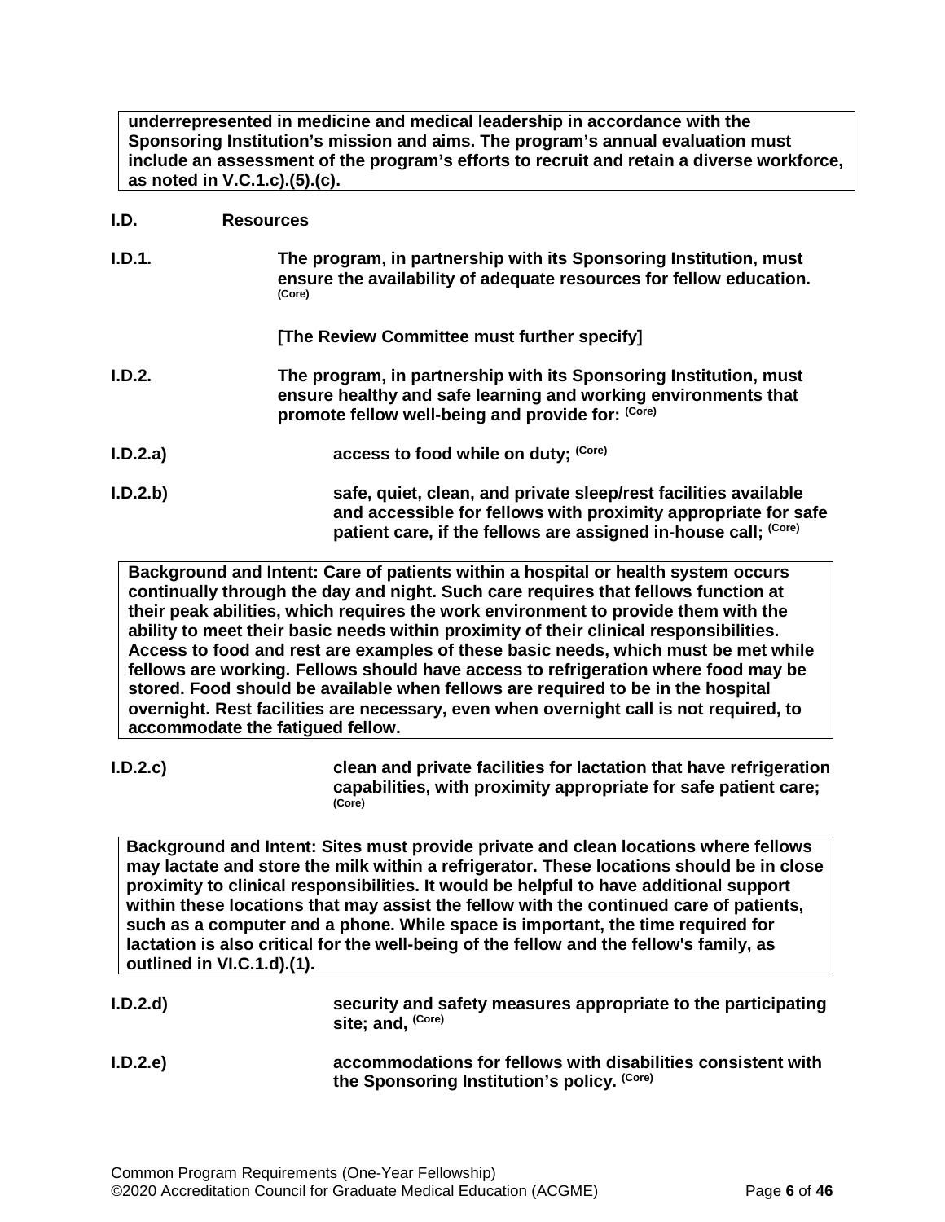**underrepresented in medicine and medical leadership in accordance with the Sponsoring Institution's mission and aims. The program's annual evaluation must include an assessment of the program's efforts to recruit and retain a diverse workforce, as noted in V.C.1.c).(5).(c).**

**I.D. Resources**

**I.D.1.** **The program, in partnership with its Sponsoring Institution, must ensure the availability of adequate resources for fellow education.** (Core)

**[The Review Committee must further specify]**

**I.D.2.** **The program, in partnership with its Sponsoring Institution, must ensure healthy and safe learning and working environments that promote fellow well-being and provide for:** (Core)

**I.D.2.a)** **access to food while on duty;** (Core)

**I.D.2.b)** **safe, quiet, clean, and private sleep/rest facilities available and accessible for fellows with proximity appropriate for safe patient care, if the fellows are assigned in-house call;** (Core)

**Background and Intent: Care of patients within a hospital or health system occurs continually through the day and night. Such care requires that fellows function at their peak abilities, which requires the work environment to provide them with the ability to meet their basic needs within proximity of their clinical responsibilities. Access to food and rest are examples of these basic needs, which must be met while fellows are working. Fellows should have access to refrigeration where food may be stored. Food should be available when fellows are required to be in the hospital overnight. Rest facilities are necessary, even when overnight call is not required, to accommodate the fatigued fellow.**

**I.D.2.c)** **clean and private facilities for lactation that have refrigeration capabilities, with proximity appropriate for safe patient care;** (Core)

**Background and Intent: Sites must provide private and clean locations where fellows may lactate and store the milk within a refrigerator. These locations should be in close proximity to clinical responsibilities. It would be helpful to have additional support within these locations that may assist the fellow with the continued care of patients, such as a computer and a phone. While space is important, the time required for lactation is also critical for the well-being of the fellow and the fellow's family, as outlined in VI.C.1.d).(1).**

**I.D.2.d)** **security and safety measures appropriate to the participating site; and,** (Core)

**I.D.2.e)** **accommodations for fellows with disabilities consistent with the Sponsoring Institution's policy.** (Core)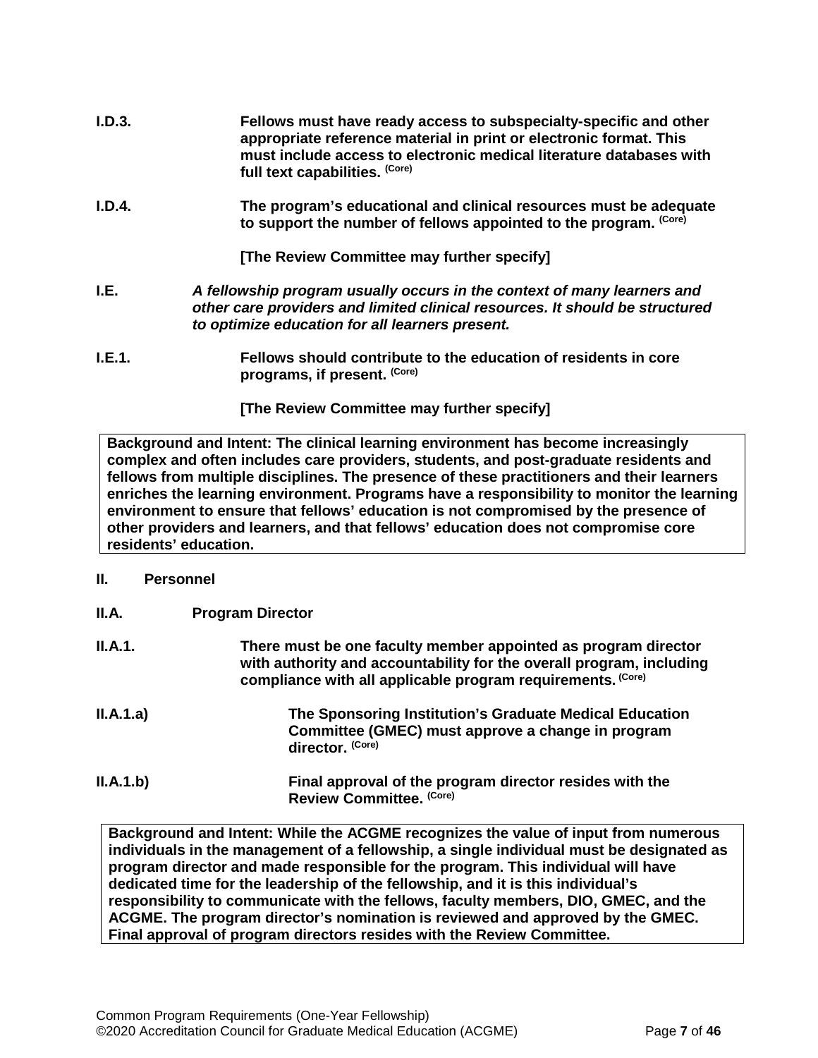**I.D.3.** **Fellows must have ready access to subspecialty-specific and other appropriate reference material in print or electronic format. This must include access to electronic medical literature databases with full text capabilities.** (Core)

**I.D.4.** **The program's educational and clinical resources must be adequate to support the number of fellows appointed to the program.** (Core)

**[The Review Committee may further specify]**

**I.E.** ***A fellowship program usually occurs in the context of many learners and other care providers and limited clinical resources. It should be structured to optimize education for all learners present.***

**I.E.1.** **Fellows should contribute to the education of residents in core programs, if present.** (Core)

**[The Review Committee may further specify]**

> **Background and Intent: The clinical learning environment has become increasingly complex and often includes care providers, students, and post-graduate residents and fellows from multiple disciplines. The presence of these practitioners and their learners enriches the learning environment. Programs have a responsibility to monitor the learning environment to ensure that fellows' education is not compromised by the presence of other providers and learners, and that fellows' education does not compromise core residents' education.**

## II. Personnel

### II.A. Program Director

**II.A.1.** **There must be one faculty member appointed as program director with authority and accountability for the overall program, including compliance with all applicable program requirements.** (Core)

**II.A.1.a)** **The Sponsoring Institution's Graduate Medical Education Committee (GMEC) must approve a change in program director.** (Core)

**II.A.1.b)** **Final approval of the program director resides with the Review Committee.** (Core)

> **Background and Intent: While the ACGME recognizes the value of input from numerous individuals in the management of a fellowship, a single individual must be designated as program director and made responsible for the program. This individual will have dedicated time for the leadership of the fellowship, and it is this individual's responsibility to communicate with the fellows, faculty members, DIO, GMEC, and the ACGME. The program director's nomination is reviewed and approved by the GMEC. Final approval of program directors resides with the Review Committee.**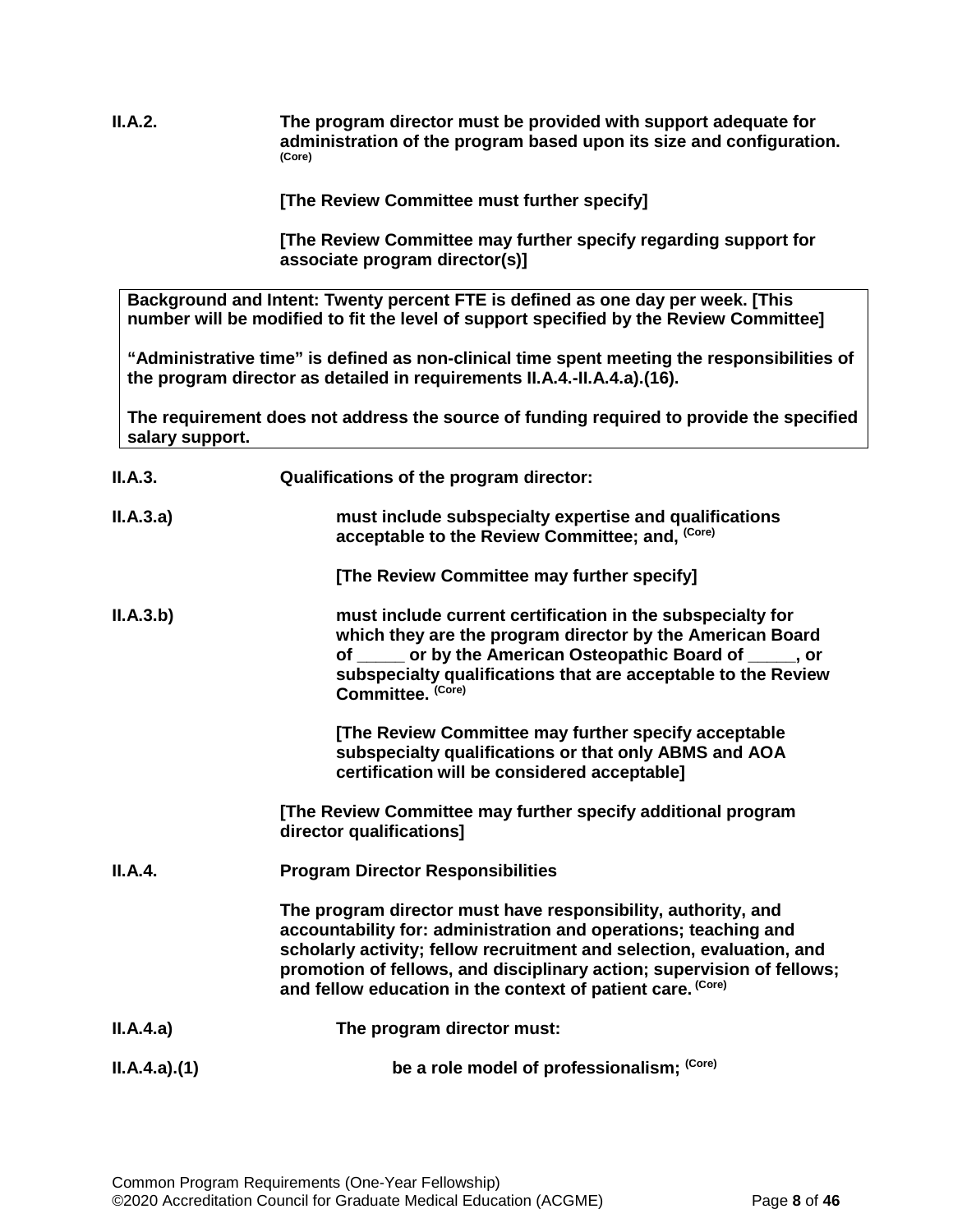**II.A.2.** **The program director must be provided with support adequate for administration of the program based upon its size and configuration.** **(Core)**

**[The Review Committee must further specify]**

**[The Review Committee may further specify regarding support for associate program director(s)]**

> **Background and Intent: Twenty percent FTE is defined as one day per week. [This number will be modified to fit the level of support specified by the Review Committee]**
>
> **"Administrative time" is defined as non-clinical time spent meeting the responsibilities of the program director as detailed in requirements II.A.4.-II.A.4.a).(16).**
>
> **The requirement does not address the source of funding required to provide the specified salary support.**

**II.A.3.** **Qualifications of the program director:**

**II.A.3.a)** **must include subspecialty expertise and qualifications acceptable to the Review Committee; and,** **(Core)**

**[The Review Committee may further specify]**

**II.A.3.b)** **must include current certification in the subspecialty for which they are the program director by the American Board of _____ or by the American Osteopathic Board of _____, or subspecialty qualifications that are acceptable to the Review Committee.** **(Core)**

**[The Review Committee may further specify acceptable subspecialty qualifications or that only ABMS and AOA certification will be considered acceptable]**

**[The Review Committee may further specify additional program director qualifications]**

**II.A.4.** **Program Director Responsibilities**

**The program director must have responsibility, authority, and accountability for: administration and operations; teaching and scholarly activity; fellow recruitment and selection, evaluation, and promotion of fellows, and disciplinary action; supervision of fellows; and fellow education in the context of patient care.** **(Core)**

**II.A.4.a)** **The program director must:**

**II.A.4.a).(1)** **be a role model of professionalism;** **(Core)**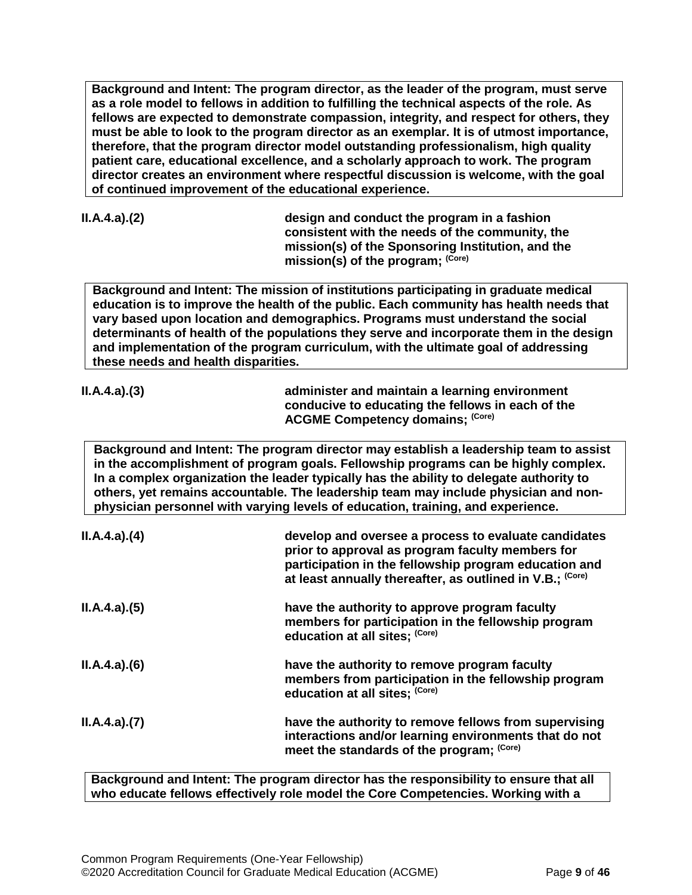**Background and Intent: The program director, as the leader of the program, must serve as a role model to fellows in addition to fulfilling the technical aspects of the role. As fellows are expected to demonstrate compassion, integrity, and respect for others, they must be able to look to the program director as an exemplar. It is of utmost importance, therefore, that the program director model outstanding professionalism, high quality patient care, educational excellence, and a scholarly approach to work. The program director creates an environment where respectful discussion is welcome, with the goal of continued improvement of the educational experience.**

**II.A.4.a).(2)** **design and conduct the program in a fashion consistent with the needs of the community, the mission(s) of the Sponsoring Institution, and the mission(s) of the program; (Core)**

**Background and Intent: The mission of institutions participating in graduate medical education is to improve the health of the public. Each community has health needs that vary based upon location and demographics. Programs must understand the social determinants of health of the populations they serve and incorporate them in the design and implementation of the program curriculum, with the ultimate goal of addressing these needs and health disparities.**

**II.A.4.a).(3)** **administer and maintain a learning environment conducive to educating the fellows in each of the ACGME Competency domains; (Core)**

**Background and Intent: The program director may establish a leadership team to assist in the accomplishment of program goals. Fellowship programs can be highly complex. In a complex organization the leader typically has the ability to delegate authority to others, yet remains accountable. The leadership team may include physician and non-physician personnel with varying levels of education, training, and experience.**

**II.A.4.a).(4)** **develop and oversee a process to evaluate candidates prior to approval as program faculty members for participation in the fellowship program education and at least annually thereafter, as outlined in V.B.; (Core)**

**II.A.4.a).(5)** **have the authority to approve program faculty members for participation in the fellowship program education at all sites; (Core)**

**II.A.4.a).(6)** **have the authority to remove program faculty members from participation in the fellowship program education at all sites; (Core)**

**II.A.4.a).(7)** **have the authority to remove fellows from supervising interactions and/or learning environments that do not meet the standards of the program; (Core)**

**Background and Intent: The program director has the responsibility to ensure that all who educate fellows effectively role model the Core Competencies. Working with a**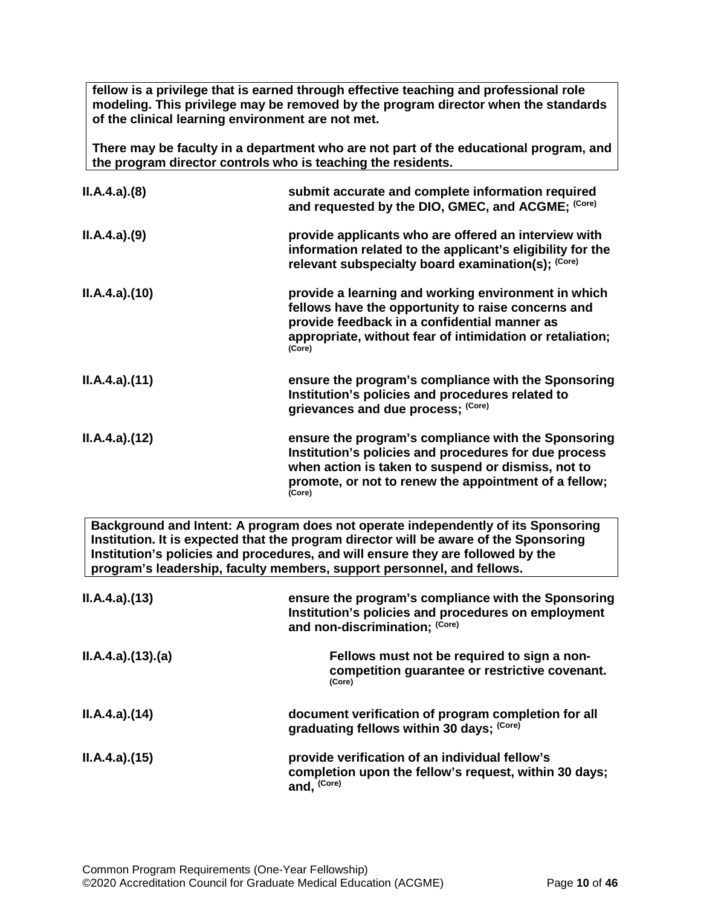**fellow is a privilege that is earned through effective teaching and professional role modeling. This privilege may be removed by the program director when the standards of the clinical learning environment are not met.**

**There may be faculty in a department who are not part of the educational program, and the program director controls who is teaching the residents.**

| | |
|---|---|
| **II.A.4.a).(8)** | **submit accurate and complete information required and requested by the DIO, GMEC, and ACGME; (Core)** |
| **II.A.4.a).(9)** | **provide applicants who are offered an interview with information related to the applicant's eligibility for the relevant subspecialty board examination(s); (Core)** |
| **II.A.4.a).(10)** | **provide a learning and working environment in which fellows have the opportunity to raise concerns and provide feedback in a confidential manner as appropriate, without fear of intimidation or retaliation; (Core)** |
| **II.A.4.a).(11)** | **ensure the program's compliance with the Sponsoring Institution's policies and procedures related to grievances and due process; (Core)** |
| **II.A.4.a).(12)** | **ensure the program's compliance with the Sponsoring Institution's policies and procedures for due process when action is taken to suspend or dismiss, not to promote, or not to renew the appointment of a fellow; (Core)** |

**Background and Intent: A program does not operate independently of its Sponsoring Institution. It is expected that the program director will be aware of the Sponsoring Institution's policies and procedures, and will ensure they are followed by the program's leadership, faculty members, support personnel, and fellows.**

| | |
|---|---|
| **II.A.4.a).(13)** | **ensure the program's compliance with the Sponsoring Institution's policies and procedures on employment and non-discrimination; (Core)** |
| **II.A.4.a).(13).(a)** | **Fellows must not be required to sign a non-competition guarantee or restrictive covenant. (Core)** |
| **II.A.4.a).(14)** | **document verification of program completion for all graduating fellows within 30 days; (Core)** |
| **II.A.4.a).(15)** | **provide verification of an individual fellow's completion upon the fellow's request, within 30 days; and, (Core)** |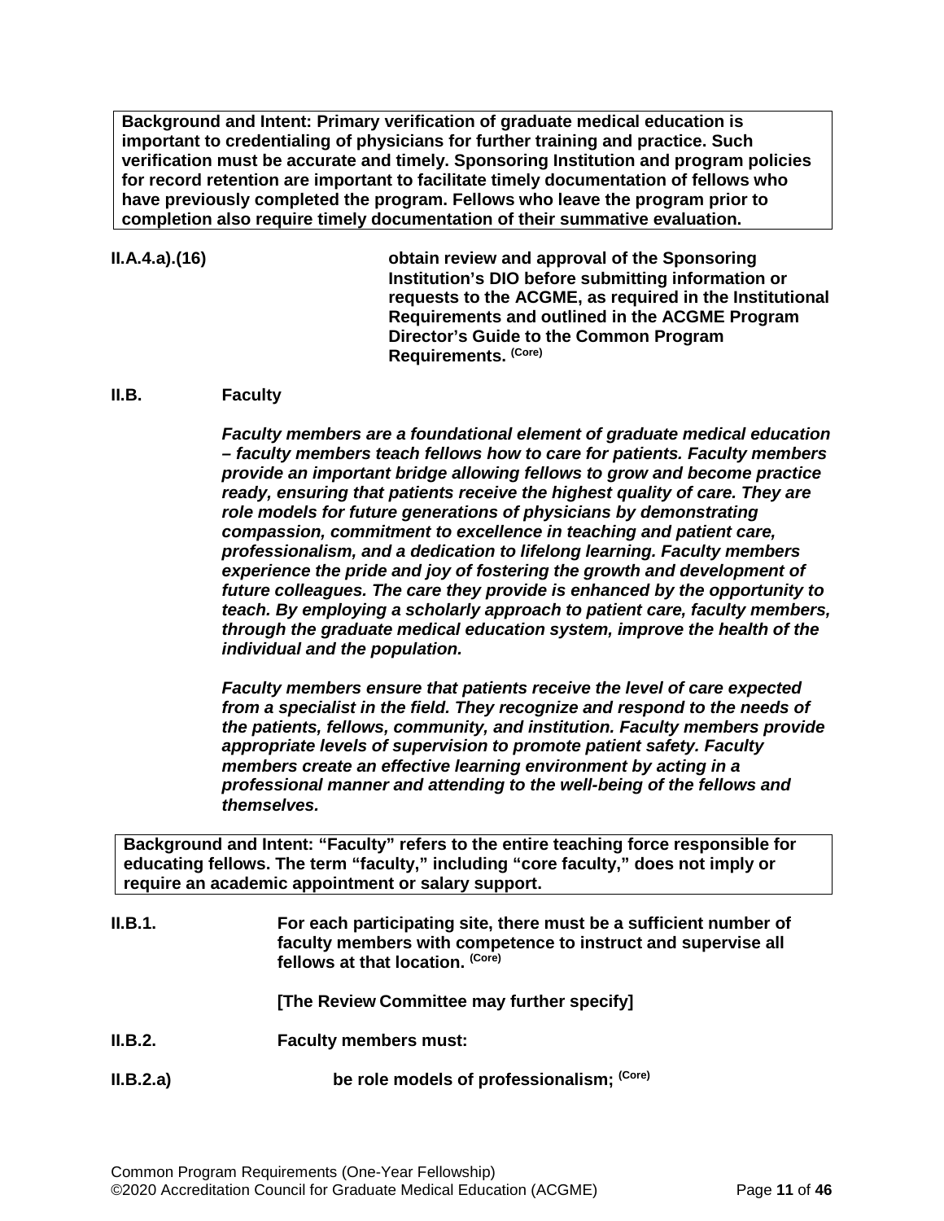**Background and Intent: Primary verification of graduate medical education is important to credentialing of physicians for further training and practice. Such verification must be accurate and timely. Sponsoring Institution and program policies for record retention are important to facilitate timely documentation of fellows who have previously completed the program. Fellows who leave the program prior to completion also require timely documentation of their summative evaluation.**

**II.A.4.a).(16)** **obtain review and approval of the Sponsoring Institution's DIO before submitting information or requests to the ACGME, as required in the Institutional Requirements and outlined in the ACGME Program Director's Guide to the Common Program Requirements. (Core)**

## II.B. Faculty

***Faculty members are a foundational element of graduate medical education – faculty members teach fellows how to care for patients. Faculty members provide an important bridge allowing fellows to grow and become practice ready, ensuring that patients receive the highest quality of care. They are role models for future generations of physicians by demonstrating compassion, commitment to excellence in teaching and patient care, professionalism, and a dedication to lifelong learning. Faculty members experience the pride and joy of fostering the growth and development of future colleagues. The care they provide is enhanced by the opportunity to teach. By employing a scholarly approach to patient care, faculty members, through the graduate medical education system, improve the health of the individual and the population.***

***Faculty members ensure that patients receive the level of care expected from a specialist in the field. They recognize and respond to the needs of the patients, fellows, community, and institution. Faculty members provide appropriate levels of supervision to promote patient safety. Faculty members create an effective learning environment by acting in a professional manner and attending to the well-being of the fellows and themselves.***

**Background and Intent: "Faculty" refers to the entire teaching force responsible for educating fellows. The term "faculty," including "core faculty," does not imply or require an academic appointment or salary support.**

**II.B.1.** **For each participating site, there must be a sufficient number of faculty members with competence to instruct and supervise all fellows at that location. (Core)**

**[The Review Committee may further specify]**

**II.B.2.** **Faculty members must:**

**II.B.2.a)** **be role models of professionalism; (Core)**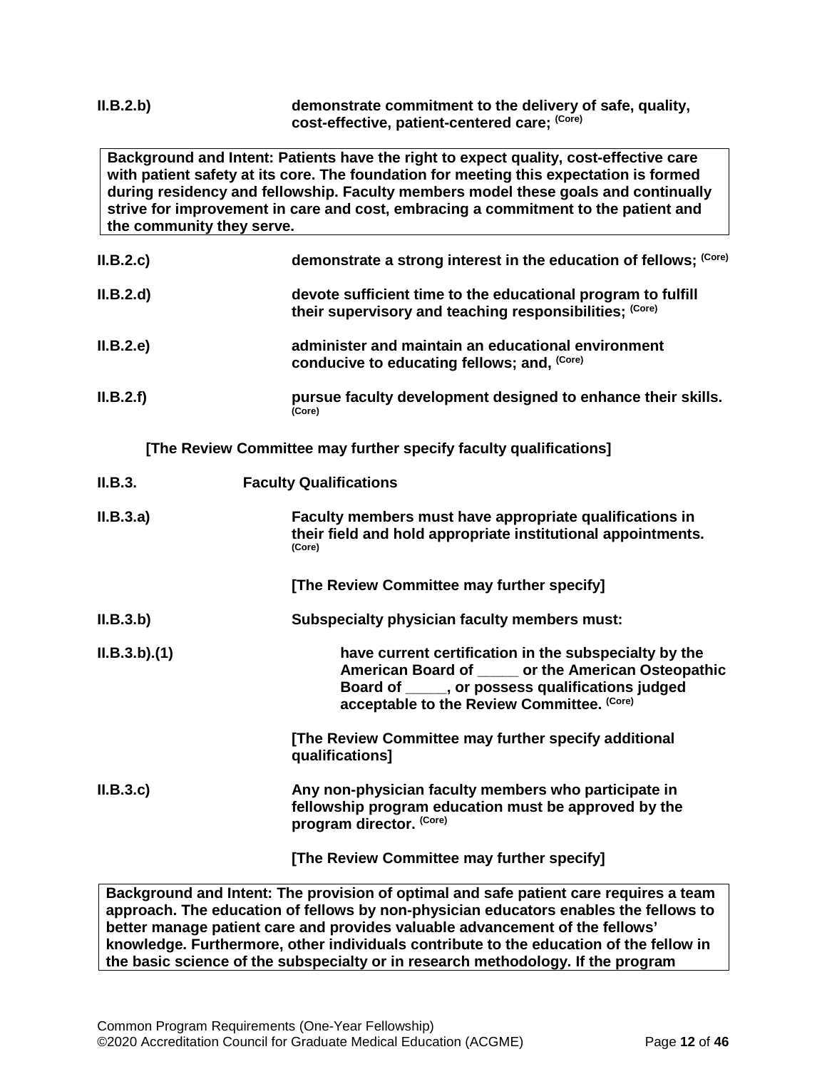**II.B.2.b)** demonstrate commitment to the delivery of safe, quality, cost-effective, patient-centered care; (Core)

> **Background and Intent:** Patients have the right to expect quality, cost-effective care with patient safety at its core. The foundation for meeting this expectation is formed during residency and fellowship. Faculty members model these goals and continually strive for improvement in care and cost, embracing a commitment to the patient and the community they serve.

**II.B.2.c)** demonstrate a strong interest in the education of fellows; (Core)

**II.B.2.d)** devote sufficient time to the educational program to fulfill their supervisory and teaching responsibilities; (Core)

**II.B.2.e)** administer and maintain an educational environment conducive to educating fellows; and, (Core)

**II.B.2.f)** pursue faculty development designed to enhance their skills. (Core)

**[The Review Committee may further specify faculty qualifications]**

**II.B.3.** **Faculty Qualifications**

**II.B.3.a)** Faculty members must have appropriate qualifications in their field and hold appropriate institutional appointments. (Core)

**[The Review Committee may further specify]**

**II.B.3.b)** Subspecialty physician faculty members must:

**II.B.3.b).(1)** have current certification in the subspecialty by the American Board of _____ or the American Osteopathic Board of _____, or possess qualifications judged acceptable to the Review Committee. (Core)

**[The Review Committee may further specify additional qualifications]**

**II.B.3.c)** Any non-physician faculty members who participate in fellowship program education must be approved by the program director. (Core)

**[The Review Committee may further specify]**

> **Background and Intent:** The provision of optimal and safe patient care requires a team approach. The education of fellows by non-physician educators enables the fellows to better manage patient care and provides valuable advancement of the fellows' knowledge. Furthermore, other individuals contribute to the education of the fellow in the basic science of the subspecialty or in research methodology. If the program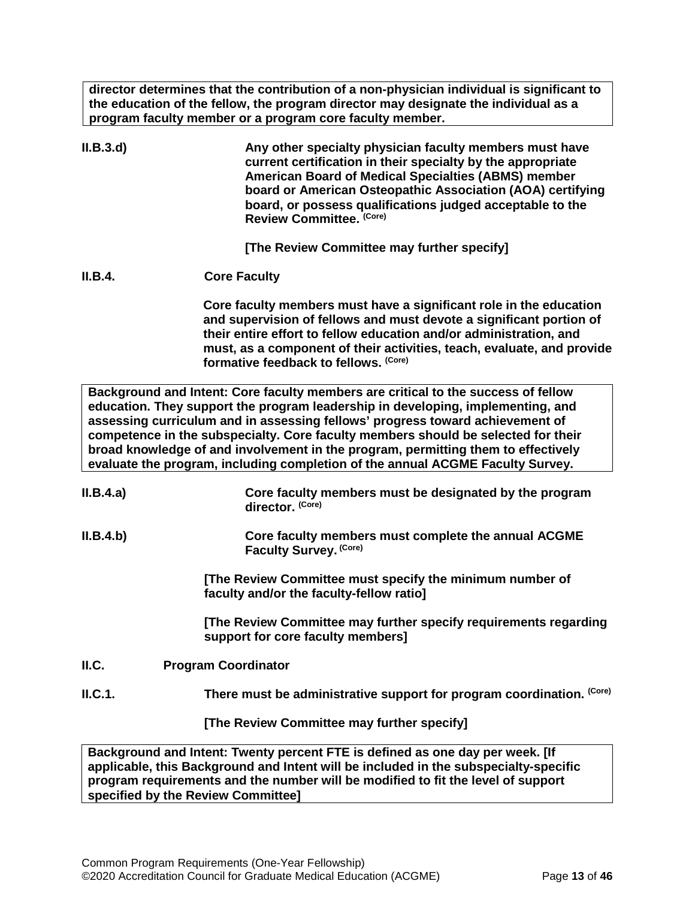**director determines that the contribution of a non-physician individual is significant to the education of the fellow, the program director may designate the individual as a program faculty member or a program core faculty member.**

**II.B.3.d)** **Any other specialty physician faculty members must have current certification in their specialty by the appropriate American Board of Medical Specialties (ABMS) member board or American Osteopathic Association (AOA) certifying board, or possess qualifications judged acceptable to the Review Committee.** **(Core)**

**[The Review Committee may further specify]**

**II.B.4.** **Core Faculty**

**Core faculty members must have a significant role in the education and supervision of fellows and must devote a significant portion of their entire effort to fellow education and/or administration, and must, as a component of their activities, teach, evaluate, and provide formative feedback to fellows.** **(Core)**

**Background and Intent: Core faculty members are critical to the success of fellow education. They support the program leadership in developing, implementing, and assessing curriculum and in assessing fellows' progress toward achievement of competence in the subspecialty. Core faculty members should be selected for their broad knowledge of and involvement in the program, permitting them to effectively evaluate the program, including completion of the annual ACGME Faculty Survey.**

**II.B.4.a)** **Core faculty members must be designated by the program director.** **(Core)**

**II.B.4.b)** **Core faculty members must complete the annual ACGME Faculty Survey.** **(Core)**

**[The Review Committee must specify the minimum number of faculty and/or the faculty-fellow ratio]**

**[The Review Committee may further specify requirements regarding support for core faculty members]**

**II.C.** **Program Coordinator**

**II.C.1.** **There must be administrative support for program coordination.** **(Core)**

**[The Review Committee may further specify]**

**Background and Intent: Twenty percent FTE is defined as one day per week. [If applicable, this Background and Intent will be included in the subspecialty-specific program requirements and the number will be modified to fit the level of support specified by the Review Committee]**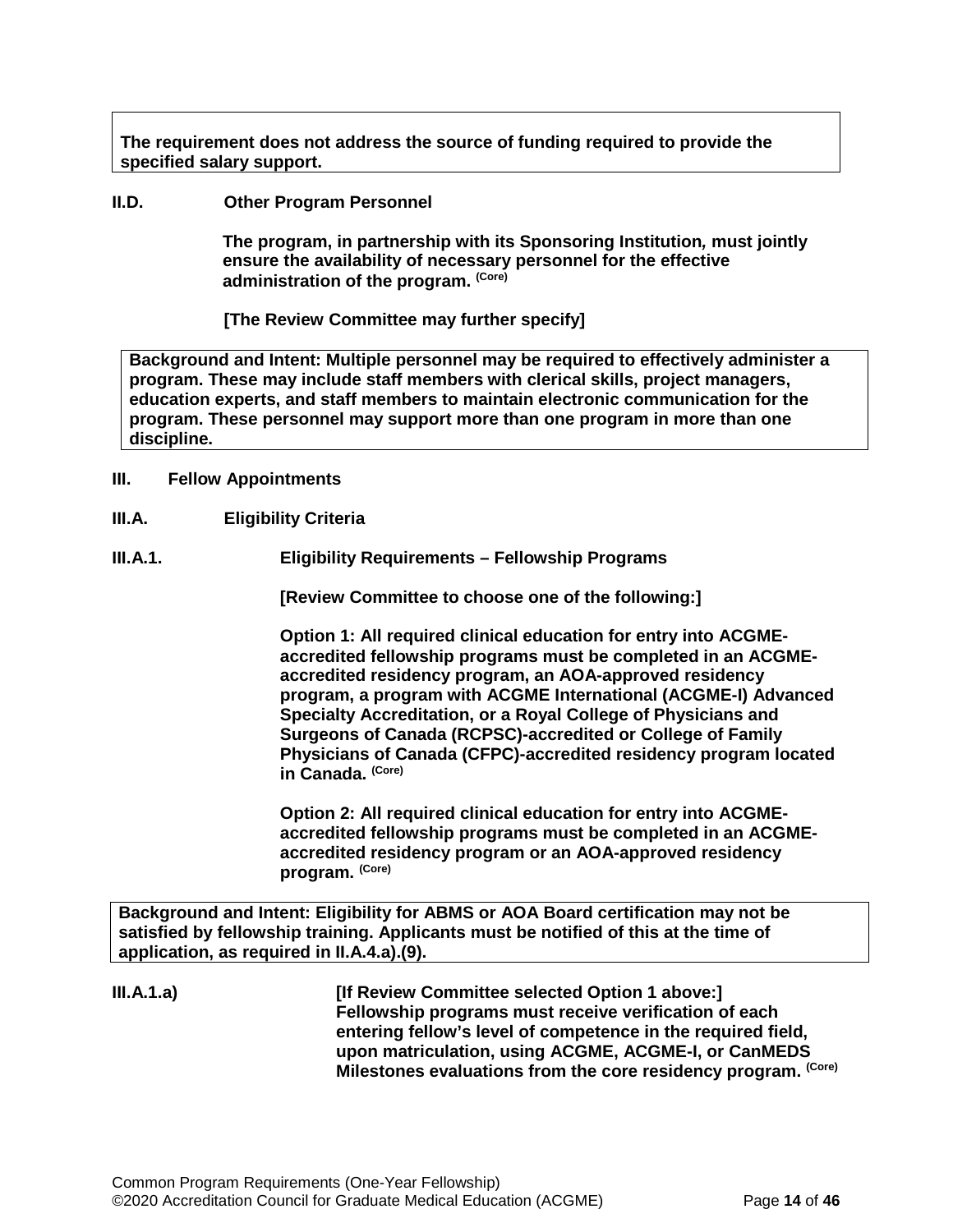**The requirement does not address the source of funding required to provide the specified salary support.**

**II.D. Other Program Personnel**

**The program, in partnership with its Sponsoring Institution, must jointly ensure the availability of necessary personnel for the effective administration of the program.** (Core)

**[The Review Committee may further specify]**

**Background and Intent: Multiple personnel may be required to effectively administer a program. These may include staff members with clerical skills, project managers, education experts, and staff members to maintain electronic communication for the program. These personnel may support more than one program in more than one discipline.**

**III. Fellow Appointments**

**III.A. Eligibility Criteria**

**III.A.1. Eligibility Requirements – Fellowship Programs**

**[Review Committee to choose one of the following:]**

**Option 1: All required clinical education for entry into ACGME-accredited fellowship programs must be completed in an ACGME-accredited residency program, an AOA-approved residency program, a program with ACGME International (ACGME-I) Advanced Specialty Accreditation, or a Royal College of Physicians and Surgeons of Canada (RCPSC)-accredited or College of Family Physicians of Canada (CFPC)-accredited residency program located in Canada.** (Core)

**Option 2: All required clinical education for entry into ACGME-accredited fellowship programs must be completed in an ACGME-accredited residency program or an AOA-approved residency program.** (Core)

**Background and Intent: Eligibility for ABMS or AOA Board certification may not be satisfied by fellowship training. Applicants must be notified of this at the time of application, as required in II.A.4.a).(9).**

**III.A.1.a) [If Review Committee selected Option 1 above:] Fellowship programs must receive verification of each entering fellow's level of competence in the required field, upon matriculation, using ACGME, ACGME-I, or CanMEDS Milestones evaluations from the core residency program.** (Core)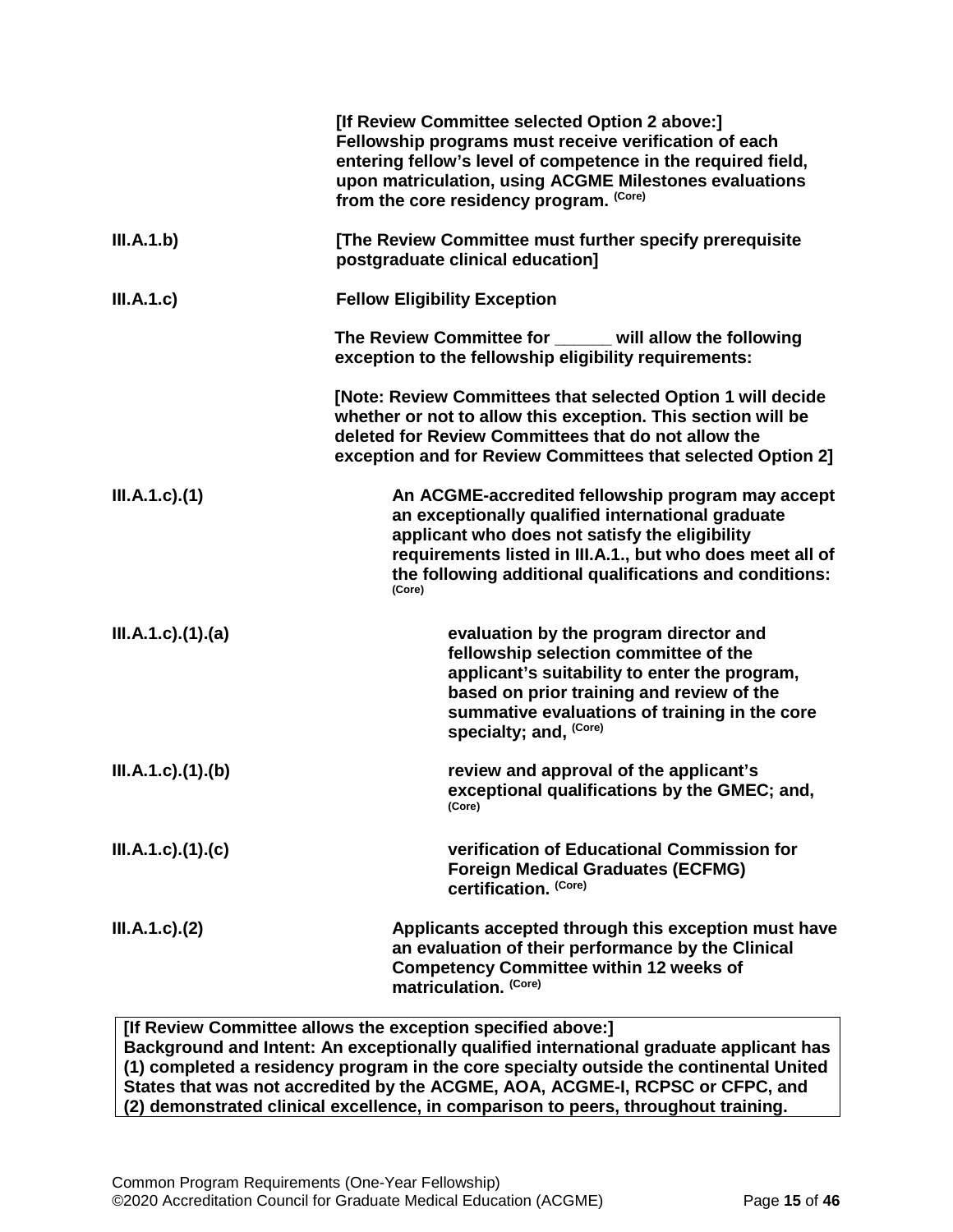**[If Review Committee selected Option 2 above:]**
**Fellowship programs must receive verification of each entering fellow's level of competence in the required field, upon matriculation, using ACGME Milestones evaluations from the core residency program.** (Core)

III.A.1.b) **[The Review Committee must further specify prerequisite postgraduate clinical education]**

III.A.1.c) **Fellow Eligibility Exception**

**The Review Committee for ______ will allow the following exception to the fellowship eligibility requirements:**

**[Note: Review Committees that selected Option 1 will decide whether or not to allow this exception. This section will be deleted for Review Committees that do not allow the exception and for Review Committees that selected Option 2]**

III.A.1.c).(1) **An ACGME-accredited fellowship program may accept an exceptionally qualified international graduate applicant who does not satisfy the eligibility requirements listed in III.A.1., but who does meet all of the following additional qualifications and conditions:** (Core)

III.A.1.c).(1).(a) **evaluation by the program director and fellowship selection committee of the applicant's suitability to enter the program, based on prior training and review of the summative evaluations of training in the core specialty; and,** (Core)

III.A.1.c).(1).(b) **review and approval of the applicant's exceptional qualifications by the GMEC; and,** (Core)

III.A.1.c).(1).(c) **verification of Educational Commission for Foreign Medical Graduates (ECFMG) certification.** (Core)

III.A.1.c).(2) **Applicants accepted through this exception must have an evaluation of their performance by the Clinical Competency Committee within 12 weeks of matriculation.** (Core)

**[If Review Committee allows the exception specified above:]**
**Background and Intent: An exceptionally qualified international graduate applicant has (1) completed a residency program in the core specialty outside the continental United States that was not accredited by the ACGME, AOA, ACGME-I, RCPSC or CFPC, and (2) demonstrated clinical excellence, in comparison to peers, throughout training.**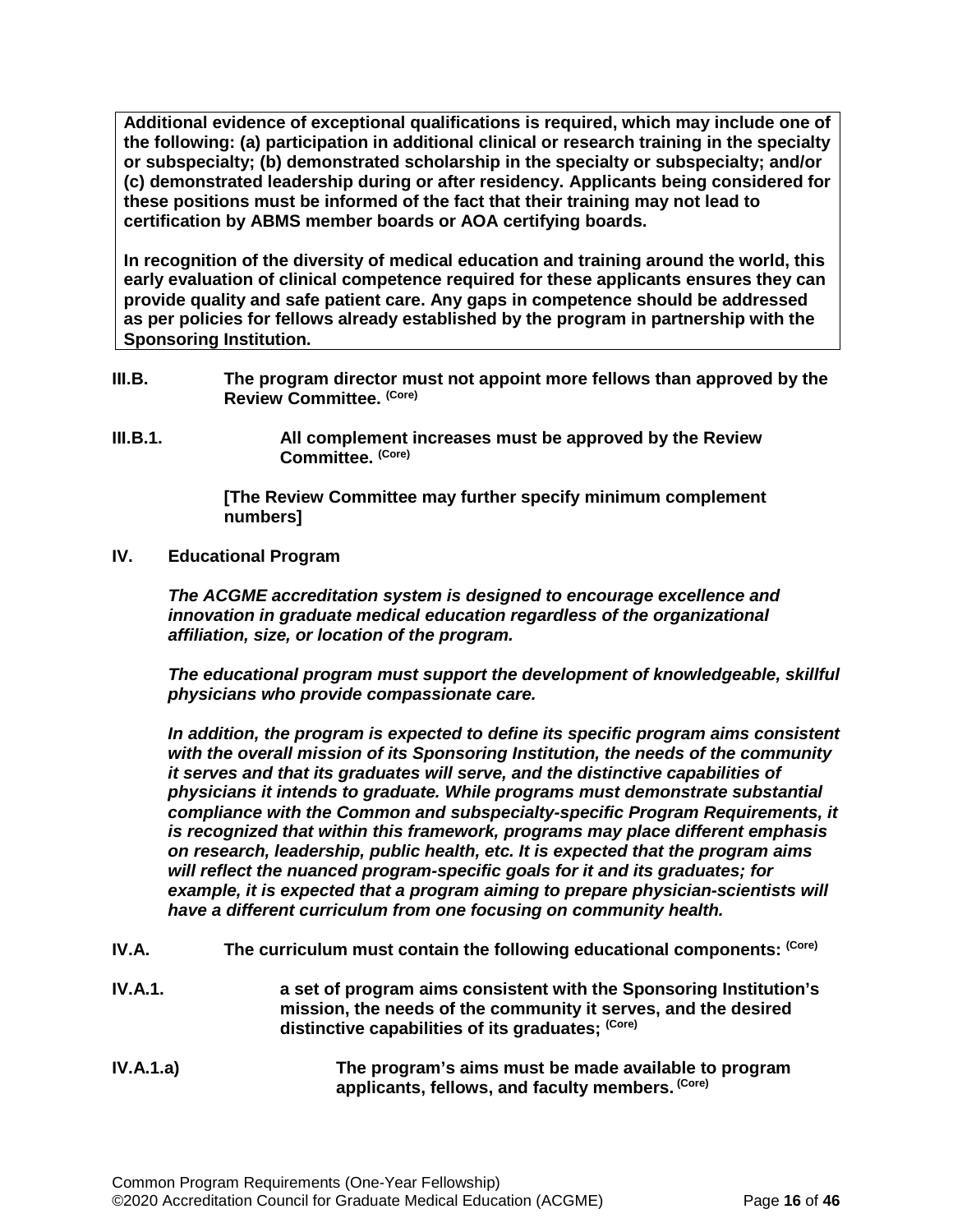**Additional evidence of exceptional qualifications is required, which may include one of the following: (a) participation in additional clinical or research training in the specialty or subspecialty; (b) demonstrated scholarship in the specialty or subspecialty; and/or (c) demonstrated leadership during or after residency. Applicants being considered for these positions must be informed of the fact that their training may not lead to certification by ABMS member boards or AOA certifying boards.**

**In recognition of the diversity of medical education and training around the world, this early evaluation of clinical competence required for these applicants ensures they can provide quality and safe patient care. Any gaps in competence should be addressed as per policies for fellows already established by the program in partnership with the Sponsoring Institution.**

**III.B.** **The program director must not appoint more fellows than approved by the Review Committee.** **(Core)**

**III.B.1.** **All complement increases must be approved by the Review Committee.** **(Core)**

**[The Review Committee may further specify minimum complement numbers]**

## IV. Educational Program

***The ACGME accreditation system is designed to encourage excellence and innovation in graduate medical education regardless of the organizational affiliation, size, or location of the program.***

***The educational program must support the development of knowledgeable, skillful physicians who provide compassionate care.***

***In addition, the program is expected to define its specific program aims consistent with the overall mission of its Sponsoring Institution, the needs of the community it serves and that its graduates will serve, and the distinctive capabilities of physicians it intends to graduate. While programs must demonstrate substantial compliance with the Common and subspecialty-specific Program Requirements, it is recognized that within this framework, programs may place different emphasis on research, leadership, public health, etc. It is expected that the program aims will reflect the nuanced program-specific goals for it and its graduates; for example, it is expected that a program aiming to prepare physician-scientists will have a different curriculum from one focusing on community health.***

**IV.A.** **The curriculum must contain the following educational components:** **(Core)**

**IV.A.1.** **a set of program aims consistent with the Sponsoring Institution's mission, the needs of the community it serves, and the desired distinctive capabilities of its graduates;** **(Core)**

**IV.A.1.a)** **The program's aims must be made available to program applicants, fellows, and faculty members.** **(Core)**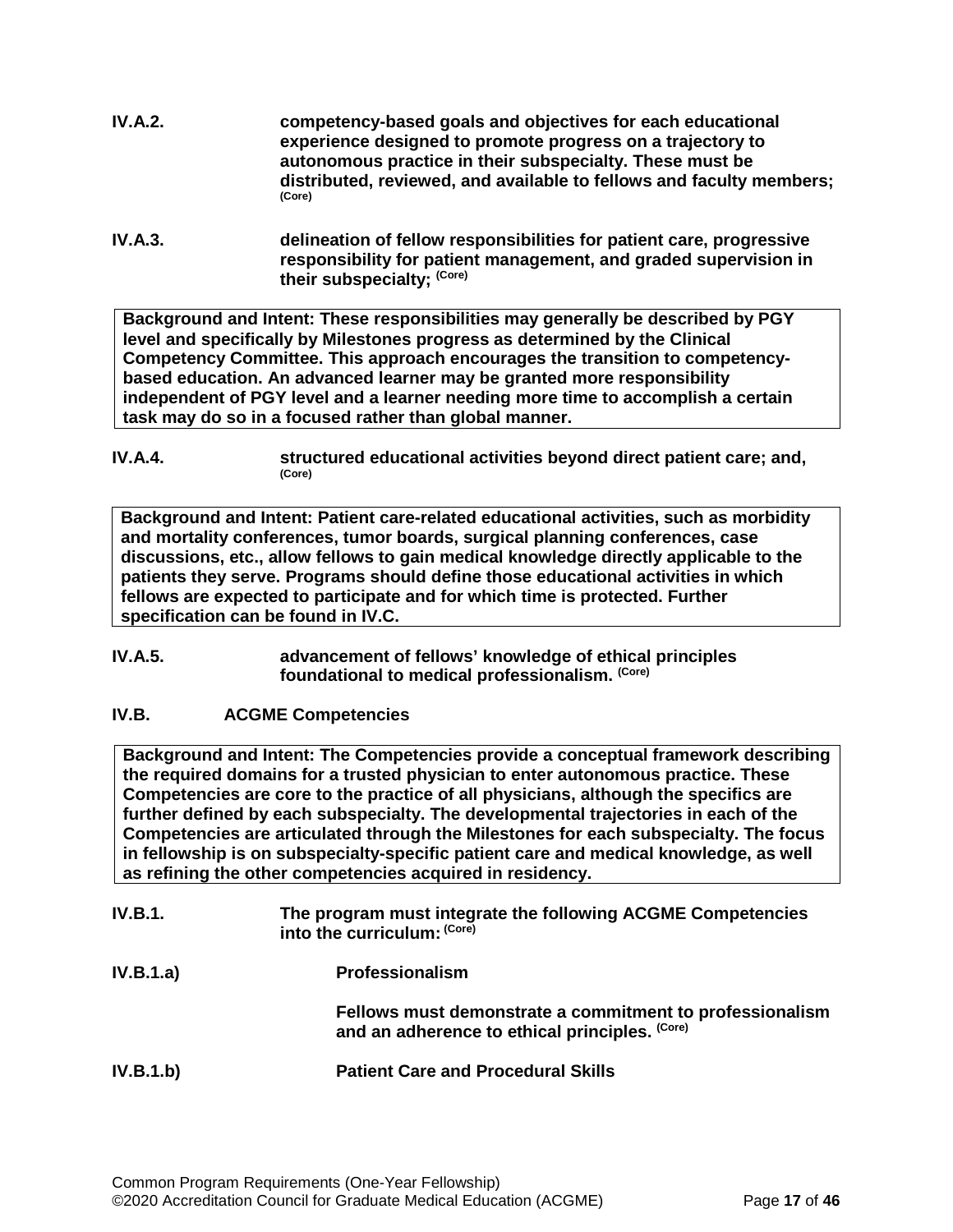**IV.A.2.** **competency-based goals and objectives for each educational experience designed to promote progress on a trajectory to autonomous practice in their subspecialty. These must be distributed, reviewed, and available to fellows and faculty members;** **(Core)**

**IV.A.3.** **delineation of fellow responsibilities for patient care, progressive responsibility for patient management, and graded supervision in their subspecialty;** **(Core)**

> **Background and Intent: These responsibilities may generally be described by PGY level and specifically by Milestones progress as determined by the Clinical Competency Committee. This approach encourages the transition to competency-based education. An advanced learner may be granted more responsibility independent of PGY level and a learner needing more time to accomplish a certain task may do so in a focused rather than global manner.**

**IV.A.4.** **structured educational activities beyond direct patient care; and,** **(Core)**

> **Background and Intent: Patient care-related educational activities, such as morbidity and mortality conferences, tumor boards, surgical planning conferences, case discussions, etc., allow fellows to gain medical knowledge directly applicable to the patients they serve. Programs should define those educational activities in which fellows are expected to participate and for which time is protected. Further specification can be found in IV.C.**

**IV.A.5.** **advancement of fellows' knowledge of ethical principles foundational to medical professionalism.** **(Core)**

**IV.B. ACGME Competencies**

> **Background and Intent: The Competencies provide a conceptual framework describing the required domains for a trusted physician to enter autonomous practice. These Competencies are core to the practice of all physicians, although the specifics are further defined by each subspecialty. The developmental trajectories in each of the Competencies are articulated through the Milestones for each subspecialty. The focus in fellowship is on subspecialty-specific patient care and medical knowledge, as well as refining the other competencies acquired in residency.**

**IV.B.1.** **The program must integrate the following ACGME Competencies into the curriculum:** **(Core)**

**IV.B.1.a)** **Professionalism**

**Fellows must demonstrate a commitment to professionalism and an adherence to ethical principles.** **(Core)**

**IV.B.1.b)** **Patient Care and Procedural Skills**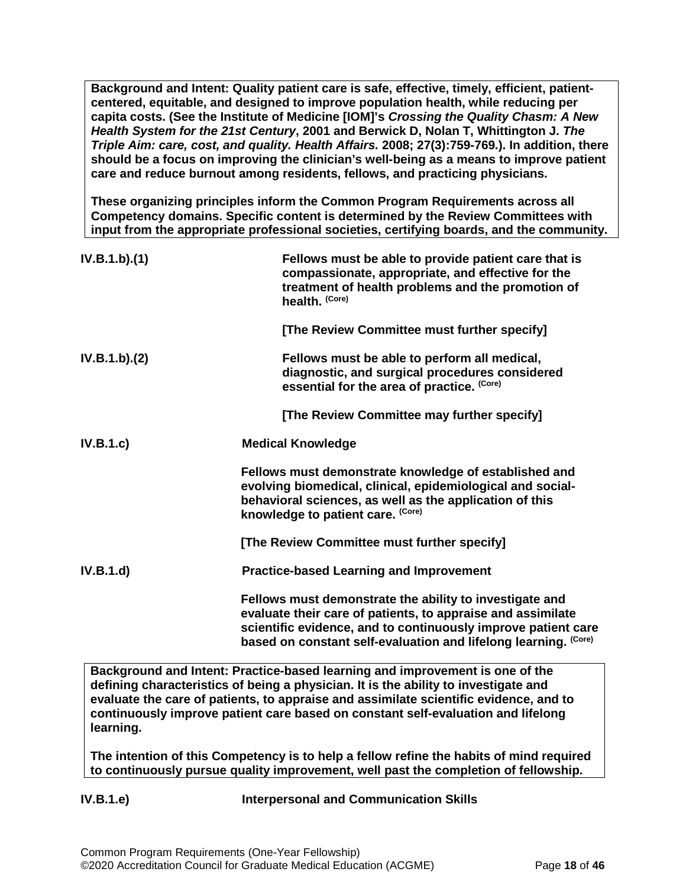> **Background and Intent: Quality patient care is safe, effective, timely, efficient, patient-centered, equitable, and designed to improve population health, while reducing per capita costs. (See the Institute of Medicine [IOM]'s *Crossing the Quality Chasm: A New Health System for the 21st Century*, 2001 and Berwick D, Nolan T, Whittington J. *The Triple Aim: care, cost, and quality. Health Affairs.* 2008; 27(3):759-769.). In addition, there should be a focus on improving the clinician's well-being as a means to improve patient care and reduce burnout among residents, fellows, and practicing physicians.**
>
> **These organizing principles inform the Common Program Requirements across all Competency domains. Specific content is determined by the Review Committees with input from the appropriate professional societies, certifying boards, and the community.**

**IV.B.1.b).(1)** **Fellows must be able to provide patient care that is compassionate, appropriate, and effective for the treatment of health problems and the promotion of health.** (Core)

**[The Review Committee must further specify]**

**IV.B.1.b).(2)** **Fellows must be able to perform all medical, diagnostic, and surgical procedures considered essential for the area of practice.** (Core)

**[The Review Committee may further specify]**

**IV.B.1.c)** **Medical Knowledge**

**Fellows must demonstrate knowledge of established and evolving biomedical, clinical, epidemiological and social-behavioral sciences, as well as the application of this knowledge to patient care.** (Core)

**[The Review Committee must further specify]**

**IV.B.1.d)** **Practice-based Learning and Improvement**

**Fellows must demonstrate the ability to investigate and evaluate their care of patients, to appraise and assimilate scientific evidence, and to continuously improve patient care based on constant self-evaluation and lifelong learning.** (Core)

> **Background and Intent: Practice-based learning and improvement is one of the defining characteristics of being a physician. It is the ability to investigate and evaluate the care of patients, to appraise and assimilate scientific evidence, and to continuously improve patient care based on constant self-evaluation and lifelong learning.**
>
> **The intention of this Competency is to help a fellow refine the habits of mind required to continuously pursue quality improvement, well past the completion of fellowship.**

**IV.B.1.e)** **Interpersonal and Communication Skills**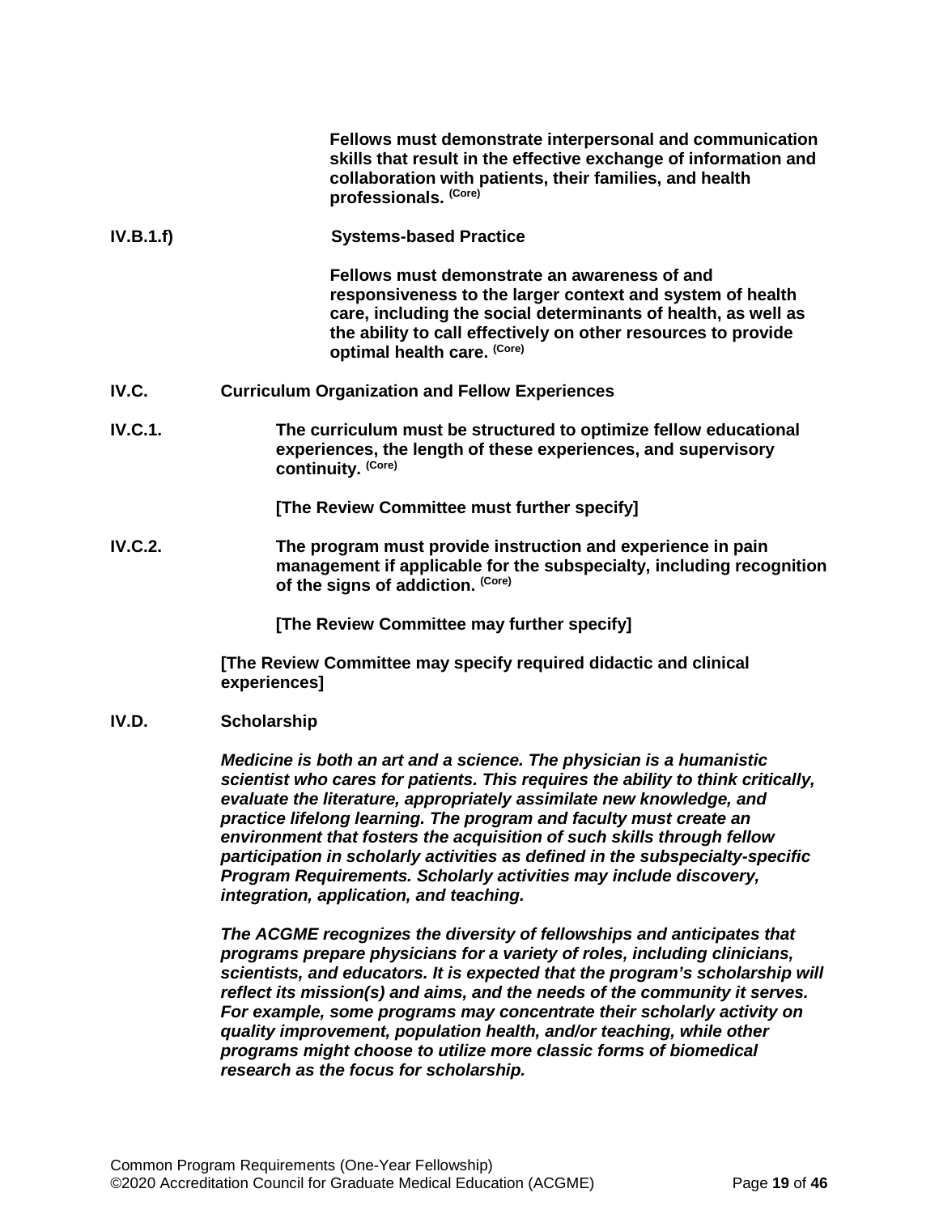**Fellows must demonstrate interpersonal and communication skills that result in the effective exchange of information and collaboration with patients, their families, and health professionals.** (Core)

**IV.B.1.f) Systems-based Practice**

**Fellows must demonstrate an awareness of and responsiveness to the larger context and system of health care, including the social determinants of health, as well as the ability to call effectively on other resources to provide optimal health care.** (Core)

**IV.C. Curriculum Organization and Fellow Experiences**

**IV.C.1. The curriculum must be structured to optimize fellow educational experiences, the length of these experiences, and supervisory continuity.** (Core)

**[The Review Committee must further specify]**

**IV.C.2. The program must provide instruction and experience in pain management if applicable for the subspecialty, including recognition of the signs of addiction.** (Core)

**[The Review Committee may further specify]**

**[The Review Committee may specify required didactic and clinical experiences]**

**IV.D. Scholarship**

***Medicine is both an art and a science. The physician is a humanistic scientist who cares for patients. This requires the ability to think critically, evaluate the literature, appropriately assimilate new knowledge, and practice lifelong learning. The program and faculty must create an environment that fosters the acquisition of such skills through fellow participation in scholarly activities as defined in the subspecialty-specific Program Requirements. Scholarly activities may include discovery, integration, application, and teaching.***

***The ACGME recognizes the diversity of fellowships and anticipates that programs prepare physicians for a variety of roles, including clinicians, scientists, and educators. It is expected that the program's scholarship will reflect its mission(s) and aims, and the needs of the community it serves. For example, some programs may concentrate their scholarly activity on quality improvement, population health, and/or teaching, while other programs might choose to utilize more classic forms of biomedical research as the focus for scholarship.***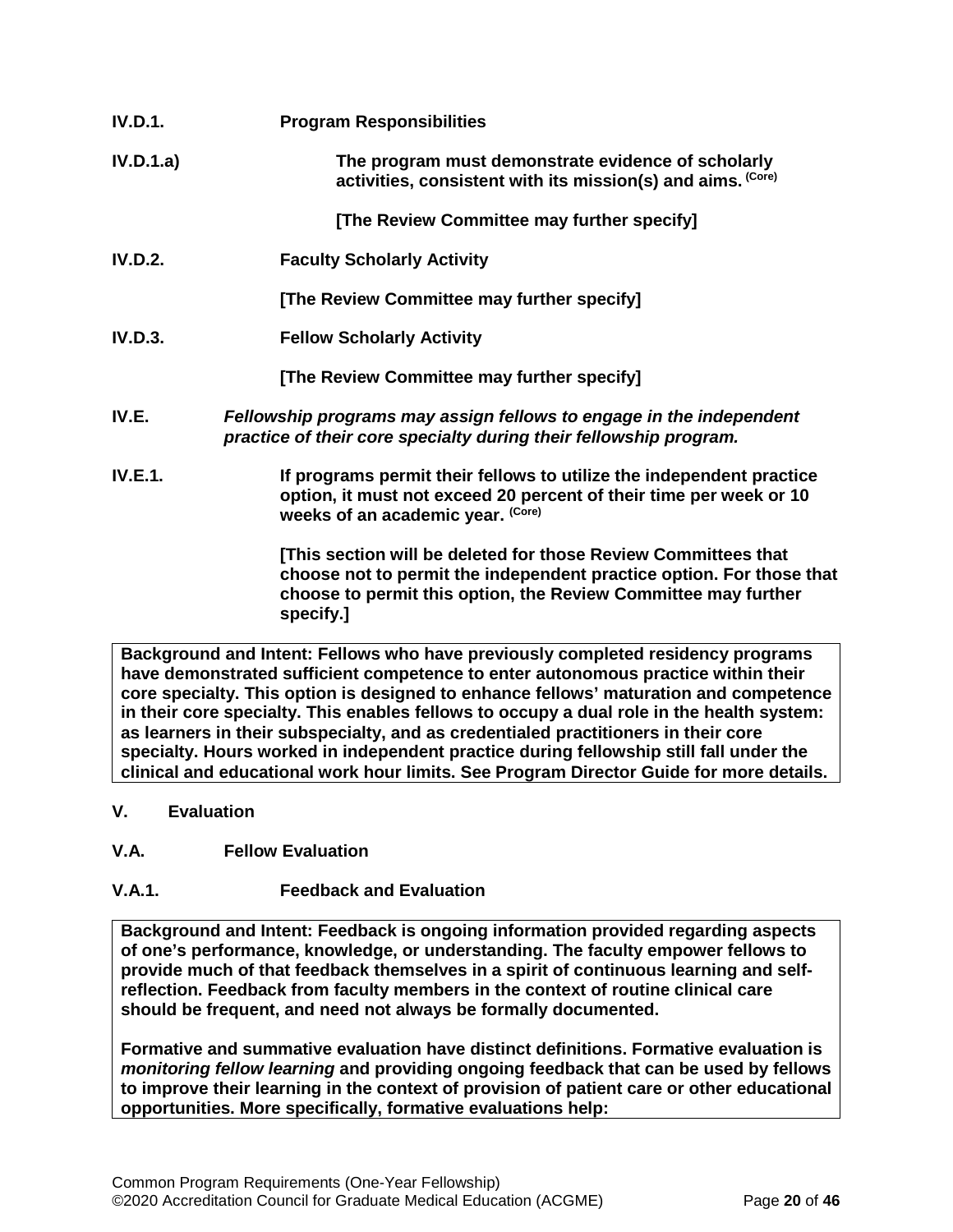**IV.D.1. Program Responsibilities**

**IV.D.1.a) The program must demonstrate evidence of scholarly activities, consistent with its mission(s) and aims.** (Core)

**[The Review Committee may further specify]**

**IV.D.2. Faculty Scholarly Activity**

**[The Review Committee may further specify]**

**IV.D.3. Fellow Scholarly Activity**

**[The Review Committee may further specify]**

**IV.E. *Fellowship programs may assign fellows to engage in the independent practice of their core specialty during their fellowship program.***

**IV.E.1. If programs permit their fellows to utilize the independent practice option, it must not exceed 20 percent of their time per week or 10 weeks of an academic year.** (Core)

**[This section will be deleted for those Review Committees that choose not to permit the independent practice option. For those that choose to permit this option, the Review Committee may further specify.]**

> **Background and Intent: Fellows who have previously completed residency programs have demonstrated sufficient competence to enter autonomous practice within their core specialty. This option is designed to enhance fellows' maturation and competence in their core specialty. This enables fellows to occupy a dual role in the health system: as learners in their subspecialty, and as credentialed practitioners in their core specialty. Hours worked in independent practice during fellowship still fall under the clinical and educational work hour limits. See Program Director Guide for more details.**

## V. Evaluation

### V.A. Fellow Evaluation

#### V.A.1. Feedback and Evaluation

> **Background and Intent: Feedback is ongoing information provided regarding aspects of one's performance, knowledge, or understanding. The faculty empower fellows to provide much of that feedback themselves in a spirit of continuous learning and self-reflection. Feedback from faculty members in the context of routine clinical care should be frequent, and need not always be formally documented.**
>
> **Formative and summative evaluation have distinct definitions. Formative evaluation is *monitoring fellow learning* and providing ongoing feedback that can be used by fellows to improve their learning in the context of provision of patient care or other educational opportunities. More specifically, formative evaluations help:**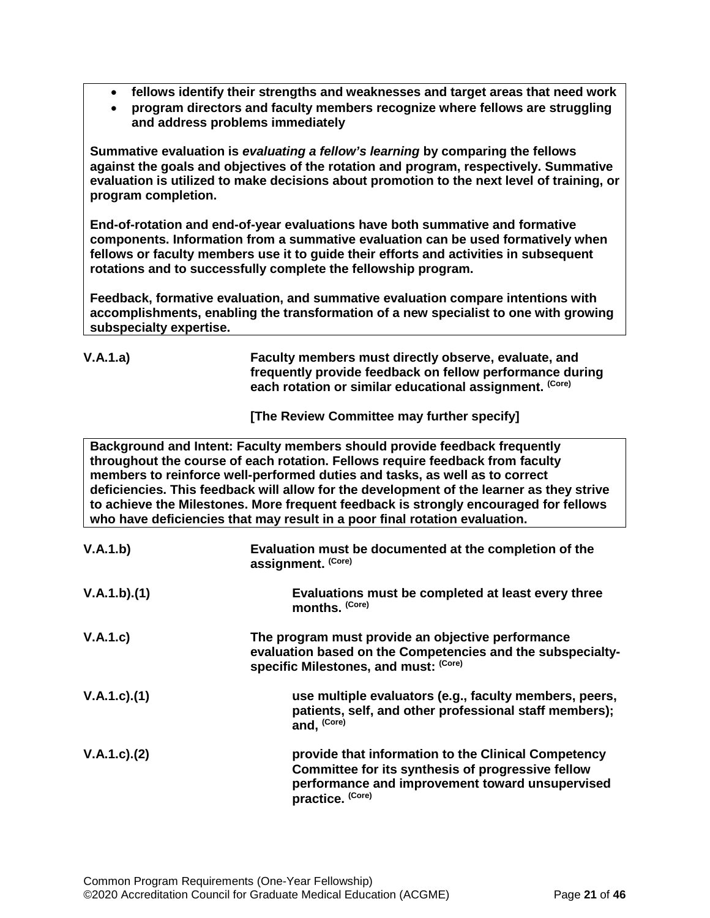- **fellows identify their strengths and weaknesses and target areas that need work**
- **program directors and faculty members recognize where fellows are struggling and address problems immediately**

**Summative evaluation is *evaluating a fellow's learning* by comparing the fellows against the goals and objectives of the rotation and program, respectively. Summative evaluation is utilized to make decisions about promotion to the next level of training, or program completion.**

**End-of-rotation and end-of-year evaluations have both summative and formative components. Information from a summative evaluation can be used formatively when fellows or faculty members use it to guide their efforts and activities in subsequent rotations and to successfully complete the fellowship program.**

**Feedback, formative evaluation, and summative evaluation compare intentions with accomplishments, enabling the transformation of a new specialist to one with growing subspecialty expertise.**

**V.A.1.a)** **Faculty members must directly observe, evaluate, and frequently provide feedback on fellow performance during each rotation or similar educational assignment.** (Core)

**[The Review Committee may further specify]**

**Background and Intent: Faculty members should provide feedback frequently throughout the course of each rotation. Fellows require feedback from faculty members to reinforce well-performed duties and tasks, as well as to correct deficiencies. This feedback will allow for the development of the learner as they strive to achieve the Milestones. More frequent feedback is strongly encouraged for fellows who have deficiencies that may result in a poor final rotation evaluation.**

**V.A.1.b)** **Evaluation must be documented at the completion of the assignment.** (Core)

**V.A.1.b).(1)** **Evaluations must be completed at least every three months.** (Core)

**V.A.1.c)** **The program must provide an objective performance evaluation based on the Competencies and the subspecialty-specific Milestones, and must:** (Core)

**V.A.1.c).(1)** **use multiple evaluators (e.g., faculty members, peers, patients, self, and other professional staff members); and,** (Core)

**V.A.1.c).(2)** **provide that information to the Clinical Competency Committee for its synthesis of progressive fellow performance and improvement toward unsupervised practice.** (Core)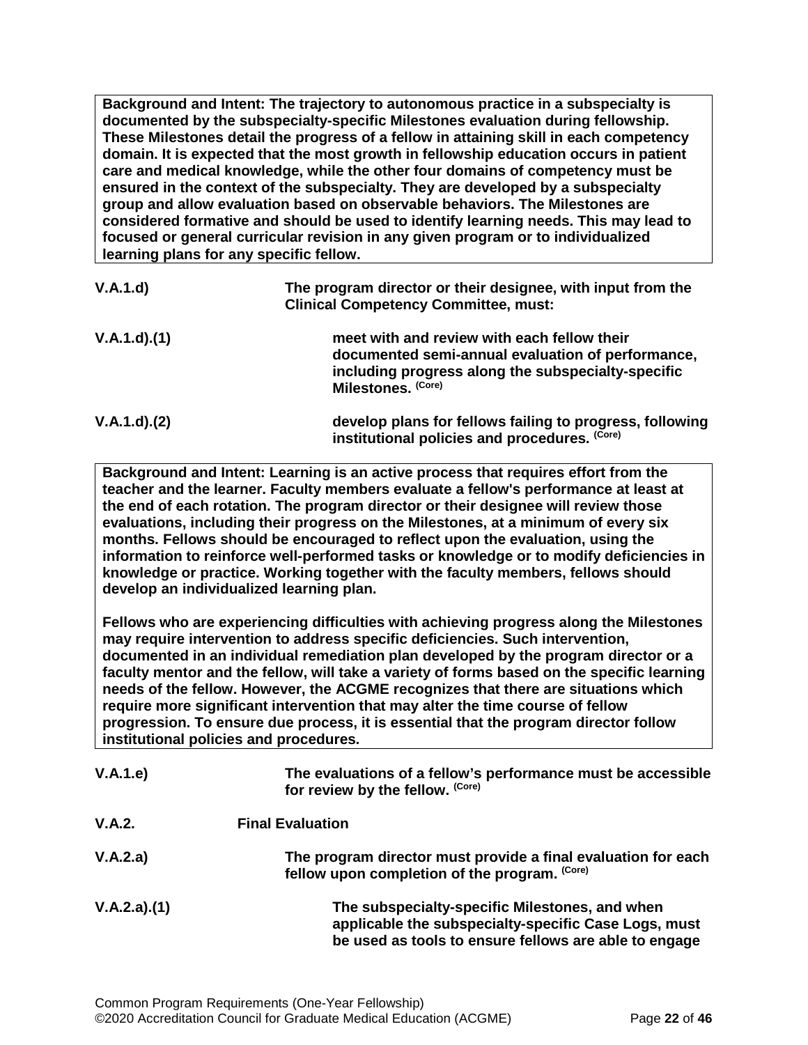**Background and Intent: The trajectory to autonomous practice in a subspecialty is documented by the subspecialty-specific Milestones evaluation during fellowship. These Milestones detail the progress of a fellow in attaining skill in each competency domain. It is expected that the most growth in fellowship education occurs in patient care and medical knowledge, while the other four domains of competency must be ensured in the context of the subspecialty. They are developed by a subspecialty group and allow evaluation based on observable behaviors. The Milestones are considered formative and should be used to identify learning needs. This may lead to focused or general curricular revision in any given program or to individualized learning plans for any specific fellow.**

**V.A.1.d)** **The program director or their designee, with input from the Clinical Competency Committee, must:**

**V.A.1.d).(1)** **meet with and review with each fellow their documented semi-annual evaluation of performance, including progress along the subspecialty-specific Milestones.** (Core)

**V.A.1.d).(2)** **develop plans for fellows failing to progress, following institutional policies and procedures.** (Core)

**Background and Intent: Learning is an active process that requires effort from the teacher and the learner. Faculty members evaluate a fellow's performance at least at the end of each rotation. The program director or their designee will review those evaluations, including their progress on the Milestones, at a minimum of every six months. Fellows should be encouraged to reflect upon the evaluation, using the information to reinforce well-performed tasks or knowledge or to modify deficiencies in knowledge or practice. Working together with the faculty members, fellows should develop an individualized learning plan.**

**Fellows who are experiencing difficulties with achieving progress along the Milestones may require intervention to address specific deficiencies. Such intervention, documented in an individual remediation plan developed by the program director or a faculty mentor and the fellow, will take a variety of forms based on the specific learning needs of the fellow. However, the ACGME recognizes that there are situations which require more significant intervention that may alter the time course of fellow progression. To ensure due process, it is essential that the program director follow institutional policies and procedures.**

**V.A.1.e)** **The evaluations of a fellow's performance must be accessible for review by the fellow.** (Core)

**V.A.2.** **Final Evaluation**

**V.A.2.a)** **The program director must provide a final evaluation for each fellow upon completion of the program.** (Core)

**V.A.2.a).(1)** **The subspecialty-specific Milestones, and when applicable the subspecialty-specific Case Logs, must be used as tools to ensure fellows are able to engage**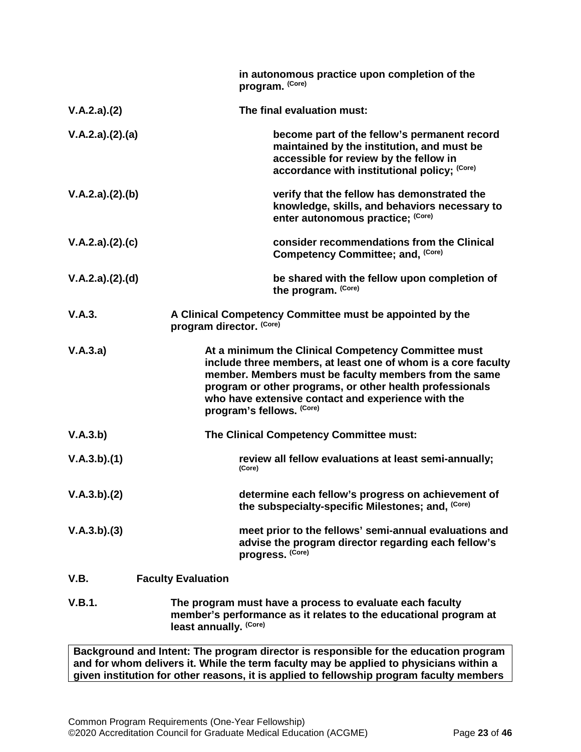**in autonomous practice upon completion of the program.** (Core)

V.A.2.a).(2) **The final evaluation must:**

V.A.2.a).(2).(a) **become part of the fellow's permanent record maintained by the institution, and must be accessible for review by the fellow in accordance with institutional policy;** (Core)

V.A.2.a).(2).(b) **verify that the fellow has demonstrated the knowledge, skills, and behaviors necessary to enter autonomous practice;** (Core)

V.A.2.a).(2).(c) **consider recommendations from the Clinical Competency Committee; and,** (Core)

V.A.2.a).(2).(d) **be shared with the fellow upon completion of the program.** (Core)

V.A.3. **A Clinical Competency Committee must be appointed by the program director.** (Core)

V.A.3.a) **At a minimum the Clinical Competency Committee must include three members, at least one of whom is a core faculty member. Members must be faculty members from the same program or other programs, or other health professionals who have extensive contact and experience with the program's fellows.** (Core)

V.A.3.b) **The Clinical Competency Committee must:**

V.A.3.b).(1) **review all fellow evaluations at least semi-annually;** (Core)

V.A.3.b).(2) **determine each fellow's progress on achievement of the subspecialty-specific Milestones; and,** (Core)

V.A.3.b).(3) **meet prior to the fellows' semi-annual evaluations and advise the program director regarding each fellow's progress.** (Core)

## V.B. Faculty Evaluation

V.B.1. **The program must have a process to evaluate each faculty member's performance as it relates to the educational program at least annually.** (Core)

**Background and Intent: The program director is responsible for the education program and for whom delivers it. While the term faculty may be applied to physicians within a given institution for other reasons, it is applied to fellowship program faculty members**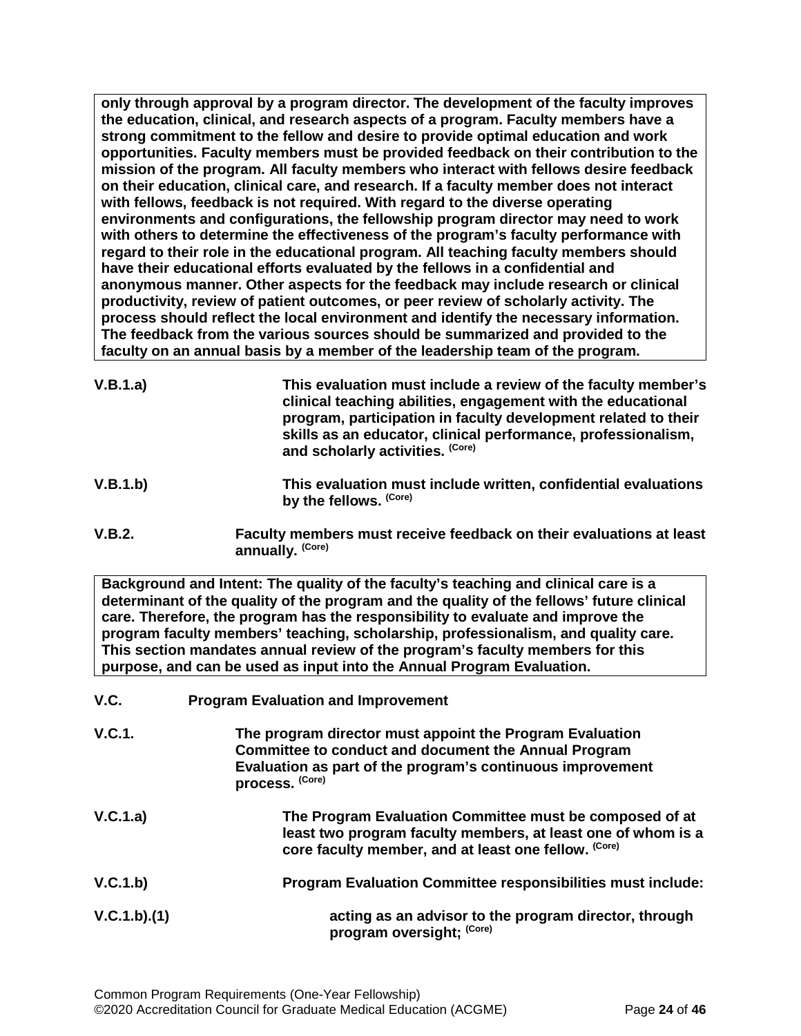**only through approval by a program director. The development of the faculty improves the education, clinical, and research aspects of a program. Faculty members have a strong commitment to the fellow and desire to provide optimal education and work opportunities. Faculty members must be provided feedback on their contribution to the mission of the program. All faculty members who interact with fellows desire feedback on their education, clinical care, and research. If a faculty member does not interact with fellows, feedback is not required. With regard to the diverse operating environments and configurations, the fellowship program director may need to work with others to determine the effectiveness of the program's faculty performance with regard to their role in the educational program. All teaching faculty members should have their educational efforts evaluated by the fellows in a confidential and anonymous manner. Other aspects for the feedback may include research or clinical productivity, review of patient outcomes, or peer review of scholarly activity. The process should reflect the local environment and identify the necessary information. The feedback from the various sources should be summarized and provided to the faculty on an annual basis by a member of the leadership team of the program.**

**V.B.1.a)** **This evaluation must include a review of the faculty member's clinical teaching abilities, engagement with the educational program, participation in faculty development related to their skills as an educator, clinical performance, professionalism, and scholarly activities.** (Core)

**V.B.1.b)** **This evaluation must include written, confidential evaluations by the fellows.** (Core)

**V.B.2.** **Faculty members must receive feedback on their evaluations at least annually.** (Core)

**Background and Intent: The quality of the faculty's teaching and clinical care is a determinant of the quality of the program and the quality of the fellows' future clinical care. Therefore, the program has the responsibility to evaluate and improve the program faculty members' teaching, scholarship, professionalism, and quality care. This section mandates annual review of the program's faculty members for this purpose, and can be used as input into the Annual Program Evaluation.**

## V.C. Program Evaluation and Improvement

**V.C.1.** **The program director must appoint the Program Evaluation Committee to conduct and document the Annual Program Evaluation as part of the program's continuous improvement process.** (Core)

**V.C.1.a)** **The Program Evaluation Committee must be composed of at least two program faculty members, at least one of whom is a core faculty member, and at least one fellow.** (Core)

**V.C.1.b)** **Program Evaluation Committee responsibilities must include:**

**V.C.1.b).(1)** **acting as an advisor to the program director, through program oversight;** (Core)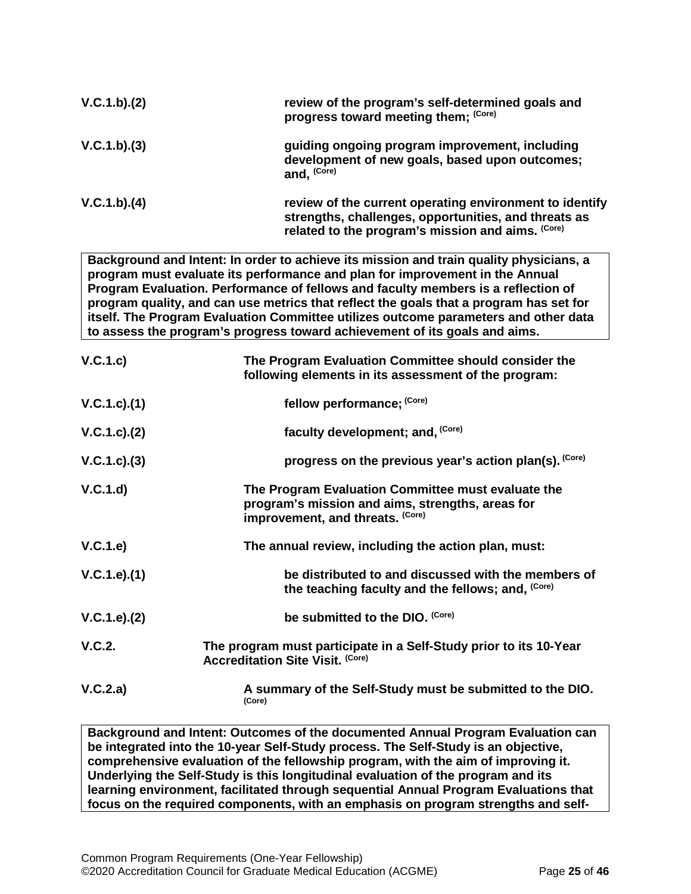| | |
|---|---|
| V.C.1.b).(2) | **review of the program's self-determined goals and progress toward meeting them;** (Core) |
| V.C.1.b).(3) | **guiding ongoing program improvement, including development of new goals, based upon outcomes; and,** (Core) |
| V.C.1.b).(4) | **review of the current operating environment to identify strengths, challenges, opportunities, and threats as related to the program's mission and aims.** (Core) |

**Background and Intent: In order to achieve its mission and train quality physicians, a program must evaluate its performance and plan for improvement in the Annual Program Evaluation. Performance of fellows and faculty members is a reflection of program quality, and can use metrics that reflect the goals that a program has set for itself. The Program Evaluation Committee utilizes outcome parameters and other data to assess the program's progress toward achievement of its goals and aims.**

| | |
|---|---|
| V.C.1.c) | **The Program Evaluation Committee should consider the following elements in its assessment of the program:** |
| V.C.1.c).(1) | **fellow performance;** (Core) |
| V.C.1.c).(2) | **faculty development; and,** (Core) |
| V.C.1.c).(3) | **progress on the previous year's action plan(s).** (Core) |
| V.C.1.d) | **The Program Evaluation Committee must evaluate the program's mission and aims, strengths, areas for improvement, and threats.** (Core) |
| V.C.1.e) | **The annual review, including the action plan, must:** |
| V.C.1.e).(1) | **be distributed to and discussed with the members of the teaching faculty and the fellows; and,** (Core) |
| V.C.1.e).(2) | **be submitted to the DIO.** (Core) |
| V.C.2. | **The program must participate in a Self-Study prior to its 10-Year Accreditation Site Visit.** (Core) |
| V.C.2.a) | **A summary of the Self-Study must be submitted to the DIO.** (Core) |

**Background and Intent: Outcomes of the documented Annual Program Evaluation can be integrated into the 10-year Self-Study process. The Self-Study is an objective, comprehensive evaluation of the fellowship program, with the aim of improving it. Underlying the Self-Study is this longitudinal evaluation of the program and its learning environment, facilitated through sequential Annual Program Evaluations that focus on the required components, with an emphasis on program strengths and self-**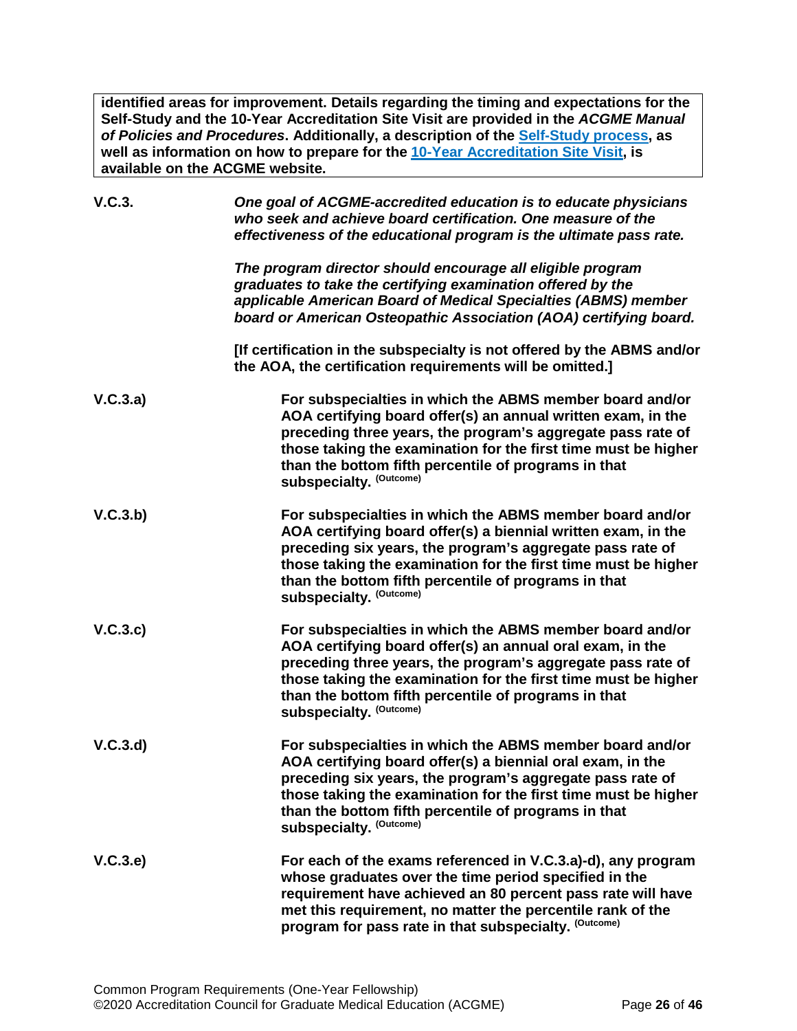**identified areas for improvement. Details regarding the timing and expectations for the Self-Study and the 10-Year Accreditation Site Visit are provided in the *ACGME Manual of Policies and Procedures*. Additionally, a description of the Self-Study process, as well as information on how to prepare for the 10-Year Accreditation Site Visit, is available on the ACGME website.**

**V.C.3.** ***One goal of ACGME-accredited education is to educate physicians who seek and achieve board certification. One measure of the effectiveness of the educational program is the ultimate pass rate.***

***The program director should encourage all eligible program graduates to take the certifying examination offered by the applicable American Board of Medical Specialties (ABMS) member board or American Osteopathic Association (AOA) certifying board.***

**[If certification in the subspecialty is not offered by the ABMS and/or the AOA, the certification requirements will be omitted.]**

**V.C.3.a)** **For subspecialties in which the ABMS member board and/or AOA certifying board offer(s) an annual written exam, in the preceding three years, the program's aggregate pass rate of those taking the examination for the first time must be higher than the bottom fifth percentile of programs in that subspecialty.** (Outcome)

**V.C.3.b)** **For subspecialties in which the ABMS member board and/or AOA certifying board offer(s) a biennial written exam, in the preceding six years, the program's aggregate pass rate of those taking the examination for the first time must be higher than the bottom fifth percentile of programs in that subspecialty.** (Outcome)

**V.C.3.c)** **For subspecialties in which the ABMS member board and/or AOA certifying board offer(s) an annual oral exam, in the preceding three years, the program's aggregate pass rate of those taking the examination for the first time must be higher than the bottom fifth percentile of programs in that subspecialty.** (Outcome)

**V.C.3.d)** **For subspecialties in which the ABMS member board and/or AOA certifying board offer(s) a biennial oral exam, in the preceding six years, the program's aggregate pass rate of those taking the examination for the first time must be higher than the bottom fifth percentile of programs in that subspecialty.** (Outcome)

**V.C.3.e)** **For each of the exams referenced in V.C.3.a)-d), any program whose graduates over the time period specified in the requirement have achieved an 80 percent pass rate will have met this requirement, no matter the percentile rank of the program for pass rate in that subspecialty.** (Outcome)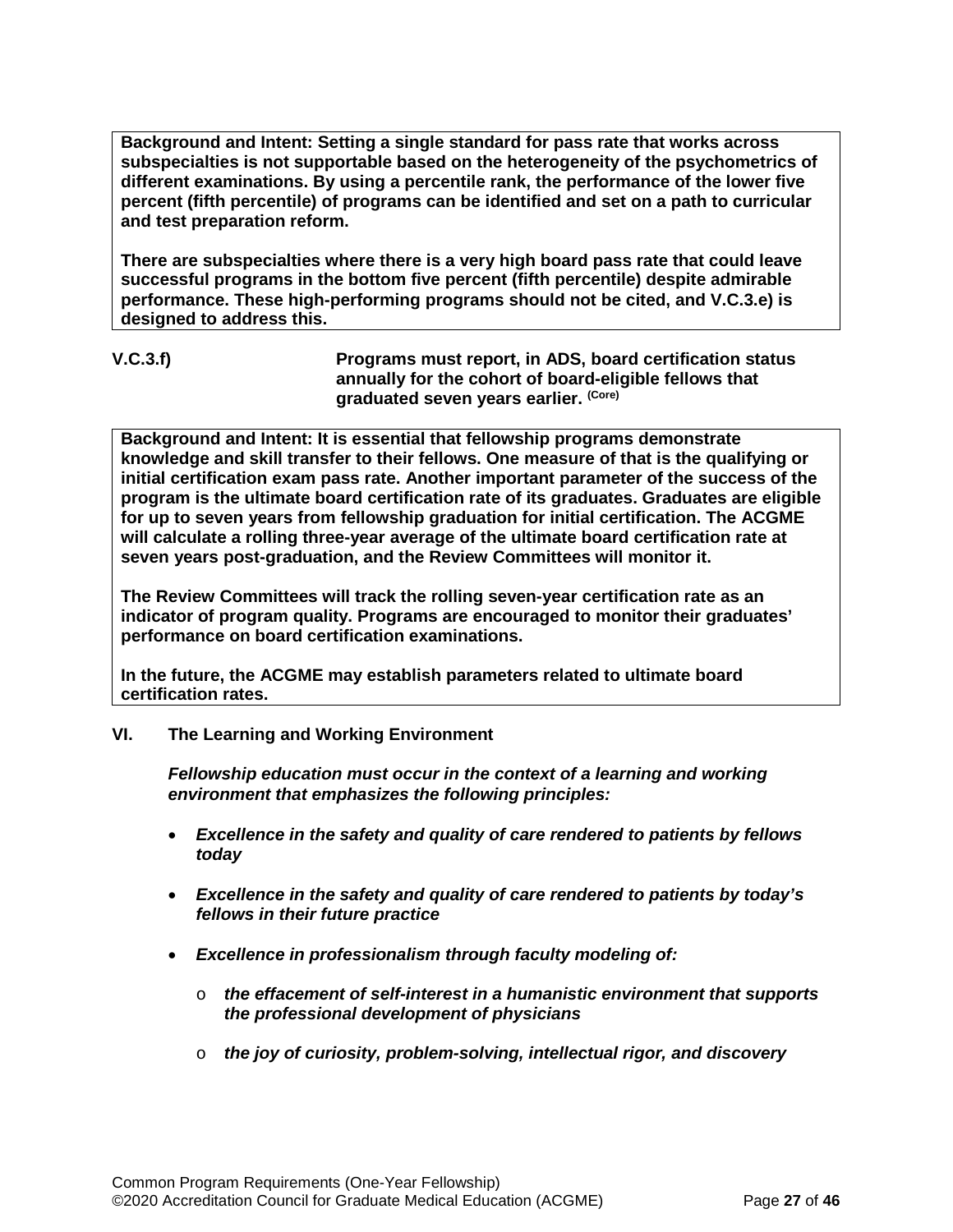**Background and Intent: Setting a single standard for pass rate that works across subspecialties is not supportable based on the heterogeneity of the psychometrics of different examinations. By using a percentile rank, the performance of the lower five percent (fifth percentile) of programs can be identified and set on a path to curricular and test preparation reform.**

**There are subspecialties where there is a very high board pass rate that could leave successful programs in the bottom five percent (fifth percentile) despite admirable performance. These high-performing programs should not be cited, and V.C.3.e) is designed to address this.**

**V.C.3.f)** **Programs must report, in ADS, board certification status annually for the cohort of board-eligible fellows that graduated seven years earlier.** (Core)

**Background and Intent: It is essential that fellowship programs demonstrate knowledge and skill transfer to their fellows. One measure of that is the qualifying or initial certification exam pass rate. Another important parameter of the success of the program is the ultimate board certification rate of its graduates. Graduates are eligible for up to seven years from fellowship graduation for initial certification. The ACGME will calculate a rolling three-year average of the ultimate board certification rate at seven years post-graduation, and the Review Committees will monitor it.**

**The Review Committees will track the rolling seven-year certification rate as an indicator of program quality. Programs are encouraged to monitor their graduates' performance on board certification examinations.**

**In the future, the ACGME may establish parameters related to ultimate board certification rates.**

## VI. The Learning and Working Environment

***Fellowship education must occur in the context of a learning and working environment that emphasizes the following principles:***

- ***Excellence in the safety and quality of care rendered to patients by fellows today***
- ***Excellence in the safety and quality of care rendered to patients by today's fellows in their future practice***
- ***Excellence in professionalism through faculty modeling of:***
  - ***the effacement of self-interest in a humanistic environment that supports the professional development of physicians***
  - ***the joy of curiosity, problem-solving, intellectual rigor, and discovery***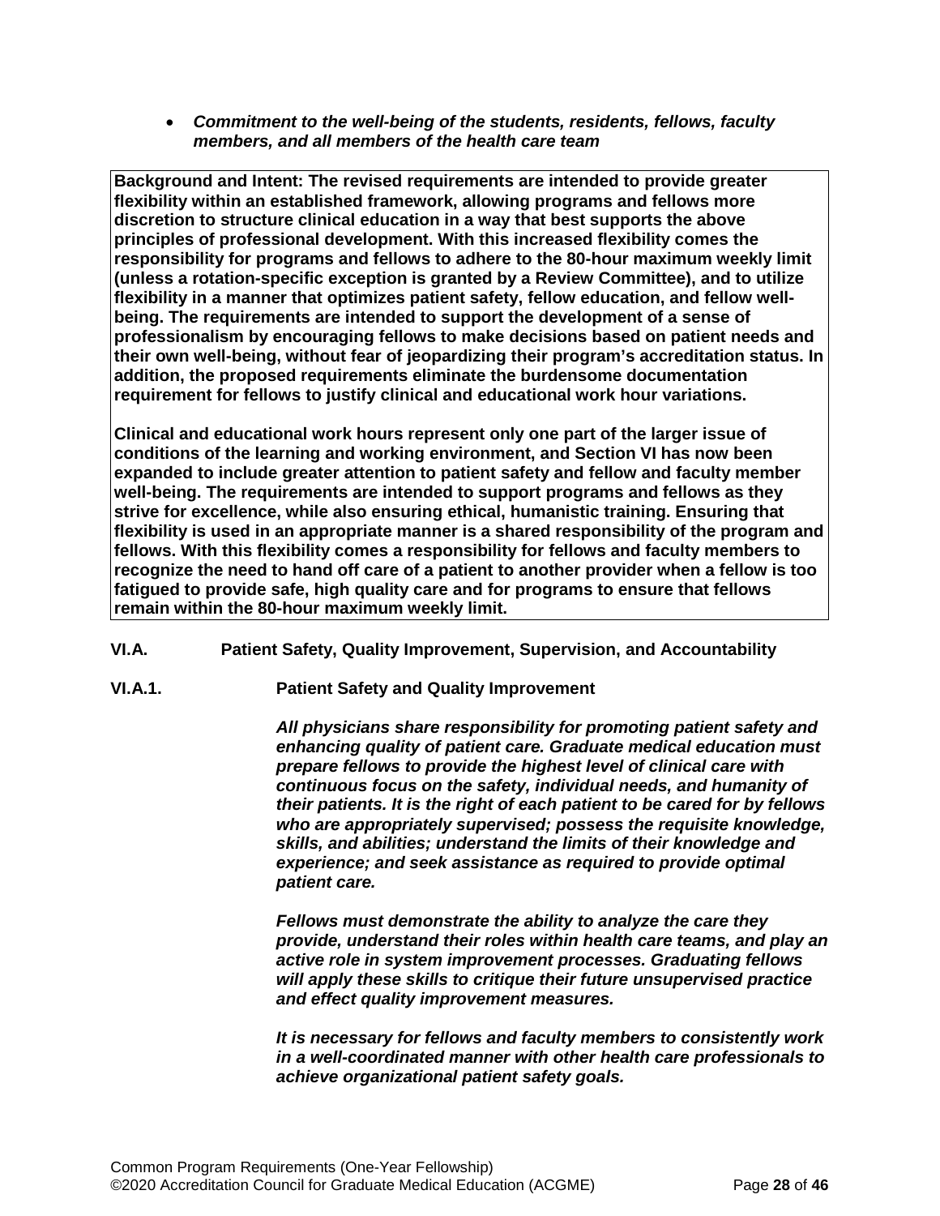- ***Commitment to the well-being of the students, residents, fellows, faculty members, and all members of the health care team***

**Background and Intent: The revised requirements are intended to provide greater flexibility within an established framework, allowing programs and fellows more discretion to structure clinical education in a way that best supports the above principles of professional development. With this increased flexibility comes the responsibility for programs and fellows to adhere to the 80-hour maximum weekly limit (unless a rotation-specific exception is granted by a Review Committee), and to utilize flexibility in a manner that optimizes patient safety, fellow education, and fellow well-being. The requirements are intended to support the development of a sense of professionalism by encouraging fellows to make decisions based on patient needs and their own well-being, without fear of jeopardizing their program's accreditation status. In addition, the proposed requirements eliminate the burdensome documentation requirement for fellows to justify clinical and educational work hour variations.**

**Clinical and educational work hours represent only one part of the larger issue of conditions of the learning and working environment, and Section VI has now been expanded to include greater attention to patient safety and fellow and faculty member well-being. The requirements are intended to support programs and fellows as they strive for excellence, while also ensuring ethical, humanistic training. Ensuring that flexibility is used in an appropriate manner is a shared responsibility of the program and fellows. With this flexibility comes a responsibility for fellows and faculty members to recognize the need to hand off care of a patient to another provider when a fellow is too fatigued to provide safe, high quality care and for programs to ensure that fellows remain within the 80-hour maximum weekly limit.**

**VI.A. Patient Safety, Quality Improvement, Supervision, and Accountability**

**VI.A.1. Patient Safety and Quality Improvement**

***All physicians share responsibility for promoting patient safety and enhancing quality of patient care. Graduate medical education must prepare fellows to provide the highest level of clinical care with continuous focus on the safety, individual needs, and humanity of their patients. It is the right of each patient to be cared for by fellows who are appropriately supervised; possess the requisite knowledge, skills, and abilities; understand the limits of their knowledge and experience; and seek assistance as required to provide optimal patient care.***

***Fellows must demonstrate the ability to analyze the care they provide, understand their roles within health care teams, and play an active role in system improvement processes. Graduating fellows will apply these skills to critique their future unsupervised practice and effect quality improvement measures.***

***It is necessary for fellows and faculty members to consistently work in a well-coordinated manner with other health care professionals to achieve organizational patient safety goals.***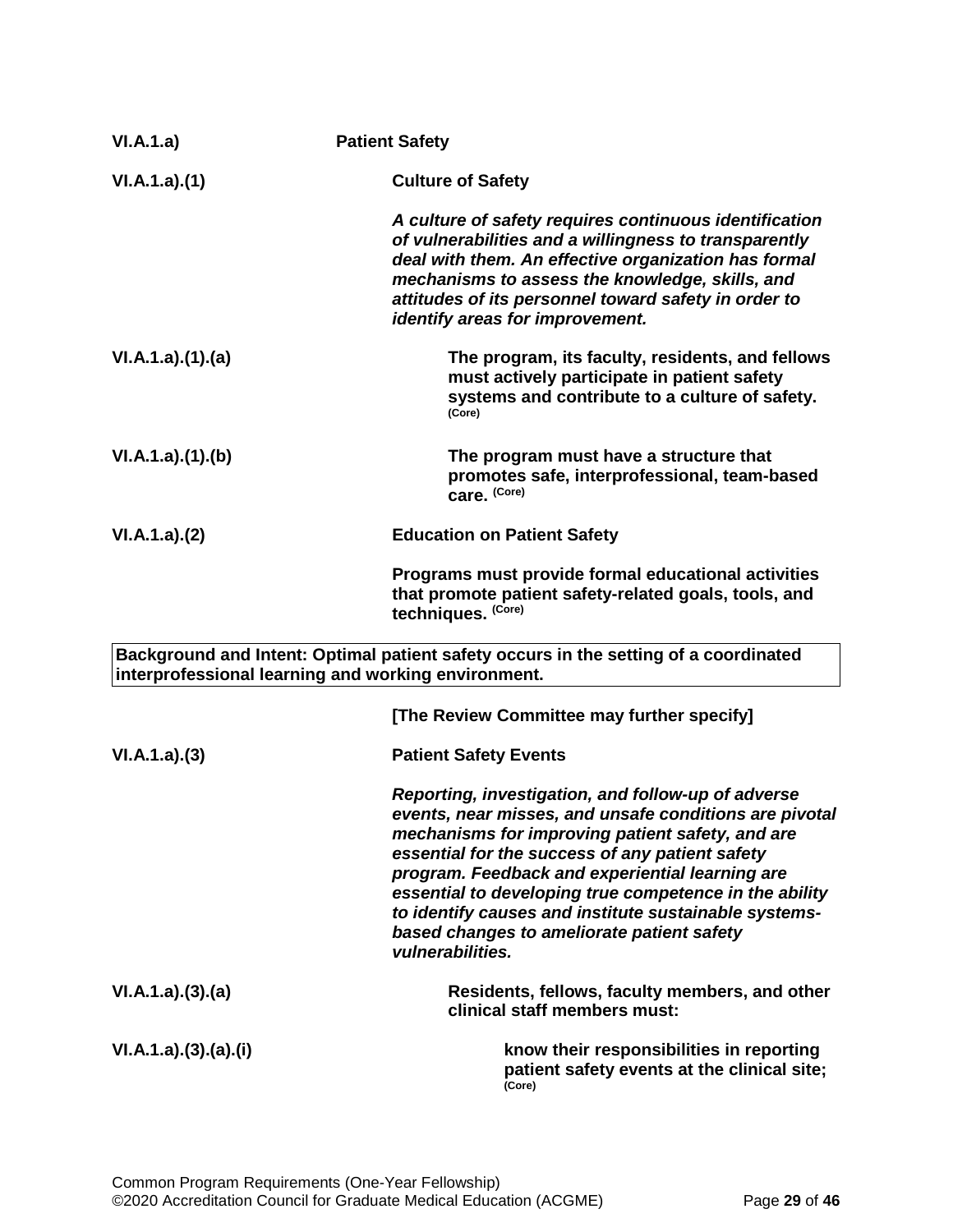**VI.A.1.a)** **Patient Safety**

**VI.A.1.a).(1)** **Culture of Safety**

***A culture of safety requires continuous identification of vulnerabilities and a willingness to transparently deal with them. An effective organization has formal mechanisms to assess the knowledge, skills, and attitudes of its personnel toward safety in order to identify areas for improvement.***

**VI.A.1.a).(1).(a)** **The program, its faculty, residents, and fellows must actively participate in patient safety systems and contribute to a culture of safety.** **(Core)**

**VI.A.1.a).(1).(b)** **The program must have a structure that promotes safe, interprofessional, team-based care.** **(Core)**

**VI.A.1.a).(2)** **Education on Patient Safety**

**Programs must provide formal educational activities that promote patient safety-related goals, tools, and techniques.** **(Core)**

| **Background and Intent: Optimal patient safety occurs in the setting of a coordinated interprofessional learning and working environment.** |
|---|

**[The Review Committee may further specify]**

**VI.A.1.a).(3)** **Patient Safety Events**

***Reporting, investigation, and follow-up of adverse events, near misses, and unsafe conditions are pivotal mechanisms for improving patient safety, and are essential for the success of any patient safety program. Feedback and experiential learning are essential to developing true competence in the ability to identify causes and institute sustainable systems-based changes to ameliorate patient safety vulnerabilities.***

**VI.A.1.a).(3).(a)** **Residents, fellows, faculty members, and other clinical staff members must:**

**VI.A.1.a).(3).(a).(i)** **know their responsibilities in reporting patient safety events at the clinical site;** **(Core)**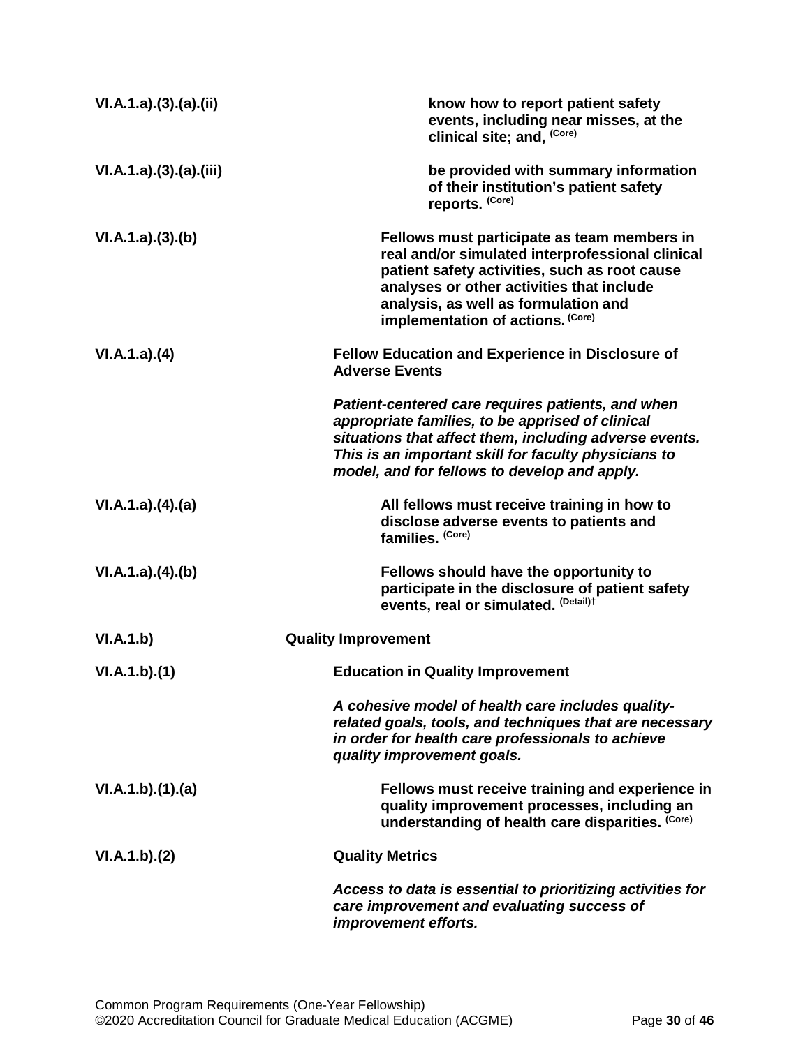| | |
|---|---|
| VI.A.1.a).(3).(a).(ii) | **know how to report patient safety events, including near misses, at the clinical site; and,** (Core) |
| VI.A.1.a).(3).(a).(iii) | **be provided with summary information of their institution's patient safety reports.** (Core) |
| VI.A.1.a).(3).(b) | **Fellows must participate as team members in real and/or simulated interprofessional clinical patient safety activities, such as root cause analyses or other activities that include analysis, as well as formulation and implementation of actions.** (Core) |
| VI.A.1.a).(4) | **Fellow Education and Experience in Disclosure of Adverse Events** |
| | ***Patient-centered care requires patients, and when appropriate families, to be apprised of clinical situations that affect them, including adverse events. This is an important skill for faculty physicians to model, and for fellows to develop and apply.*** |
| VI.A.1.a).(4).(a) | **All fellows must receive training in how to disclose adverse events to patients and families.** (Core) |
| VI.A.1.a).(4).(b) | **Fellows should have the opportunity to participate in the disclosure of patient safety events, real or simulated.** (Detail)† |
| VI.A.1.b) | **Quality Improvement** |
| VI.A.1.b).(1) | **Education in Quality Improvement** |
| | ***A cohesive model of health care includes quality-related goals, tools, and techniques that are necessary in order for health care professionals to achieve quality improvement goals.*** |
| VI.A.1.b).(1).(a) | **Fellows must receive training and experience in quality improvement processes, including an understanding of health care disparities.** (Core) |
| VI.A.1.b).(2) | **Quality Metrics** |
| | ***Access to data is essential to prioritizing activities for care improvement and evaluating success of improvement efforts.*** |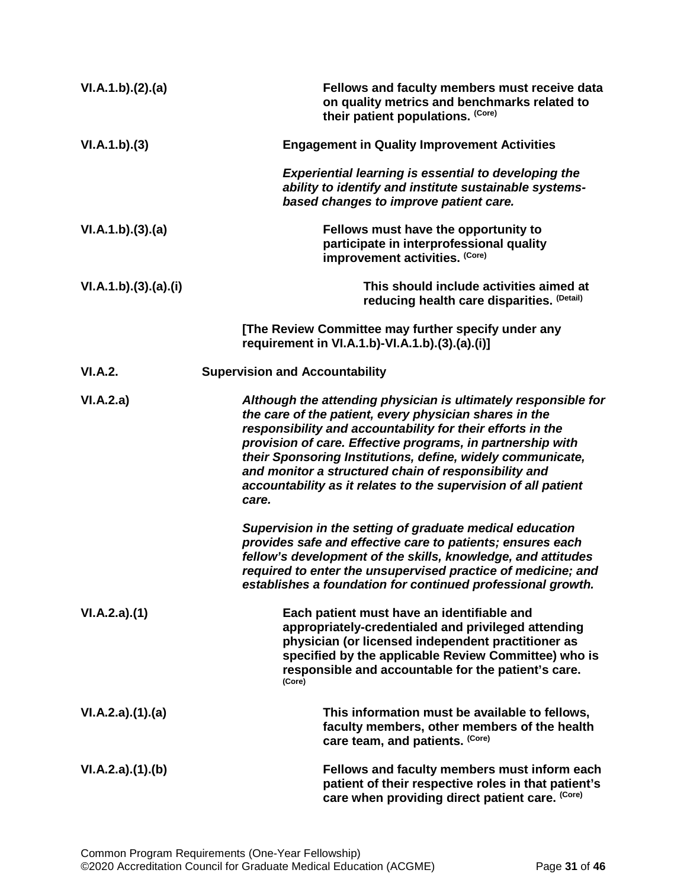VI.A.1.b).(2).(a) **Fellows and faculty members must receive data on quality metrics and benchmarks related to their patient populations.** (Core)

VI.A.1.b).(3) **Engagement in Quality Improvement Activities**

*Experiential learning is essential to developing the ability to identify and institute sustainable systems-based changes to improve patient care.*

VI.A.1.b).(3).(a) **Fellows must have the opportunity to participate in interprofessional quality improvement activities.** (Core)

VI.A.1.b).(3).(a).(i) **This should include activities aimed at reducing health care disparities.** (Detail)

**[The Review Committee may further specify under any requirement in VI.A.1.b)-VI.A.1.b).(3).(a).(i)]**

VI.A.2. **Supervision and Accountability**

VI.A.2.a) *Although the attending physician is ultimately responsible for the care of the patient, every physician shares in the responsibility and accountability for their efforts in the provision of care. Effective programs, in partnership with their Sponsoring Institutions, define, widely communicate, and monitor a structured chain of responsibility and accountability as it relates to the supervision of all patient care.*

*Supervision in the setting of graduate medical education provides safe and effective care to patients; ensures each fellow's development of the skills, knowledge, and attitudes required to enter the unsupervised practice of medicine; and establishes a foundation for continued professional growth.*

VI.A.2.a).(1) **Each patient must have an identifiable and appropriately-credentialed and privileged attending physician (or licensed independent practitioner as specified by the applicable Review Committee) who is responsible and accountable for the patient's care.** (Core)

VI.A.2.a).(1).(a) **This information must be available to fellows, faculty members, other members of the health care team, and patients.** (Core)

VI.A.2.a).(1).(b) **Fellows and faculty members must inform each patient of their respective roles in that patient's care when providing direct patient care.** (Core)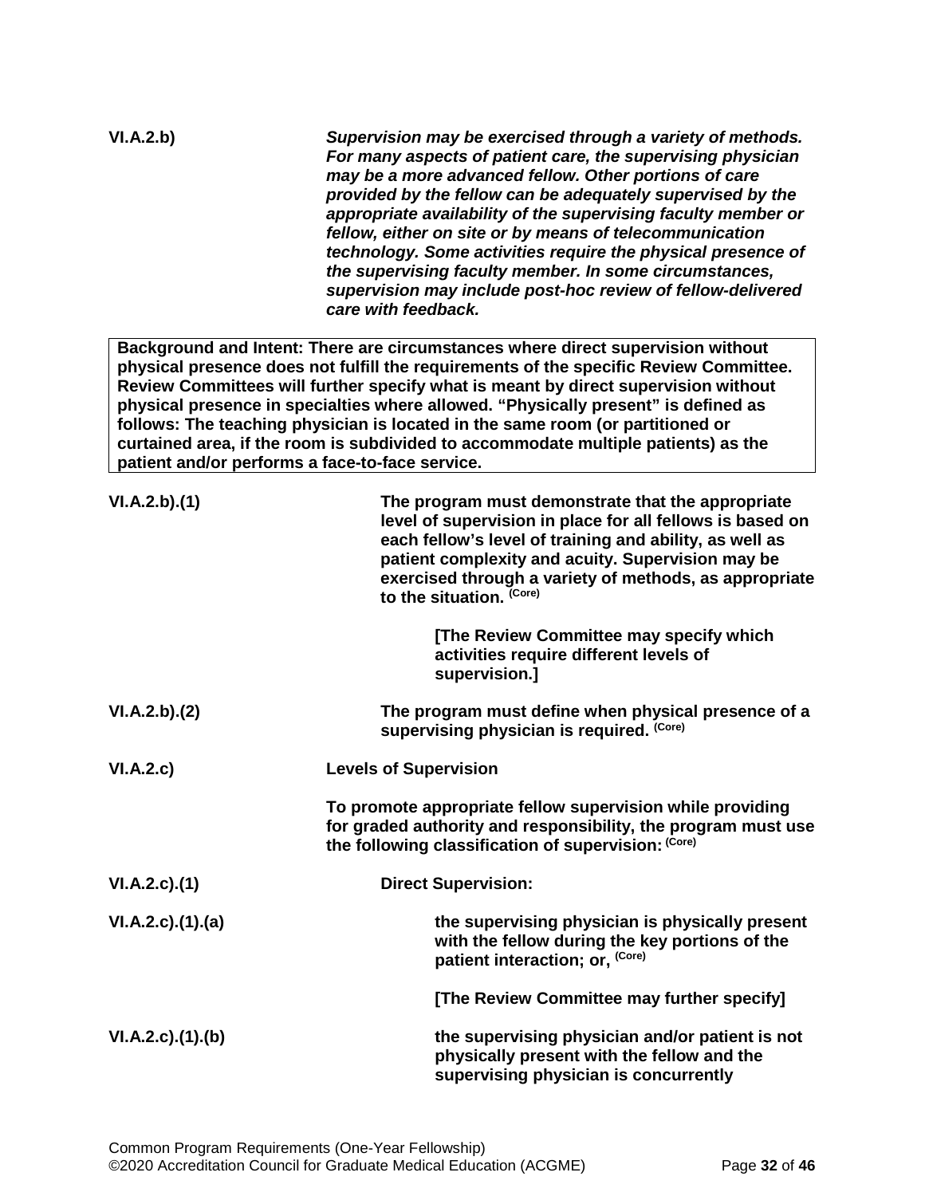**VI.A.2.b)** ***Supervision may be exercised through a variety of methods. For many aspects of patient care, the supervising physician may be a more advanced fellow. Other portions of care provided by the fellow can be adequately supervised by the appropriate availability of the supervising faculty member or fellow, either on site or by means of telecommunication technology. Some activities require the physical presence of the supervising faculty member. In some circumstances, supervision may include post-hoc review of fellow-delivered care with feedback.***

> **Background and Intent: There are circumstances where direct supervision without physical presence does not fulfill the requirements of the specific Review Committee. Review Committees will further specify what is meant by direct supervision without physical presence in specialties where allowed. "Physically present" is defined as follows: The teaching physician is located in the same room (or partitioned or curtained area, if the room is subdivided to accommodate multiple patients) as the patient and/or performs a face-to-face service.**

**VI.A.2.b).(1)** **The program must demonstrate that the appropriate level of supervision in place for all fellows is based on each fellow's level of training and ability, as well as patient complexity and acuity. Supervision may be exercised through a variety of methods, as appropriate to the situation.** (Core)

**[The Review Committee may specify which activities require different levels of supervision.]**

**VI.A.2.b).(2)** **The program must define when physical presence of a supervising physician is required.** (Core)

**VI.A.2.c)** **Levels of Supervision**

**To promote appropriate fellow supervision while providing for graded authority and responsibility, the program must use the following classification of supervision:** (Core)

**VI.A.2.c).(1)** **Direct Supervision:**

**VI.A.2.c).(1).(a)** **the supervising physician is physically present with the fellow during the key portions of the patient interaction; or,** (Core)

**[The Review Committee may further specify]**

**VI.A.2.c).(1).(b)** **the supervising physician and/or patient is not physically present with the fellow and the supervising physician is concurrently**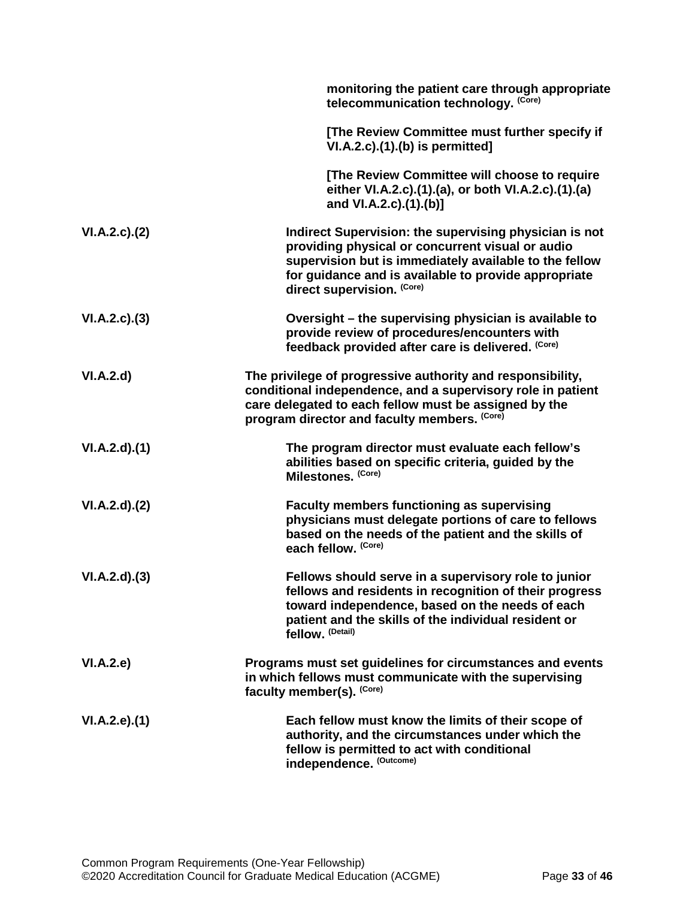**monitoring the patient care through appropriate telecommunication technology.** (Core)

**[The Review Committee must further specify if VI.A.2.c).(1).(b) is permitted]**

**[The Review Committee will choose to require either VI.A.2.c).(1).(a), or both VI.A.2.c).(1).(a) and VI.A.2.c).(1).(b)]**

| | |
|---|---|
| VI.A.2.c).(2) | **Indirect Supervision: the supervising physician is not providing physical or concurrent visual or audio supervision but is immediately available to the fellow for guidance and is available to provide appropriate direct supervision.** (Core) |
| VI.A.2.c).(3) | **Oversight – the supervising physician is available to provide review of procedures/encounters with feedback provided after care is delivered.** (Core) |
| VI.A.2.d) | **The privilege of progressive authority and responsibility, conditional independence, and a supervisory role in patient care delegated to each fellow must be assigned by the program director and faculty members.** (Core) |
| VI.A.2.d).(1) | **The program director must evaluate each fellow's abilities based on specific criteria, guided by the Milestones.** (Core) |
| VI.A.2.d).(2) | **Faculty members functioning as supervising physicians must delegate portions of care to fellows based on the needs of the patient and the skills of each fellow.** (Core) |
| VI.A.2.d).(3) | **Fellows should serve in a supervisory role to junior fellows and residents in recognition of their progress toward independence, based on the needs of each patient and the skills of the individual resident or fellow.** (Detail) |
| VI.A.2.e) | **Programs must set guidelines for circumstances and events in which fellows must communicate with the supervising faculty member(s).** (Core) |
| VI.A.2.e).(1) | **Each fellow must know the limits of their scope of authority, and the circumstances under which the fellow is permitted to act with conditional independence.** (Outcome) |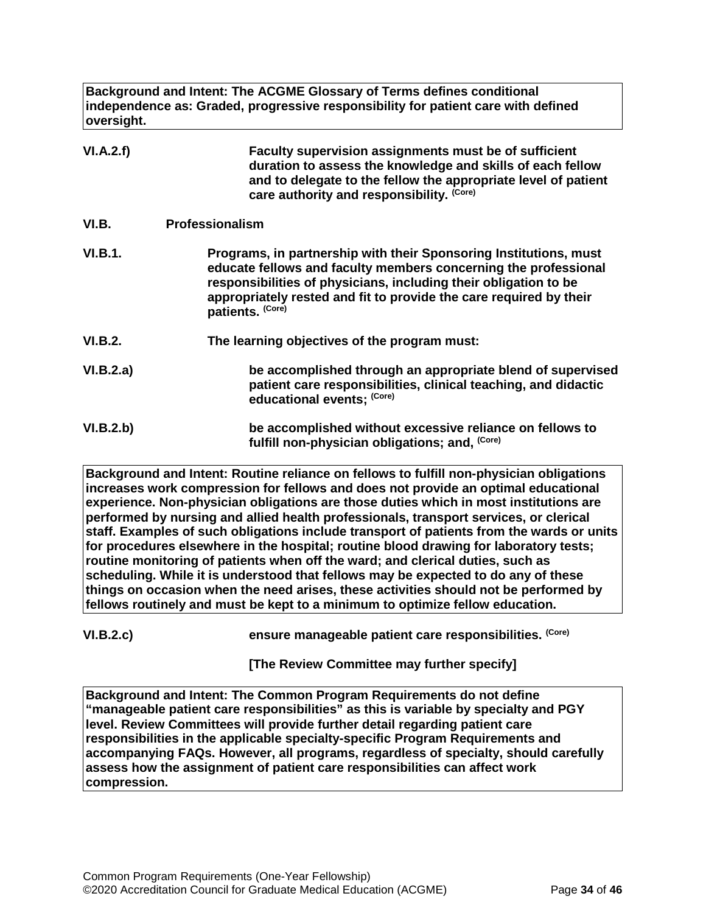**Background and Intent: The ACGME Glossary of Terms defines conditional independence as: Graded, progressive responsibility for patient care with defined oversight.**

**VI.A.2.f)** **Faculty supervision assignments must be of sufficient duration to assess the knowledge and skills of each fellow and to delegate to the fellow the appropriate level of patient care authority and responsibility.** (Core)

**VI.B. Professionalism**

**VI.B.1.** **Programs, in partnership with their Sponsoring Institutions, must educate fellows and faculty members concerning the professional responsibilities of physicians, including their obligation to be appropriately rested and fit to provide the care required by their patients.** (Core)

**VI.B.2.** **The learning objectives of the program must:**

**VI.B.2.a)** **be accomplished through an appropriate blend of supervised patient care responsibilities, clinical teaching, and didactic educational events;** (Core)

**VI.B.2.b)** **be accomplished without excessive reliance on fellows to fulfill non-physician obligations; and,** (Core)

**Background and Intent: Routine reliance on fellows to fulfill non-physician obligations increases work compression for fellows and does not provide an optimal educational experience. Non-physician obligations are those duties which in most institutions are performed by nursing and allied health professionals, transport services, or clerical staff. Examples of such obligations include transport of patients from the wards or units for procedures elsewhere in the hospital; routine blood drawing for laboratory tests; routine monitoring of patients when off the ward; and clerical duties, such as scheduling. While it is understood that fellows may be expected to do any of these things on occasion when the need arises, these activities should not be performed by fellows routinely and must be kept to a minimum to optimize fellow education.**

**VI.B.2.c)** **ensure manageable patient care responsibilities.** (Core)

**[The Review Committee may further specify]**

**Background and Intent: The Common Program Requirements do not define "manageable patient care responsibilities" as this is variable by specialty and PGY level. Review Committees will provide further detail regarding patient care responsibilities in the applicable specialty-specific Program Requirements and accompanying FAQs. However, all programs, regardless of specialty, should carefully assess how the assignment of patient care responsibilities can affect work compression.**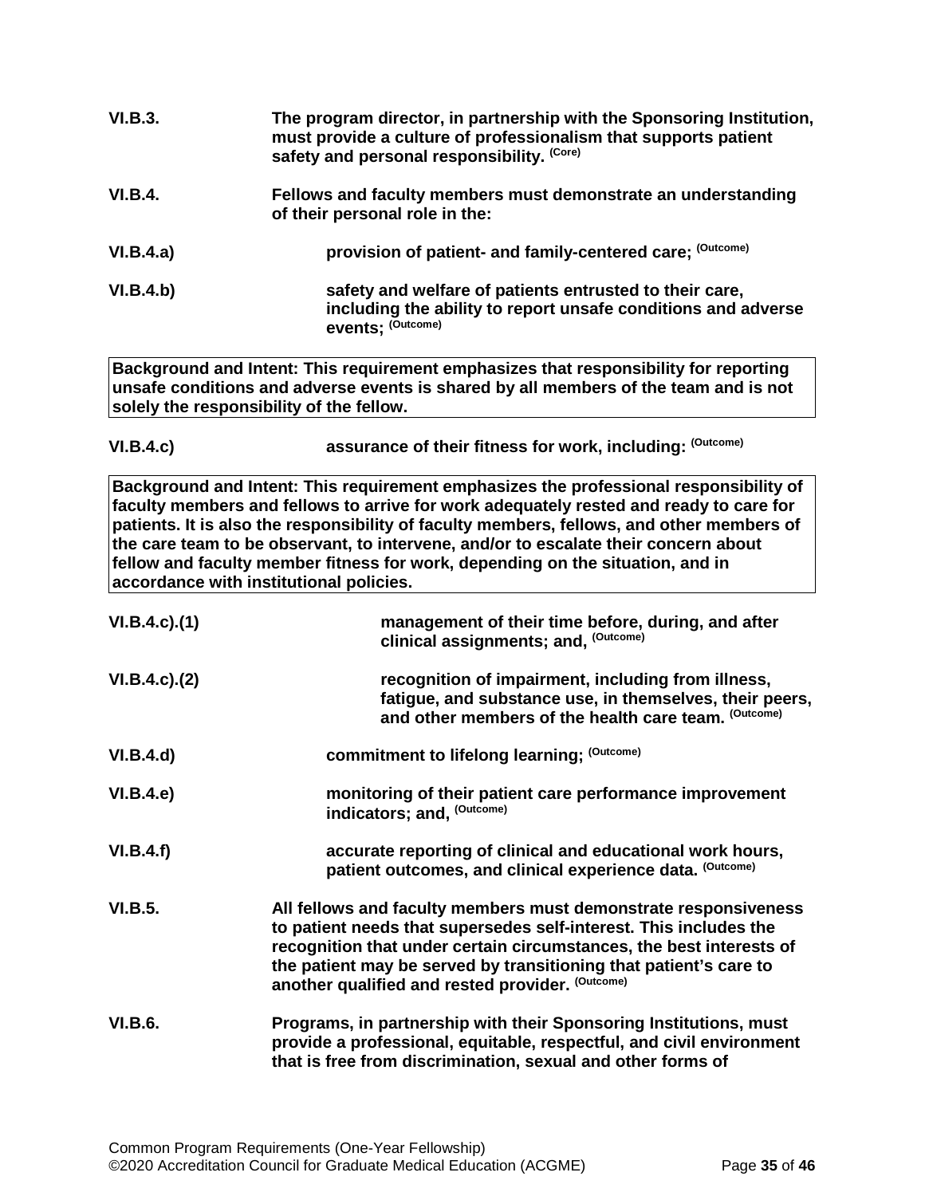**VI.B.3.** **The program director, in partnership with the Sponsoring Institution, must provide a culture of professionalism that supports patient safety and personal responsibility.** **(Core)**

**VI.B.4.** **Fellows and faculty members must demonstrate an understanding of their personal role in the:**

**VI.B.4.a)** **provision of patient- and family-centered care;** **(Outcome)**

**VI.B.4.b)** **safety and welfare of patients entrusted to their care, including the ability to report unsafe conditions and adverse events;** **(Outcome)**

> **Background and Intent: This requirement emphasizes that responsibility for reporting unsafe conditions and adverse events is shared by all members of the team and is not solely the responsibility of the fellow.**

**VI.B.4.c)** **assurance of their fitness for work, including:** **(Outcome)**

> **Background and Intent: This requirement emphasizes the professional responsibility of faculty members and fellows to arrive for work adequately rested and ready to care for patients. It is also the responsibility of faculty members, fellows, and other members of the care team to be observant, to intervene, and/or to escalate their concern about fellow and faculty member fitness for work, depending on the situation, and in accordance with institutional policies.**

**VI.B.4.c).(1)** **management of their time before, during, and after clinical assignments; and,** **(Outcome)**

**VI.B.4.c).(2)** **recognition of impairment, including from illness, fatigue, and substance use, in themselves, their peers, and other members of the health care team.** **(Outcome)**

**VI.B.4.d)** **commitment to lifelong learning;** **(Outcome)**

**VI.B.4.e)** **monitoring of their patient care performance improvement indicators; and,** **(Outcome)**

**VI.B.4.f)** **accurate reporting of clinical and educational work hours, patient outcomes, and clinical experience data.** **(Outcome)**

**VI.B.5.** **All fellows and faculty members must demonstrate responsiveness to patient needs that supersedes self-interest. This includes the recognition that under certain circumstances, the best interests of the patient may be served by transitioning that patient's care to another qualified and rested provider.** **(Outcome)**

**VI.B.6.** **Programs, in partnership with their Sponsoring Institutions, must provide a professional, equitable, respectful, and civil environment that is free from discrimination, sexual and other forms of**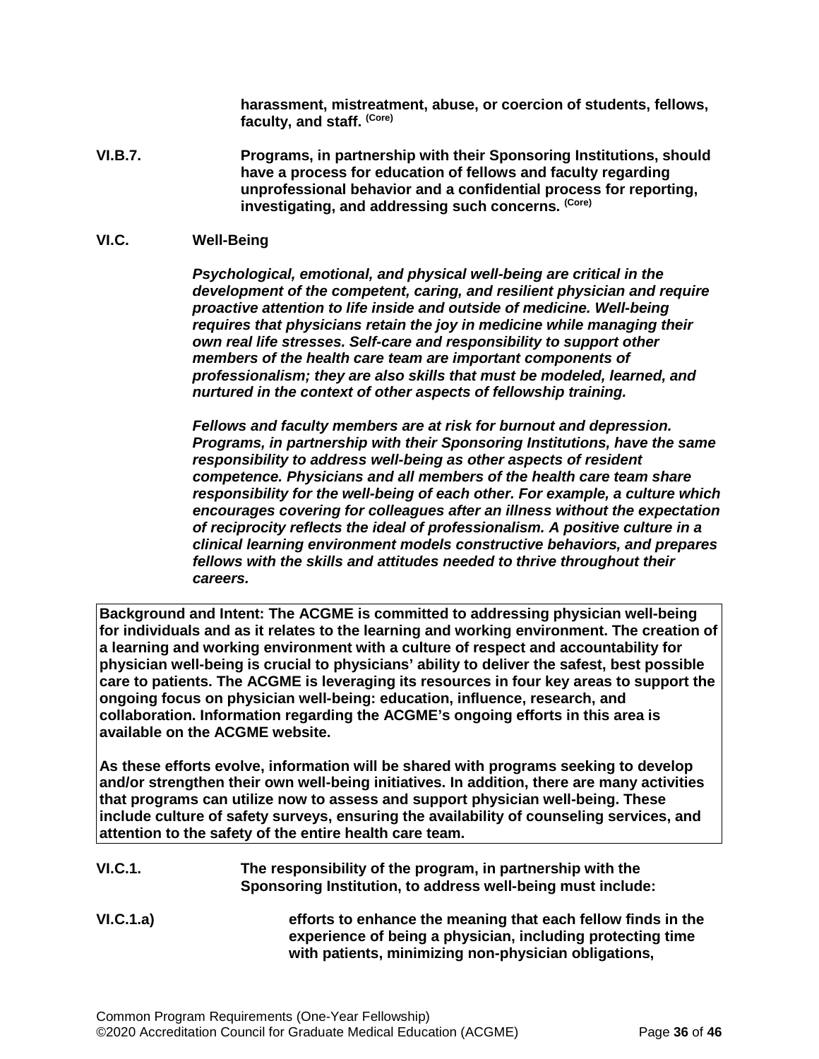**harassment, mistreatment, abuse, or coercion of students, fellows, faculty, and staff.** (Core)

**VI.B.7.** **Programs, in partnership with their Sponsoring Institutions, should have a process for education of fellows and faculty regarding unprofessional behavior and a confidential process for reporting, investigating, and addressing such concerns.** (Core)

## VI.C. Well-Being

***Psychological, emotional, and physical well-being are critical in the development of the competent, caring, and resilient physician and require proactive attention to life inside and outside of medicine. Well-being requires that physicians retain the joy in medicine while managing their own real life stresses. Self-care and responsibility to support other members of the health care team are important components of professionalism; they are also skills that must be modeled, learned, and nurtured in the context of other aspects of fellowship training.***

***Fellows and faculty members are at risk for burnout and depression. Programs, in partnership with their Sponsoring Institutions, have the same responsibility to address well-being as other aspects of resident competence. Physicians and all members of the health care team share responsibility for the well-being of each other. For example, a culture which encourages covering for colleagues after an illness without the expectation of reciprocity reflects the ideal of professionalism. A positive culture in a clinical learning environment models constructive behaviors, and prepares fellows with the skills and attitudes needed to thrive throughout their careers.***

> **Background and Intent: The ACGME is committed to addressing physician well-being for individuals and as it relates to the learning and working environment. The creation of a learning and working environment with a culture of respect and accountability for physician well-being is crucial to physicians' ability to deliver the safest, best possible care to patients. The ACGME is leveraging its resources in four key areas to support the ongoing focus on physician well-being: education, influence, research, and collaboration. Information regarding the ACGME's ongoing efforts in this area is available on the ACGME website.**
>
> **As these efforts evolve, information will be shared with programs seeking to develop and/or strengthen their own well-being initiatives. In addition, there are many activities that programs can utilize now to assess and support physician well-being. These include culture of safety surveys, ensuring the availability of counseling services, and attention to the safety of the entire health care team.**

**VI.C.1.** **The responsibility of the program, in partnership with the Sponsoring Institution, to address well-being must include:**

**VI.C.1.a)** **efforts to enhance the meaning that each fellow finds in the experience of being a physician, including protecting time with patients, minimizing non-physician obligations,**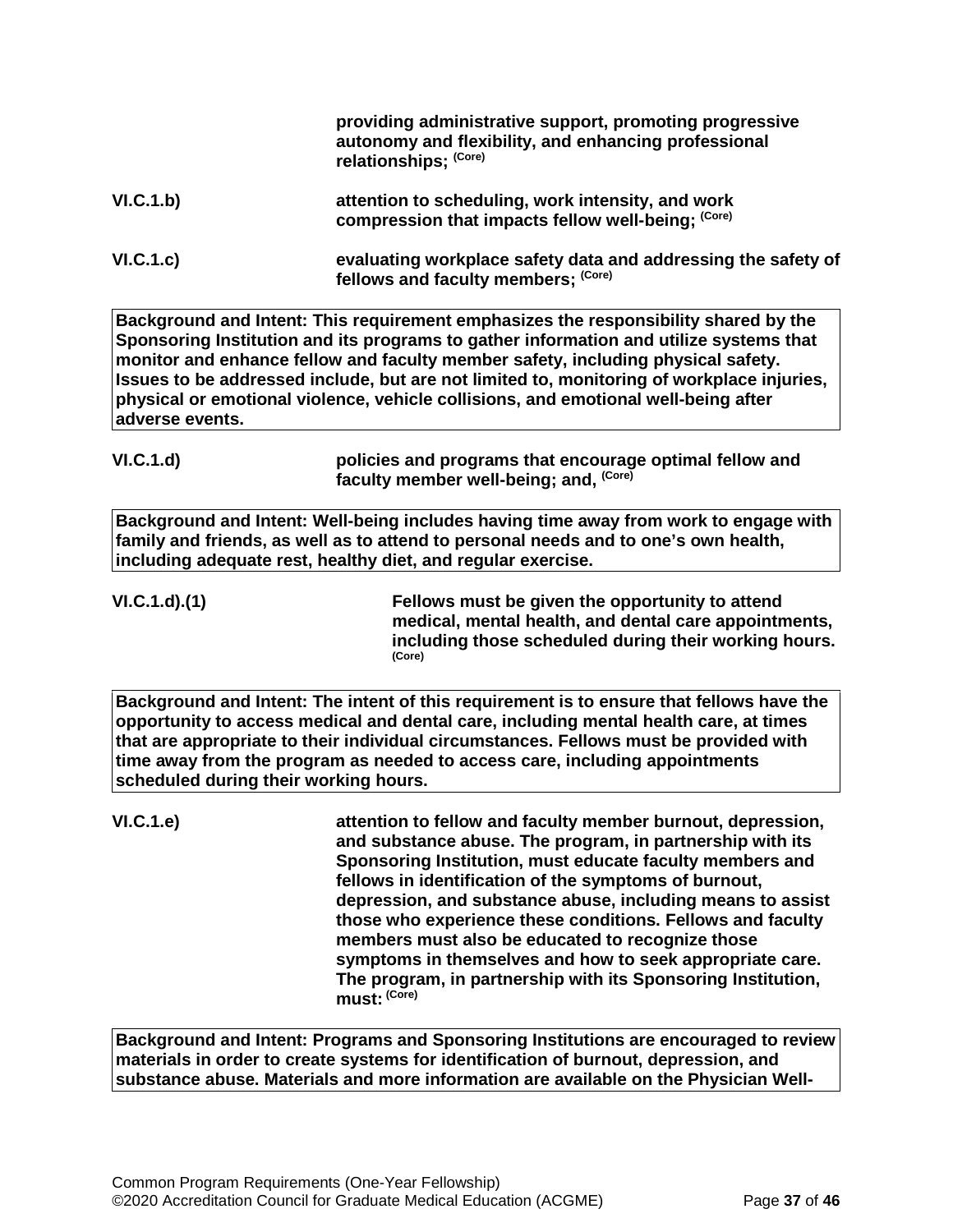**providing administrative support, promoting progressive autonomy and flexibility, and enhancing professional relationships; (Core)**

**VI.C.1.b)** **attention to scheduling, work intensity, and work compression that impacts fellow well-being; (Core)**

**VI.C.1.c)** **evaluating workplace safety data and addressing the safety of fellows and faculty members; (Core)**

| **Background and Intent: This requirement emphasizes the responsibility shared by the Sponsoring Institution and its programs to gather information and utilize systems that monitor and enhance fellow and faculty member safety, including physical safety. Issues to be addressed include, but are not limited to, monitoring of workplace injuries, physical or emotional violence, vehicle collisions, and emotional well-being after adverse events.** |
|---|

**VI.C.1.d)** **policies and programs that encourage optimal fellow and faculty member well-being; and, (Core)**

| **Background and Intent: Well-being includes having time away from work to engage with family and friends, as well as to attend to personal needs and to one's own health, including adequate rest, healthy diet, and regular exercise.** |
|---|

**VI.C.1.d).(1)** **Fellows must be given the opportunity to attend medical, mental health, and dental care appointments, including those scheduled during their working hours. (Core)**

| **Background and Intent: The intent of this requirement is to ensure that fellows have the opportunity to access medical and dental care, including mental health care, at times that are appropriate to their individual circumstances. Fellows must be provided with time away from the program as needed to access care, including appointments scheduled during their working hours.** |
|---|

**VI.C.1.e)** **attention to fellow and faculty member burnout, depression, and substance abuse. The program, in partnership with its Sponsoring Institution, must educate faculty members and fellows in identification of the symptoms of burnout, depression, and substance abuse, including means to assist those who experience these conditions. Fellows and faculty members must also be educated to recognize those symptoms in themselves and how to seek appropriate care. The program, in partnership with its Sponsoring Institution, must: (Core)**

| **Background and Intent: Programs and Sponsoring Institutions are encouraged to review materials in order to create systems for identification of burnout, depression, and substance abuse. Materials and more information are available on the Physician Well-** |
|---|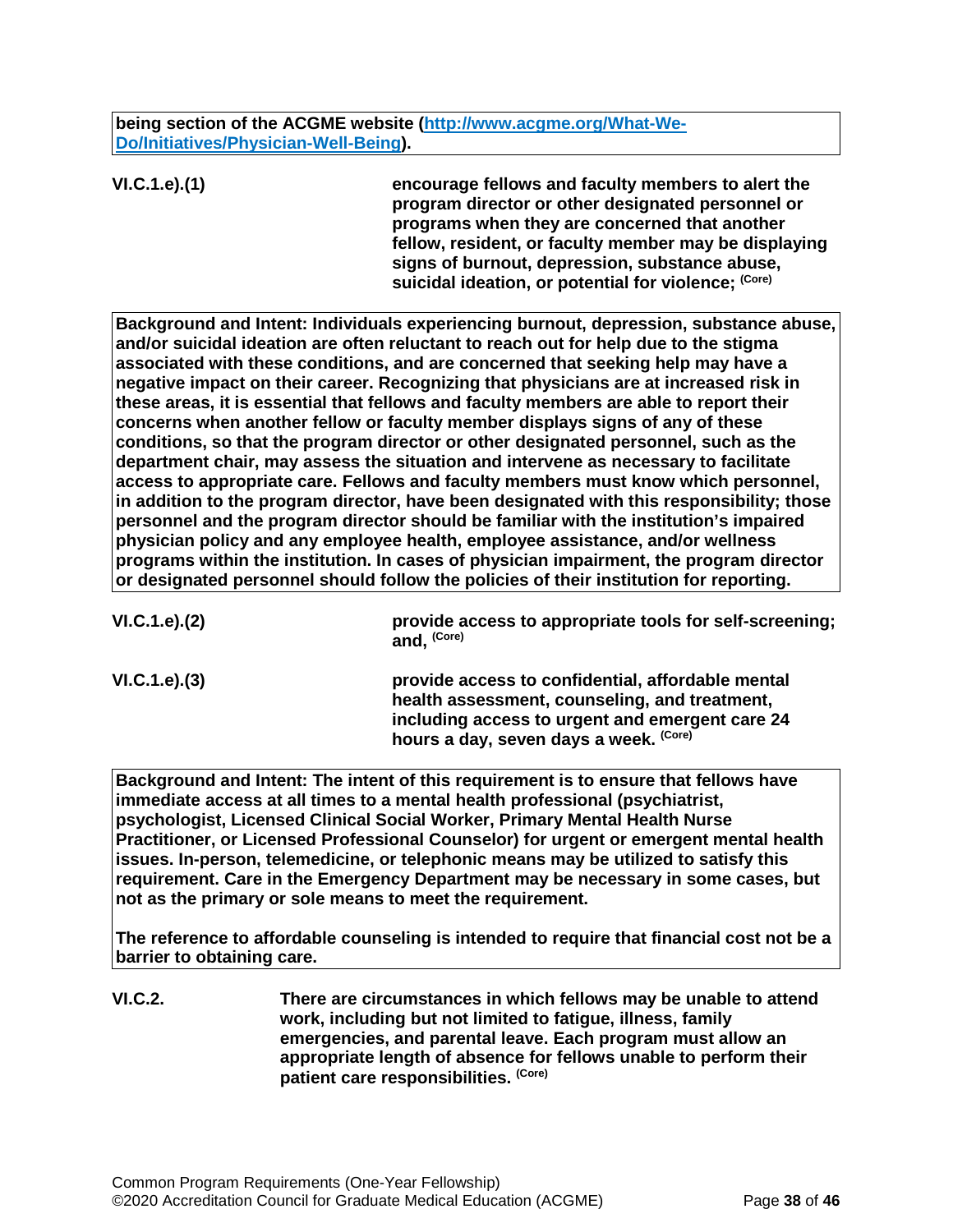**being section of the ACGME website ([http://www.acgme.org/What-We-Do/Initiatives/Physician-Well-Being](http://www.acgme.org/What-We-Do/Initiatives/Physician-Well-Being)).**

| | |
|---|---|
| **VI.C.1.e).(1)** | **encourage fellows and faculty members to alert the program director or other designated personnel or programs when they are concerned that another fellow, resident, or faculty member may be displaying signs of burnout, depression, substance abuse, suicidal ideation, or potential for violence; (Core)** |

**Background and Intent: Individuals experiencing burnout, depression, substance abuse, and/or suicidal ideation are often reluctant to reach out for help due to the stigma associated with these conditions, and are concerned that seeking help may have a negative impact on their career. Recognizing that physicians are at increased risk in these areas, it is essential that fellows and faculty members are able to report their concerns when another fellow or faculty member displays signs of any of these conditions, so that the program director or other designated personnel, such as the department chair, may assess the situation and intervene as necessary to facilitate access to appropriate care. Fellows and faculty members must know which personnel, in addition to the program director, have been designated with this responsibility; those personnel and the program director should be familiar with the institution's impaired physician policy and any employee health, employee assistance, and/or wellness programs within the institution. In cases of physician impairment, the program director or designated personnel should follow the policies of their institution for reporting.**

| | |
|---|---|
| **VI.C.1.e).(2)** | **provide access to appropriate tools for self-screening; and, (Core)** |
| **VI.C.1.e).(3)** | **provide access to confidential, affordable mental health assessment, counseling, and treatment, including access to urgent and emergent care 24 hours a day, seven days a week. (Core)** |

**Background and Intent: The intent of this requirement is to ensure that fellows have immediate access at all times to a mental health professional (psychiatrist, psychologist, Licensed Clinical Social Worker, Primary Mental Health Nurse Practitioner, or Licensed Professional Counselor) for urgent or emergent mental health issues. In-person, telemedicine, or telephonic means may be utilized to satisfy this requirement. Care in the Emergency Department may be necessary in some cases, but not as the primary or sole means to meet the requirement.**

**The reference to affordable counseling is intended to require that financial cost not be a barrier to obtaining care.**

| | |
|---|---|
| **VI.C.2.** | **There are circumstances in which fellows may be unable to attend work, including but not limited to fatigue, illness, family emergencies, and parental leave. Each program must allow an appropriate length of absence for fellows unable to perform their patient care responsibilities. (Core)** |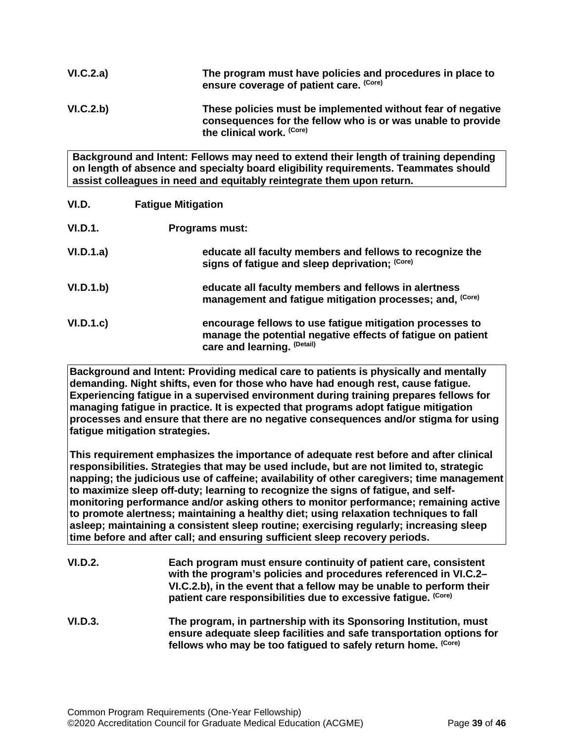**VI.C.2.a)** **The program must have policies and procedures in place to ensure coverage of patient care.** **(Core)**

**VI.C.2.b)** **These policies must be implemented without fear of negative consequences for the fellow who is or was unable to provide the clinical work.** **(Core)**

> **Background and Intent: Fellows may need to extend their length of training depending on length of absence and specialty board eligibility requirements. Teammates should assist colleagues in need and equitably reintegrate them upon return.**

**VI.D.** **Fatigue Mitigation**

**VI.D.1.** **Programs must:**

**VI.D.1.a)** **educate all faculty members and fellows to recognize the signs of fatigue and sleep deprivation;** **(Core)**

**VI.D.1.b)** **educate all faculty members and fellows in alertness management and fatigue mitigation processes; and,** **(Core)**

**VI.D.1.c)** **encourage fellows to use fatigue mitigation processes to manage the potential negative effects of fatigue on patient care and learning.** **(Detail)**

> **Background and Intent: Providing medical care to patients is physically and mentally demanding. Night shifts, even for those who have had enough rest, cause fatigue. Experiencing fatigue in a supervised environment during training prepares fellows for managing fatigue in practice. It is expected that programs adopt fatigue mitigation processes and ensure that there are no negative consequences and/or stigma for using fatigue mitigation strategies.**
>
> **This requirement emphasizes the importance of adequate rest before and after clinical responsibilities. Strategies that may be used include, but are not limited to, strategic napping; the judicious use of caffeine; availability of other caregivers; time management to maximize sleep off-duty; learning to recognize the signs of fatigue, and self-monitoring performance and/or asking others to monitor performance; remaining active to promote alertness; maintaining a healthy diet; using relaxation techniques to fall asleep; maintaining a consistent sleep routine; exercising regularly; increasing sleep time before and after call; and ensuring sufficient sleep recovery periods.**

**VI.D.2.** **Each program must ensure continuity of patient care, consistent with the program's policies and procedures referenced in VI.C.2–VI.C.2.b), in the event that a fellow may be unable to perform their patient care responsibilities due to excessive fatigue.** **(Core)**

**VI.D.3.** **The program, in partnership with its Sponsoring Institution, must ensure adequate sleep facilities and safe transportation options for fellows who may be too fatigued to safely return home.** **(Core)**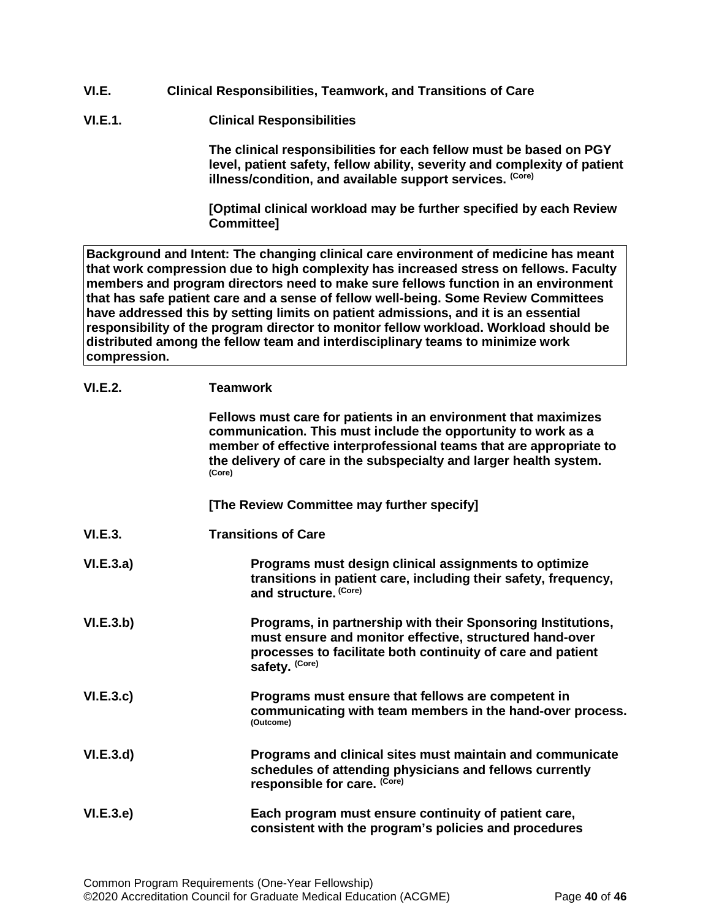**VI.E. Clinical Responsibilities, Teamwork, and Transitions of Care**

**VI.E.1. Clinical Responsibilities**

**The clinical responsibilities for each fellow must be based on PGY level, patient safety, fellow ability, severity and complexity of patient illness/condition, and available support services.** (Core)

**[Optimal clinical workload may be further specified by each Review Committee]**

> **Background and Intent: The changing clinical care environment of medicine has meant that work compression due to high complexity has increased stress on fellows. Faculty members and program directors need to make sure fellows function in an environment that has safe patient care and a sense of fellow well-being. Some Review Committees have addressed this by setting limits on patient admissions, and it is an essential responsibility of the program director to monitor fellow workload. Workload should be distributed among the fellow team and interdisciplinary teams to minimize work compression.**

**VI.E.2. Teamwork**

**Fellows must care for patients in an environment that maximizes communication. This must include the opportunity to work as a member of effective interprofessional teams that are appropriate to the delivery of care in the subspecialty and larger health system.** (Core)

**[The Review Committee may further specify]**

**VI.E.3. Transitions of Care**

**VI.E.3.a) Programs must design clinical assignments to optimize transitions in patient care, including their safety, frequency, and structure.** (Core)

**VI.E.3.b) Programs, in partnership with their Sponsoring Institutions, must ensure and monitor effective, structured hand-over processes to facilitate both continuity of care and patient safety.** (Core)

**VI.E.3.c) Programs must ensure that fellows are competent in communicating with team members in the hand-over process.** (Outcome)

**VI.E.3.d) Programs and clinical sites must maintain and communicate schedules of attending physicians and fellows currently responsible for care.** (Core)

**VI.E.3.e) Each program must ensure continuity of patient care, consistent with the program's policies and procedures**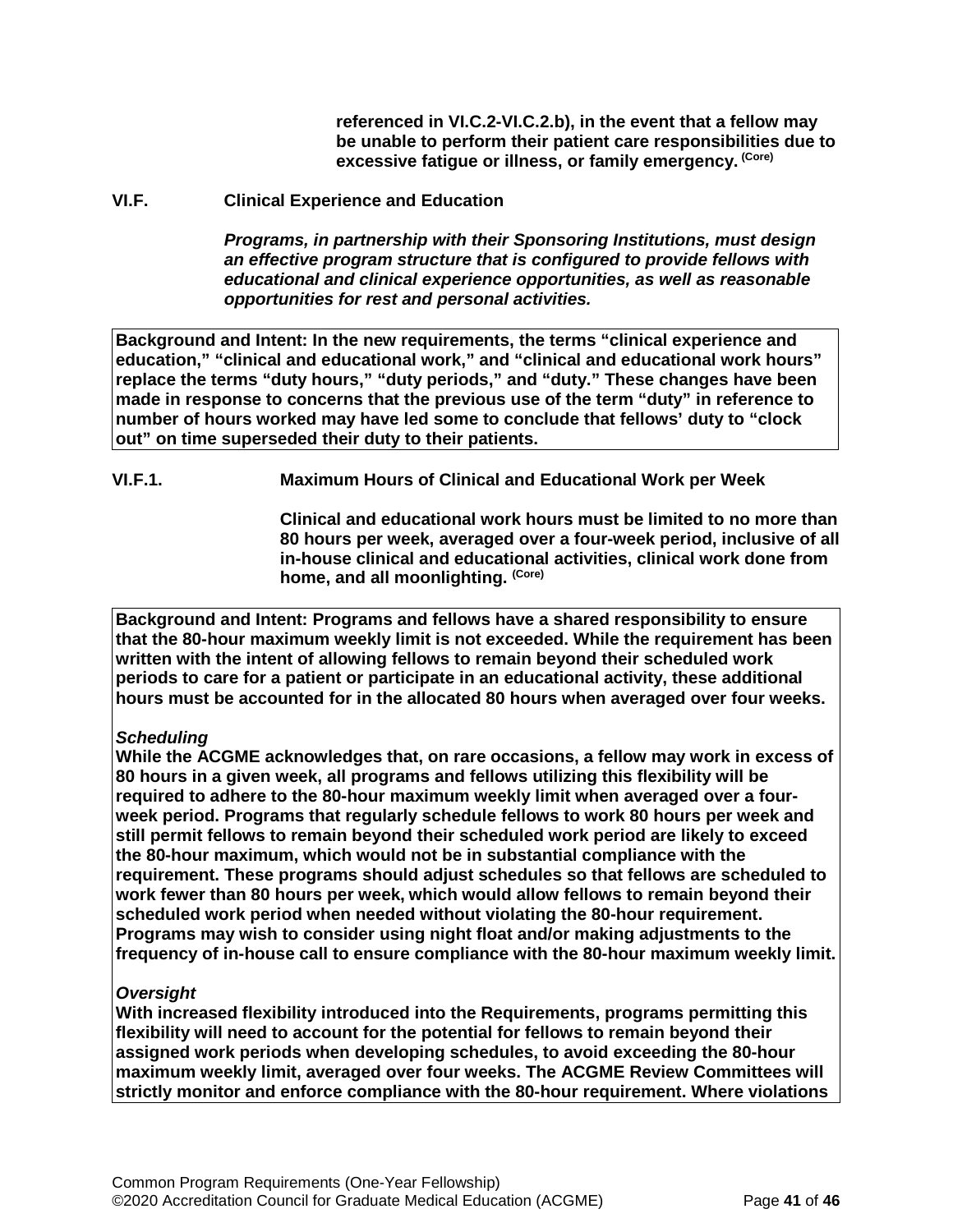**referenced in VI.C.2-VI.C.2.b), in the event that a fellow may be unable to perform their patient care responsibilities due to excessive fatigue or illness, or family emergency.** (Core)

**VI.F. Clinical Experience and Education**

***Programs, in partnership with their Sponsoring Institutions, must design an effective program structure that is configured to provide fellows with educational and clinical experience opportunities, as well as reasonable opportunities for rest and personal activities.***

**Background and Intent: In the new requirements, the terms "clinical experience and education," "clinical and educational work," and "clinical and educational work hours" replace the terms "duty hours," "duty periods," and "duty." These changes have been made in response to concerns that the previous use of the term "duty" in reference to number of hours worked may have led some to conclude that fellows' duty to "clock out" on time superseded their duty to their patients.**

**VI.F.1. Maximum Hours of Clinical and Educational Work per Week**

**Clinical and educational work hours must be limited to no more than 80 hours per week, averaged over a four-week period, inclusive of all in-house clinical and educational activities, clinical work done from home, and all moonlighting.** (Core)

**Background and Intent: Programs and fellows have a shared responsibility to ensure that the 80-hour maximum weekly limit is not exceeded. While the requirement has been written with the intent of allowing fellows to remain beyond their scheduled work periods to care for a patient or participate in an educational activity, these additional hours must be accounted for in the allocated 80 hours when averaged over four weeks.**

***Scheduling***
**While the ACGME acknowledges that, on rare occasions, a fellow may work in excess of 80 hours in a given week, all programs and fellows utilizing this flexibility will be required to adhere to the 80-hour maximum weekly limit when averaged over a four-week period. Programs that regularly schedule fellows to work 80 hours per week and still permit fellows to remain beyond their scheduled work period are likely to exceed the 80-hour maximum, which would not be in substantial compliance with the requirement. These programs should adjust schedules so that fellows are scheduled to work fewer than 80 hours per week, which would allow fellows to remain beyond their scheduled work period when needed without violating the 80-hour requirement. Programs may wish to consider using night float and/or making adjustments to the frequency of in-house call to ensure compliance with the 80-hour maximum weekly limit.**

***Oversight***
**With increased flexibility introduced into the Requirements, programs permitting this flexibility will need to account for the potential for fellows to remain beyond their assigned work periods when developing schedules, to avoid exceeding the 80-hour maximum weekly limit, averaged over four weeks. The ACGME Review Committees will strictly monitor and enforce compliance with the 80-hour requirement. Where violations**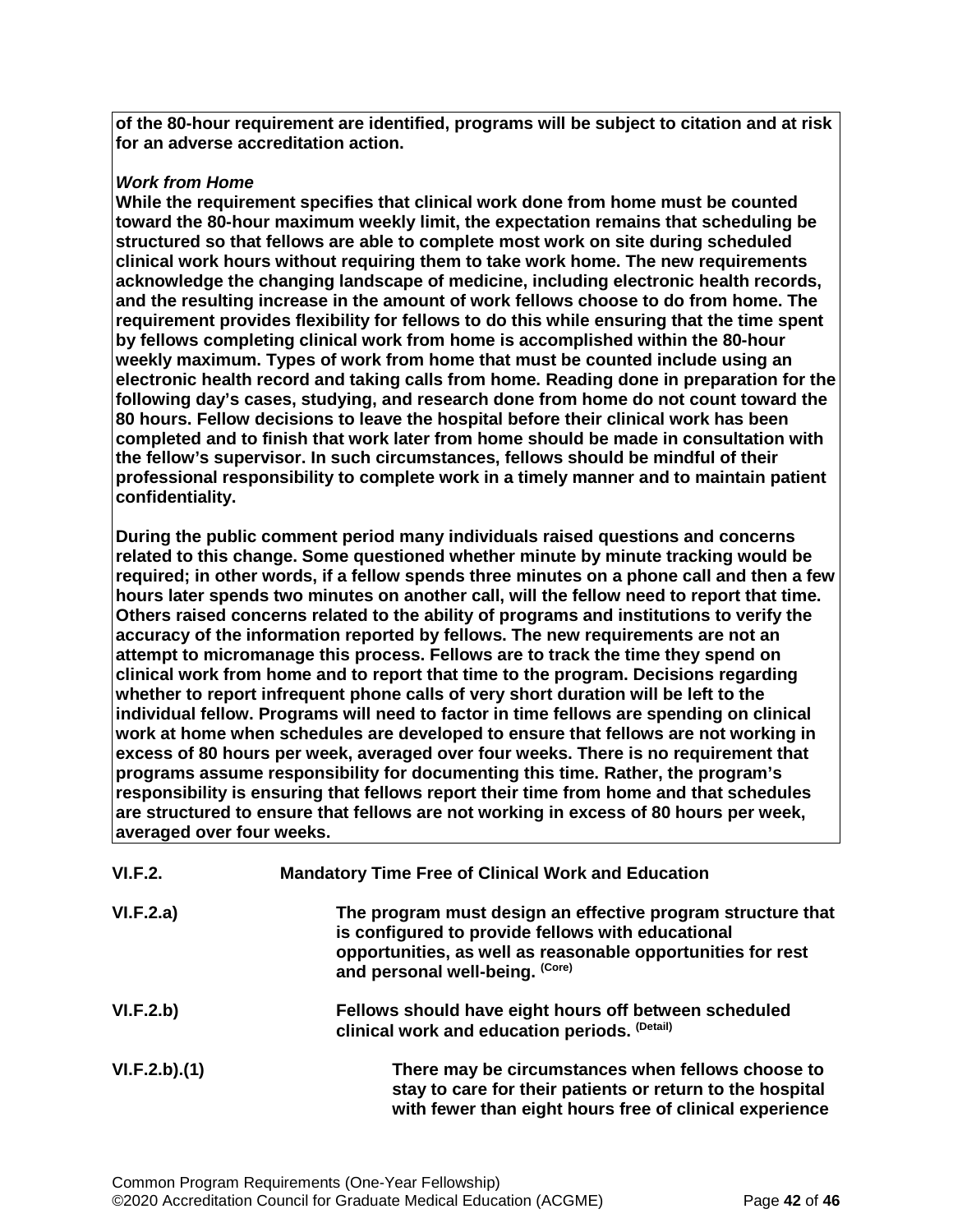**of the 80-hour requirement are identified, programs will be subject to citation and at risk for an adverse accreditation action.**

***Work from Home***

**While the requirement specifies that clinical work done from home must be counted toward the 80-hour maximum weekly limit, the expectation remains that scheduling be structured so that fellows are able to complete most work on site during scheduled clinical work hours without requiring them to take work home. The new requirements acknowledge the changing landscape of medicine, including electronic health records, and the resulting increase in the amount of work fellows choose to do from home. The requirement provides flexibility for fellows to do this while ensuring that the time spent by fellows completing clinical work from home is accomplished within the 80-hour weekly maximum. Types of work from home that must be counted include using an electronic health record and taking calls from home. Reading done in preparation for the following day's cases, studying, and research done from home do not count toward the 80 hours. Fellow decisions to leave the hospital before their clinical work has been completed and to finish that work later from home should be made in consultation with the fellow's supervisor. In such circumstances, fellows should be mindful of their professional responsibility to complete work in a timely manner and to maintain patient confidentiality.**

**During the public comment period many individuals raised questions and concerns related to this change. Some questioned whether minute by minute tracking would be required; in other words, if a fellow spends three minutes on a phone call and then a few hours later spends two minutes on another call, will the fellow need to report that time. Others raised concerns related to the ability of programs and institutions to verify the accuracy of the information reported by fellows. The new requirements are not an attempt to micromanage this process. Fellows are to track the time they spend on clinical work from home and to report that time to the program. Decisions regarding whether to report infrequent phone calls of very short duration will be left to the individual fellow. Programs will need to factor in time fellows are spending on clinical work at home when schedules are developed to ensure that fellows are not working in excess of 80 hours per week, averaged over four weeks. There is no requirement that programs assume responsibility for documenting this time. Rather, the program's responsibility is ensuring that fellows report their time from home and that schedules are structured to ensure that fellows are not working in excess of 80 hours per week, averaged over four weeks.**

**VI.F.2.** **Mandatory Time Free of Clinical Work and Education**

**VI.F.2.a)** **The program must design an effective program structure that is configured to provide fellows with educational opportunities, as well as reasonable opportunities for rest and personal well-being.** (Core)

**VI.F.2.b)** **Fellows should have eight hours off between scheduled clinical work and education periods.** (Detail)

**VI.F.2.b).(1)** **There may be circumstances when fellows choose to stay to care for their patients or return to the hospital with fewer than eight hours free of clinical experience**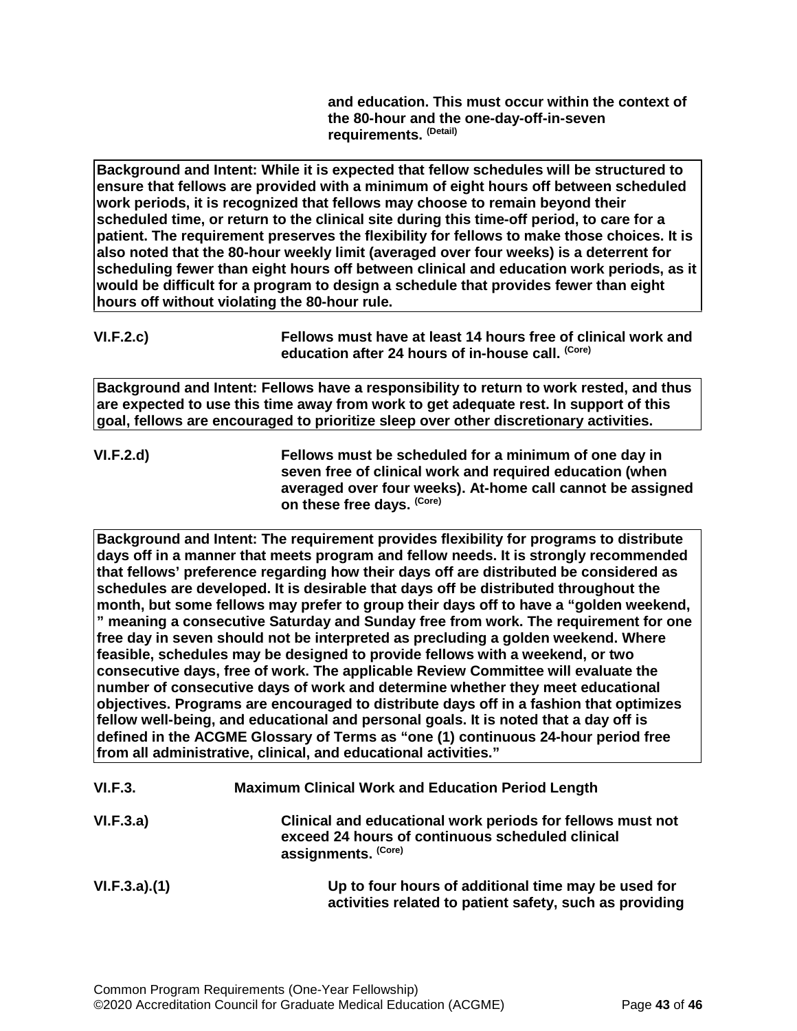**and education. This must occur within the context of the 80-hour and the one-day-off-in-seven requirements.** (Detail)

**Background and Intent: While it is expected that fellow schedules will be structured to ensure that fellows are provided with a minimum of eight hours off between scheduled work periods, it is recognized that fellows may choose to remain beyond their scheduled time, or return to the clinical site during this time-off period, to care for a patient. The requirement preserves the flexibility for fellows to make those choices. It is also noted that the 80-hour weekly limit (averaged over four weeks) is a deterrent for scheduling fewer than eight hours off between clinical and education work periods, as it would be difficult for a program to design a schedule that provides fewer than eight hours off without violating the 80-hour rule.**

**VI.F.2.c)** **Fellows must have at least 14 hours free of clinical work and education after 24 hours of in-house call.** (Core)

**Background and Intent: Fellows have a responsibility to return to work rested, and thus are expected to use this time away from work to get adequate rest. In support of this goal, fellows are encouraged to prioritize sleep over other discretionary activities.**

**VI.F.2.d)** **Fellows must be scheduled for a minimum of one day in seven free of clinical work and required education (when averaged over four weeks). At-home call cannot be assigned on these free days.** (Core)

**Background and Intent: The requirement provides flexibility for programs to distribute days off in a manner that meets program and fellow needs. It is strongly recommended that fellows' preference regarding how their days off are distributed be considered as schedules are developed. It is desirable that days off be distributed throughout the month, but some fellows may prefer to group their days off to have a "golden weekend, " meaning a consecutive Saturday and Sunday free from work. The requirement for one free day in seven should not be interpreted as precluding a golden weekend. Where feasible, schedules may be designed to provide fellows with a weekend, or two consecutive days, free of work. The applicable Review Committee will evaluate the number of consecutive days of work and determine whether they meet educational objectives. Programs are encouraged to distribute days off in a fashion that optimizes fellow well-being, and educational and personal goals. It is noted that a day off is defined in the ACGME Glossary of Terms as "one (1) continuous 24-hour period free from all administrative, clinical, and educational activities."**

**VI.F.3.** **Maximum Clinical Work and Education Period Length**

**VI.F.3.a)** **Clinical and educational work periods for fellows must not exceed 24 hours of continuous scheduled clinical assignments.** (Core)

**VI.F.3.a).(1)** **Up to four hours of additional time may be used for activities related to patient safety, such as providing**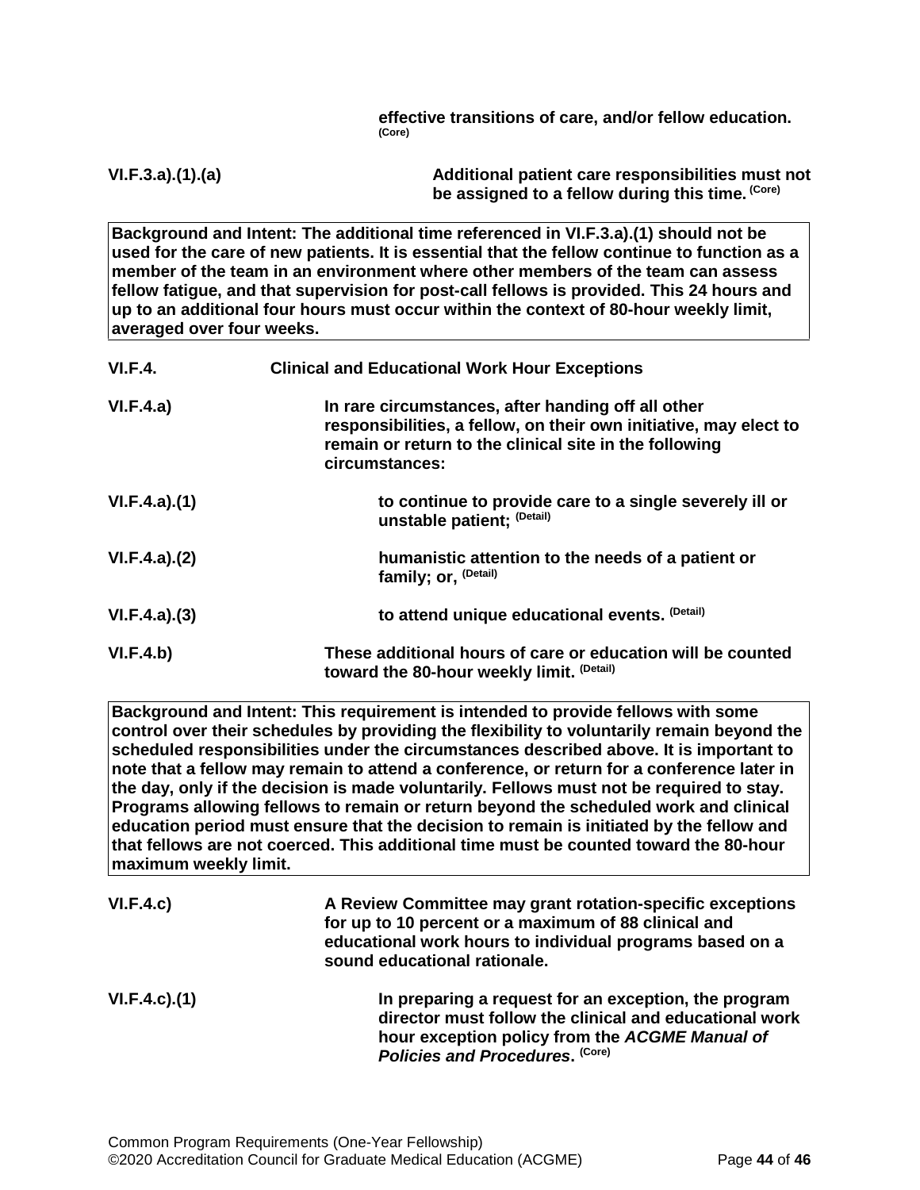**effective transitions of care, and/or fellow education.** (Core)

**VI.F.3.a).(1).(a)** **Additional patient care responsibilities must not be assigned to a fellow during this time.** (Core)

**Background and Intent: The additional time referenced in VI.F.3.a).(1) should not be used for the care of new patients. It is essential that the fellow continue to function as a member of the team in an environment where other members of the team can assess fellow fatigue, and that supervision for post-call fellows is provided. This 24 hours and up to an additional four hours must occur within the context of 80-hour weekly limit, averaged over four weeks.**

**VI.F.4.** **Clinical and Educational Work Hour Exceptions**

**VI.F.4.a)** **In rare circumstances, after handing off all other responsibilities, a fellow, on their own initiative, may elect to remain or return to the clinical site in the following circumstances:**

**VI.F.4.a).(1)** **to continue to provide care to a single severely ill or unstable patient;** (Detail)

**VI.F.4.a).(2)** **humanistic attention to the needs of a patient or family; or,** (Detail)

**VI.F.4.a).(3)** **to attend unique educational events.** (Detail)

**VI.F.4.b)** **These additional hours of care or education will be counted toward the 80-hour weekly limit.** (Detail)

**Background and Intent: This requirement is intended to provide fellows with some control over their schedules by providing the flexibility to voluntarily remain beyond the scheduled responsibilities under the circumstances described above. It is important to note that a fellow may remain to attend a conference, or return for a conference later in the day, only if the decision is made voluntarily. Fellows must not be required to stay. Programs allowing fellows to remain or return beyond the scheduled work and clinical education period must ensure that the decision to remain is initiated by the fellow and that fellows are not coerced. This additional time must be counted toward the 80-hour maximum weekly limit.**

**VI.F.4.c)** **A Review Committee may grant rotation-specific exceptions for up to 10 percent or a maximum of 88 clinical and educational work hours to individual programs based on a sound educational rationale.**

**VI.F.4.c).(1)** **In preparing a request for an exception, the program director must follow the clinical and educational work hour exception policy from the *ACGME Manual of Policies and Procedures*.** (Core)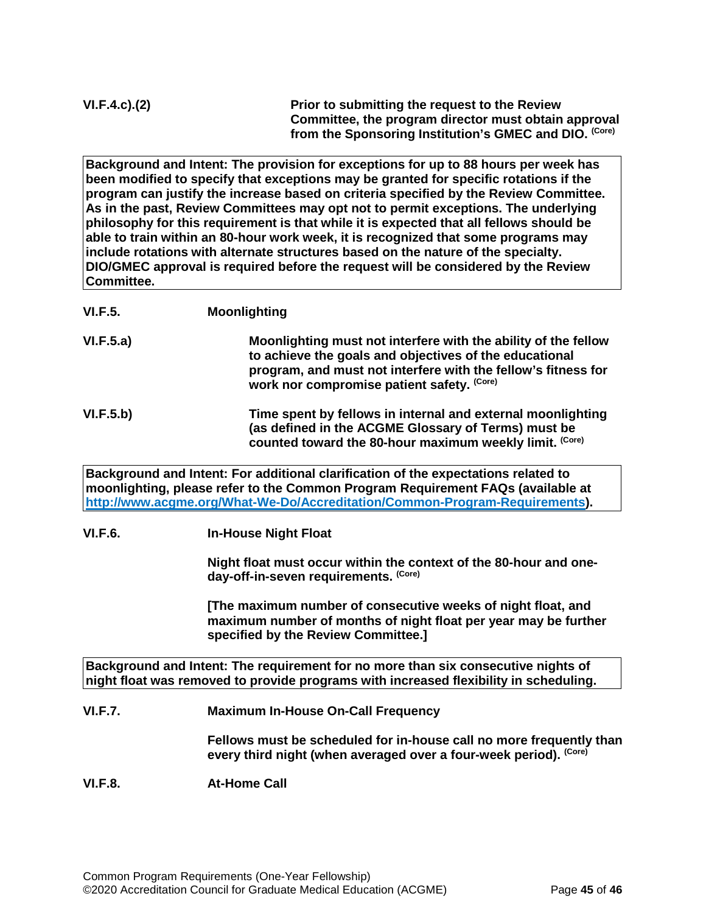**VI.F.4.c).(2)** **Prior to submitting the request to the Review Committee, the program director must obtain approval from the Sponsoring Institution's GMEC and DIO.** (Core)

> **Background and Intent: The provision for exceptions for up to 88 hours per week has been modified to specify that exceptions may be granted for specific rotations if the program can justify the increase based on criteria specified by the Review Committee. As in the past, Review Committees may opt not to permit exceptions. The underlying philosophy for this requirement is that while it is expected that all fellows should be able to train within an 80-hour work week, it is recognized that some programs may include rotations with alternate structures based on the nature of the specialty. DIO/GMEC approval is required before the request will be considered by the Review Committee.**

**VI.F.5.** **Moonlighting**

**VI.F.5.a)** **Moonlighting must not interfere with the ability of the fellow to achieve the goals and objectives of the educational program, and must not interfere with the fellow's fitness for work nor compromise patient safety.** (Core)

**VI.F.5.b)** **Time spent by fellows in internal and external moonlighting (as defined in the ACGME Glossary of Terms) must be counted toward the 80-hour maximum weekly limit.** (Core)

> **Background and Intent: For additional clarification of the expectations related to moonlighting, please refer to the Common Program Requirement FAQs (available at [http://www.acgme.org/What-We-Do/Accreditation/Common-Program-Requirements](http://www.acgme.org/What-We-Do/Accreditation/Common-Program-Requirements)).**

**VI.F.6.** **In-House Night Float**

**Night float must occur within the context of the 80-hour and one-day-off-in-seven requirements.** (Core)

**[The maximum number of consecutive weeks of night float, and maximum number of months of night float per year may be further specified by the Review Committee.]**

> **Background and Intent: The requirement for no more than six consecutive nights of night float was removed to provide programs with increased flexibility in scheduling.**

**VI.F.7.** **Maximum In-House On-Call Frequency**

**Fellows must be scheduled for in-house call no more frequently than every third night (when averaged over a four-week period).** (Core)

**VI.F.8.** **At-Home Call**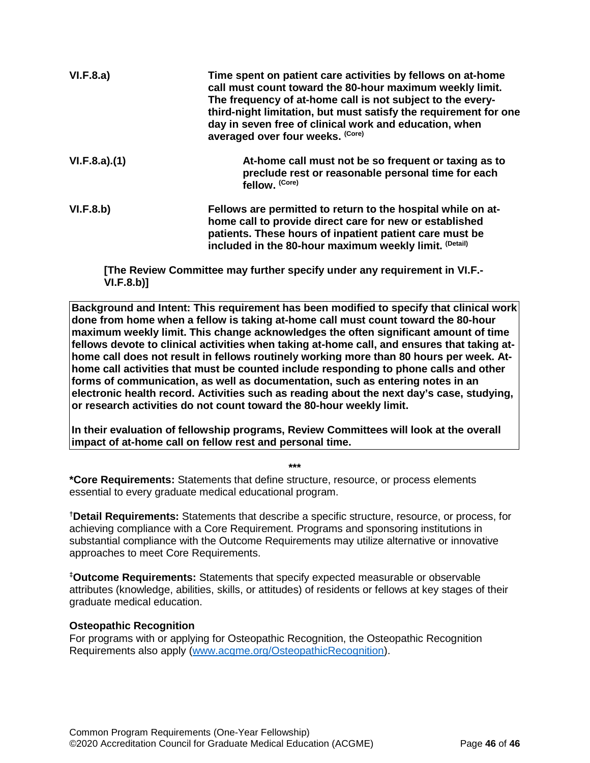VI.F.8.a) **Time spent on patient care activities by fellows on at-home call must count toward the 80-hour maximum weekly limit. The frequency of at-home call is not subject to the every-third-night limitation, but must satisfy the requirement for one day in seven free of clinical work and education, when averaged over four weeks.** (Core)

VI.F.8.a).(1) **At-home call must not be so frequent or taxing as to preclude rest or reasonable personal time for each fellow.** (Core)

VI.F.8.b) **Fellows are permitted to return to the hospital while on at-home call to provide direct care for new or established patients. These hours of inpatient patient care must be included in the 80-hour maximum weekly limit.** (Detail)

**[The Review Committee may further specify under any requirement in VI.F.-VI.F.8.b)]**

**Background and Intent: This requirement has been modified to specify that clinical work done from home when a fellow is taking at-home call must count toward the 80-hour maximum weekly limit. This change acknowledges the often significant amount of time fellows devote to clinical activities when taking at-home call, and ensures that taking at-home call does not result in fellows routinely working more than 80 hours per week. At-home call activities that must be counted include responding to phone calls and other forms of communication, as well as documentation, such as entering notes in an electronic health record. Activities such as reading about the next day's case, studying, or research activities do not count toward the 80-hour weekly limit.**

**In their evaluation of fellowship programs, Review Committees will look at the overall impact of at-home call on fellow rest and personal time.**

***

***Core Requirements:** Statements that define structure, resource, or process elements essential to every graduate medical educational program.

†**Detail Requirements:** Statements that describe a specific structure, resource, or process, for achieving compliance with a Core Requirement. Programs and sponsoring institutions in substantial compliance with the Outcome Requirements may utilize alternative or innovative approaches to meet Core Requirements.

‡**Outcome Requirements:** Statements that specify expected measurable or observable attributes (knowledge, abilities, skills, or attitudes) of residents or fellows at key stages of their graduate medical education.

**Osteopathic Recognition**
For programs with or applying for Osteopathic Recognition, the Osteopathic Recognition Requirements also apply (www.acgme.org/OsteopathicRecognition).